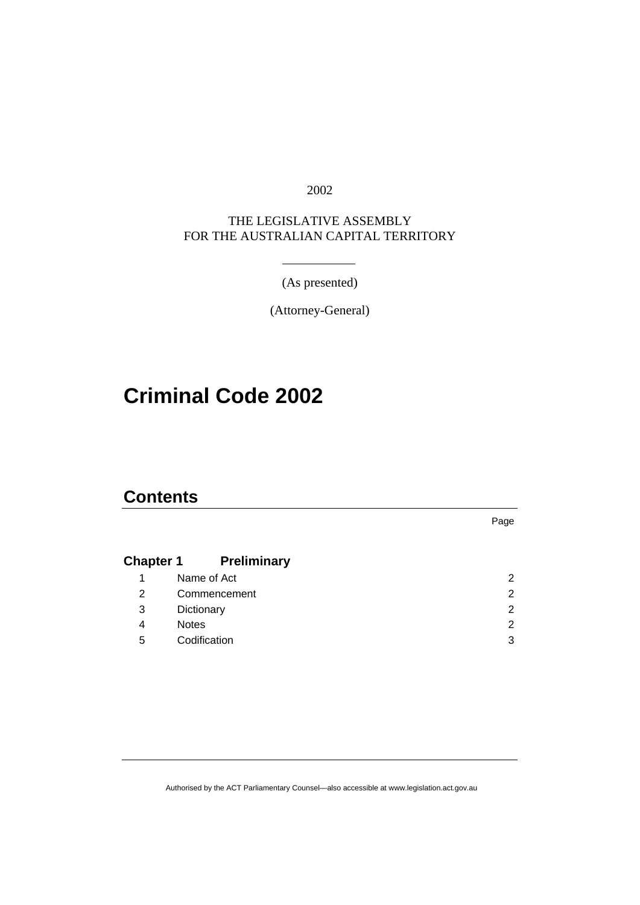2002

THE LEGISLATIVE ASSEMBLY
FOR THE AUSTRALIAN CAPITAL TERRITORY

(As presented)

(Attorney-General)

# Criminal Code 2002

## Contents

| | | Page |
|---|---|---|
| **Chapter 1** | **Preliminary** | |
| 1 | Name of Act | 2 |
| 2 | Commencement | 2 |
| 3 | Dictionary | 2 |
| 4 | Notes | 2 |
| 5 | Codification | 3 |

Authorised by the ACT Parliamentary Counsel—also accessible at www.legislation.act.gov.au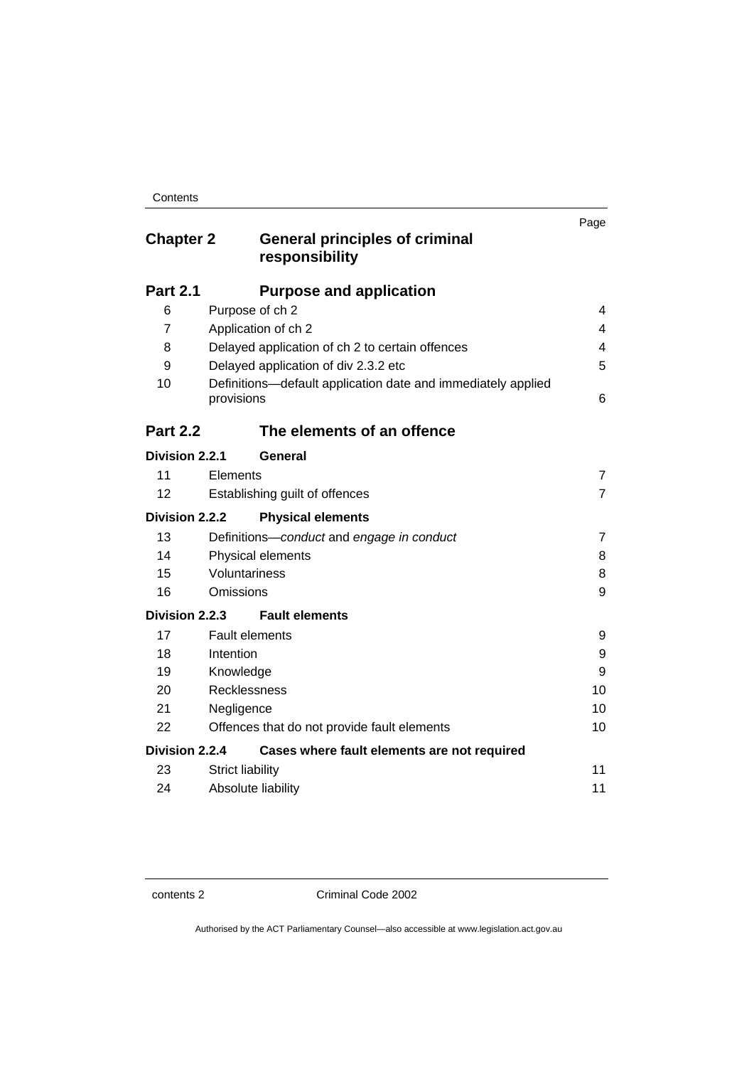| | | Page |
|---|---|---|
| **Chapter 2** | **General principles of criminal responsibility** | |
| **Part 2.1** | **Purpose and application** | |
| 6 | Purpose of ch 2 | 4 |
| 7 | Application of ch 2 | 4 |
| 8 | Delayed application of ch 2 to certain offences | 4 |
| 9 | Delayed application of div 2.3.2 etc | 5 |
| 10 | Definitions—default application date and immediately applied provisions | 6 |
| **Part 2.2** | **The elements of an offence** | |
| **Division 2.2.1** | **General** | |
| 11 | Elements | 7 |
| 12 | Establishing guilt of offences | 7 |
| **Division 2.2.2** | **Physical elements** | |
| 13 | Definitions—*conduct* and *engage in conduct* | 7 |
| 14 | Physical elements | 8 |
| 15 | Voluntariness | 8 |
| 16 | Omissions | 9 |
| **Division 2.2.3** | **Fault elements** | |
| 17 | Fault elements | 9 |
| 18 | Intention | 9 |
| 19 | Knowledge | 9 |
| 20 | Recklessness | 10 |
| 21 | Negligence | 10 |
| 22 | Offences that do not provide fault elements | 10 |
| **Division 2.2.4** | **Cases where fault elements are not required** | |
| 23 | Strict liability | 11 |
| 24 | Absolute liability | 11 |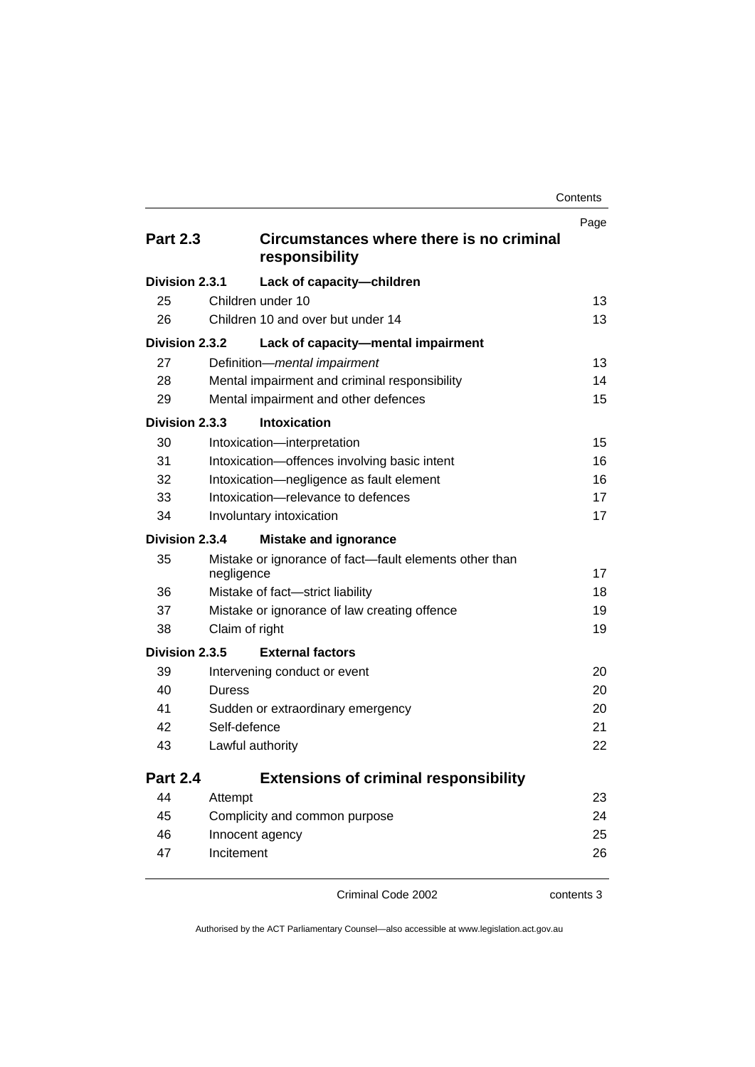| | | Page |
|---|---|---|
| **Part 2.3** | **Circumstances where there is no criminal responsibility** | |
| **Division 2.3.1** | **Lack of capacity—children** | |
| 25 | Children under 10 | 13 |
| 26 | Children 10 and over but under 14 | 13 |
| **Division 2.3.2** | **Lack of capacity—mental impairment** | |
| 27 | Definition—*mental impairment* | 13 |
| 28 | Mental impairment and criminal responsibility | 14 |
| 29 | Mental impairment and other defences | 15 |
| **Division 2.3.3** | **Intoxication** | |
| 30 | Intoxication—interpretation | 15 |
| 31 | Intoxication—offences involving basic intent | 16 |
| 32 | Intoxication—negligence as fault element | 16 |
| 33 | Intoxication—relevance to defences | 17 |
| 34 | Involuntary intoxication | 17 |
| **Division 2.3.4** | **Mistake and ignorance** | |
| 35 | Mistake or ignorance of fact—fault elements other than negligence | 17 |
| 36 | Mistake of fact—strict liability | 18 |
| 37 | Mistake or ignorance of law creating offence | 19 |
| 38 | Claim of right | 19 |
| **Division 2.3.5** | **External factors** | |
| 39 | Intervening conduct or event | 20 |
| 40 | Duress | 20 |
| 41 | Sudden or extraordinary emergency | 20 |
| 42 | Self-defence | 21 |
| 43 | Lawful authority | 22 |
| **Part 2.4** | **Extensions of criminal responsibility** | |
| 44 | Attempt | 23 |
| 45 | Complicity and common purpose | 24 |
| 46 | Innocent agency | 25 |
| 47 | Incitement | 26 |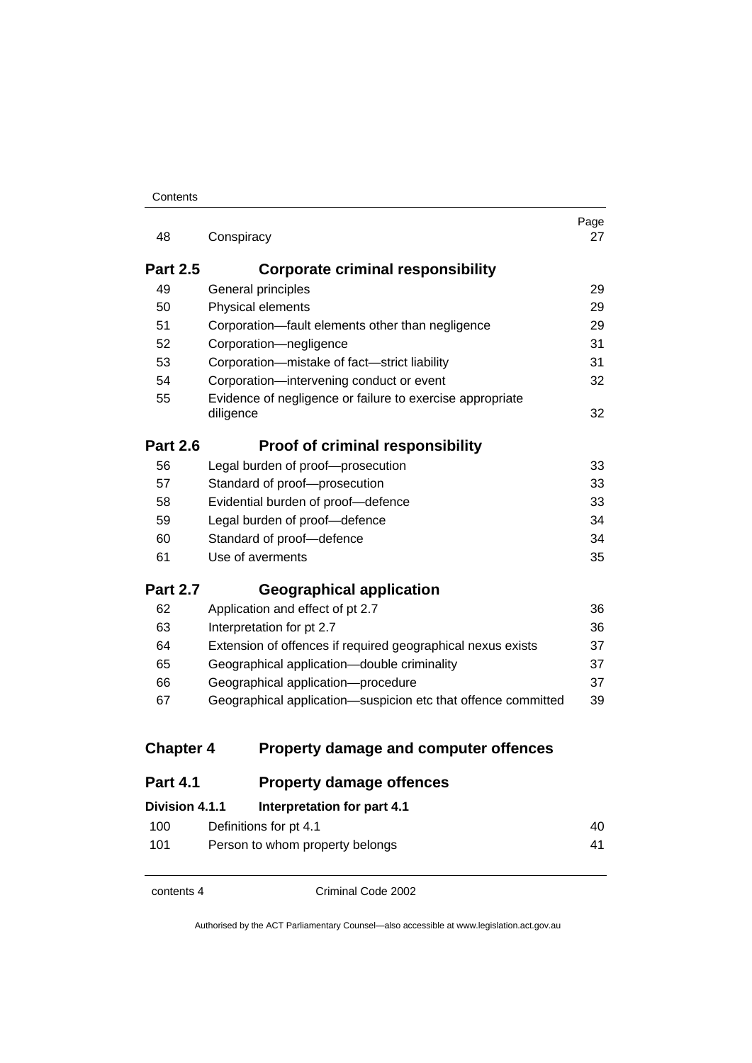| | | Page |
|---|---|---|
| 48 | Conspiracy | 27 |

## Part 2.5 Corporate criminal responsibility

| | | |
|---|---|---|
| 49 | General principles | 29 |
| 50 | Physical elements | 29 |
| 51 | Corporation—fault elements other than negligence | 29 |
| 52 | Corporation—negligence | 31 |
| 53 | Corporation—mistake of fact—strict liability | 31 |
| 54 | Corporation—intervening conduct or event | 32 |
| 55 | Evidence of negligence or failure to exercise appropriate diligence | 32 |

## Part 2.6 Proof of criminal responsibility

| | | |
|---|---|---|
| 56 | Legal burden of proof—prosecution | 33 |
| 57 | Standard of proof—prosecution | 33 |
| 58 | Evidential burden of proof—defence | 33 |
| 59 | Legal burden of proof—defence | 34 |
| 60 | Standard of proof—defence | 34 |
| 61 | Use of averments | 35 |

## Part 2.7 Geographical application

| | | |
|---|---|---|
| 62 | Application and effect of pt 2.7 | 36 |
| 63 | Interpretation for pt 2.7 | 36 |
| 64 | Extension of offences if required geographical nexus exists | 37 |
| 65 | Geographical application—double criminality | 37 |
| 66 | Geographical application—procedure | 37 |
| 67 | Geographical application—suspicion etc that offence committed | 39 |

# Chapter 4 Property damage and computer offences

## Part 4.1 Property damage offences

### Division 4.1.1 Interpretation for part 4.1

| | | |
|---|---|---|
| 100 | Definitions for pt 4.1 | 40 |
| 101 | Person to whom property belongs | 41 |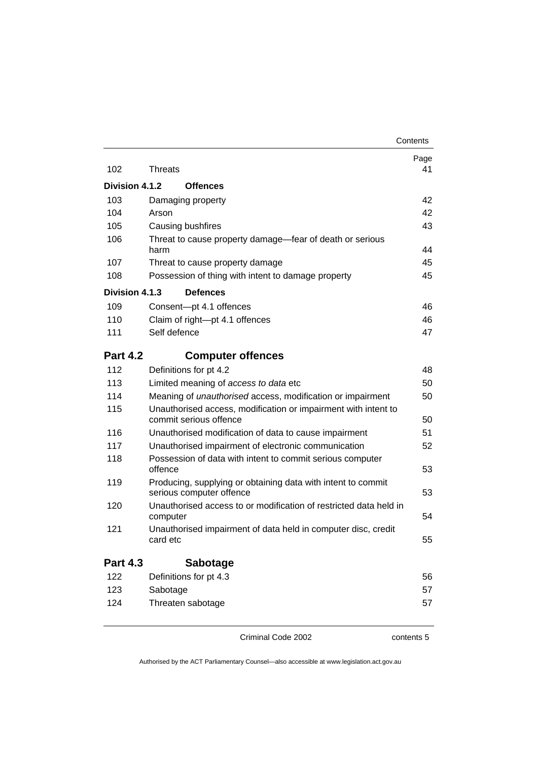| | | Page |
|---|---|---|
| 102 | Threats | 41 |
| **Division 4.1.2** | **Offences** | |
| 103 | Damaging property | 42 |
| 104 | Arson | 42 |
| 105 | Causing bushfires | 43 |
| 106 | Threat to cause property damage—fear of death or serious harm | 44 |
| 107 | Threat to cause property damage | 45 |
| 108 | Possession of thing with intent to damage property | 45 |
| **Division 4.1.3** | **Defences** | |
| 109 | Consent—pt 4.1 offences | 46 |
| 110 | Claim of right—pt 4.1 offences | 46 |
| 111 | Self defence | 47 |
| **Part 4.2** | **Computer offences** | |
| 112 | Definitions for pt 4.2 | 48 |
| 113 | Limited meaning of *access to data* etc | 50 |
| 114 | Meaning of *unauthorised* access, modification or impairment | 50 |
| 115 | Unauthorised access, modification or impairment with intent to commit serious offence | 50 |
| 116 | Unauthorised modification of data to cause impairment | 51 |
| 117 | Unauthorised impairment of electronic communication | 52 |
| 118 | Possession of data with intent to commit serious computer offence | 53 |
| 119 | Producing, supplying or obtaining data with intent to commit serious computer offence | 53 |
| 120 | Unauthorised access to or modification of restricted data held in computer | 54 |
| 121 | Unauthorised impairment of data held in computer disc, credit card etc | 55 |
| **Part 4.3** | **Sabotage** | |
| 122 | Definitions for pt 4.3 | 56 |
| 123 | Sabotage | 57 |
| 124 | Threaten sabotage | 57 |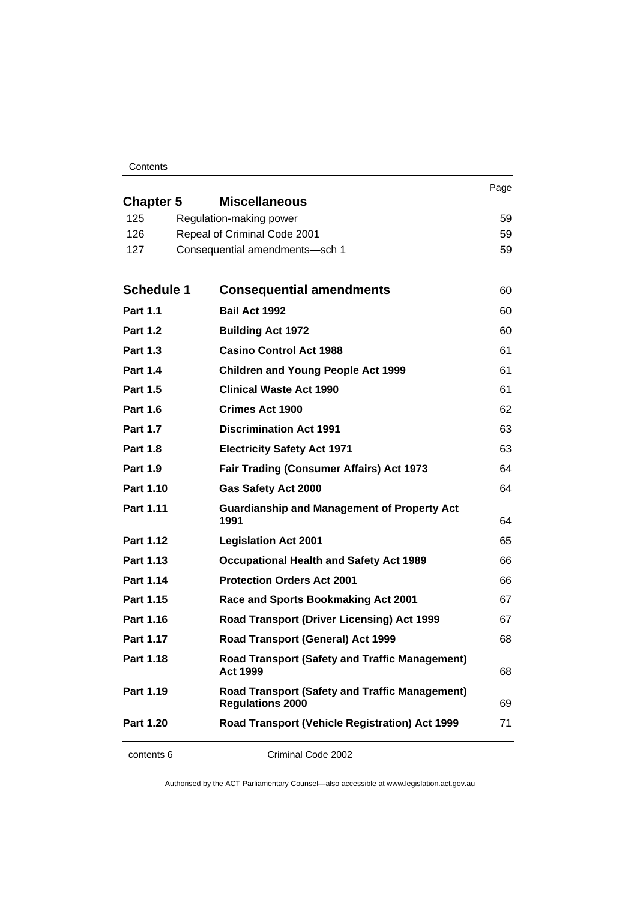| | | Page |
|---|---|---|
| **Chapter 5** | **Miscellaneous** | |
| 125 | Regulation-making power | 59 |
| 126 | Repeal of Criminal Code 2001 | 59 |
| 127 | Consequential amendments—sch 1 | 59 |
| **Schedule 1** | **Consequential amendments** | 60 |
| **Part 1.1** | **Bail Act 1992** | 60 |
| **Part 1.2** | **Building Act 1972** | 60 |
| **Part 1.3** | **Casino Control Act 1988** | 61 |
| **Part 1.4** | **Children and Young People Act 1999** | 61 |
| **Part 1.5** | **Clinical Waste Act 1990** | 61 |
| **Part 1.6** | **Crimes Act 1900** | 62 |
| **Part 1.7** | **Discrimination Act 1991** | 63 |
| **Part 1.8** | **Electricity Safety Act 1971** | 63 |
| **Part 1.9** | **Fair Trading (Consumer Affairs) Act 1973** | 64 |
| **Part 1.10** | **Gas Safety Act 2000** | 64 |
| **Part 1.11** | **Guardianship and Management of Property Act 1991** | 64 |
| **Part 1.12** | **Legislation Act 2001** | 65 |
| **Part 1.13** | **Occupational Health and Safety Act 1989** | 66 |
| **Part 1.14** | **Protection Orders Act 2001** | 66 |
| **Part 1.15** | **Race and Sports Bookmaking Act 2001** | 67 |
| **Part 1.16** | **Road Transport (Driver Licensing) Act 1999** | 67 |
| **Part 1.17** | **Road Transport (General) Act 1999** | 68 |
| **Part 1.18** | **Road Transport (Safety and Traffic Management) Act 1999** | 68 |
| **Part 1.19** | **Road Transport (Safety and Traffic Management) Regulations 2000** | 69 |
| **Part 1.20** | **Road Transport (Vehicle Registration) Act 1999** | 71 |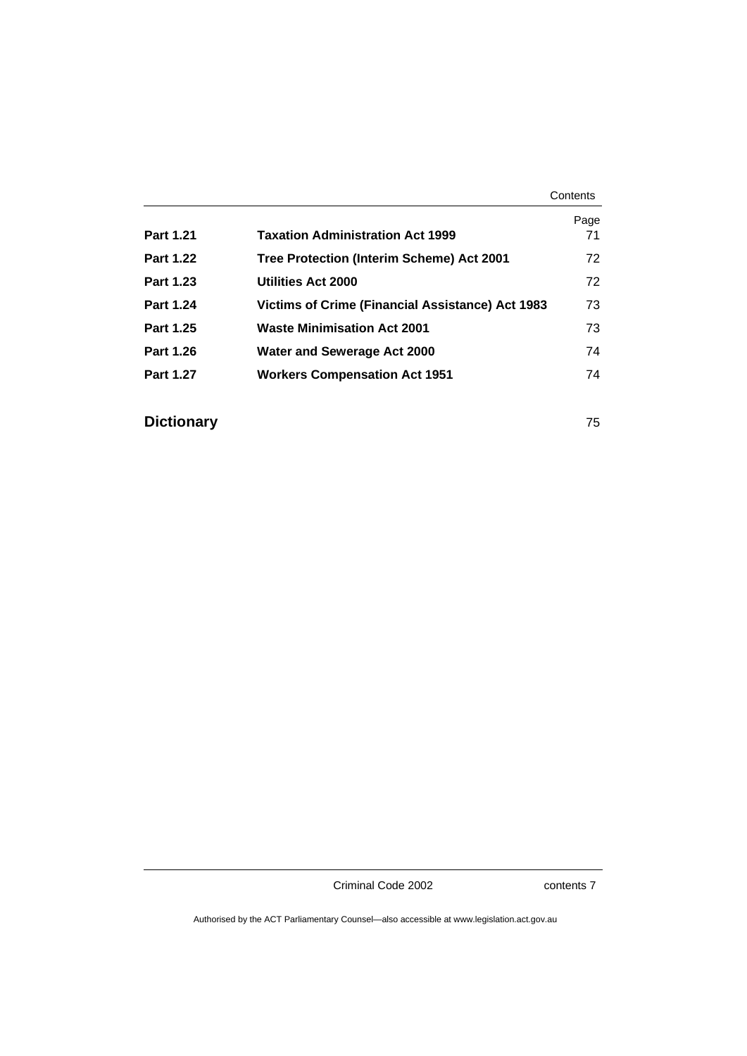| | | Page |
|---|---|---|
| **Part 1.21** | **Taxation Administration Act 1999** | 71 |
| **Part 1.22** | **Tree Protection (Interim Scheme) Act 2001** | 72 |
| **Part 1.23** | **Utilities Act 2000** | 72 |
| **Part 1.24** | **Victims of Crime (Financial Assistance) Act 1983** | 73 |
| **Part 1.25** | **Waste Minimisation Act 2001** | 73 |
| **Part 1.26** | **Water and Sewerage Act 2000** | 74 |
| **Part 1.27** | **Workers Compensation Act 1951** | 74 |

| | |
|---|---|
| **Dictionary** | 75 |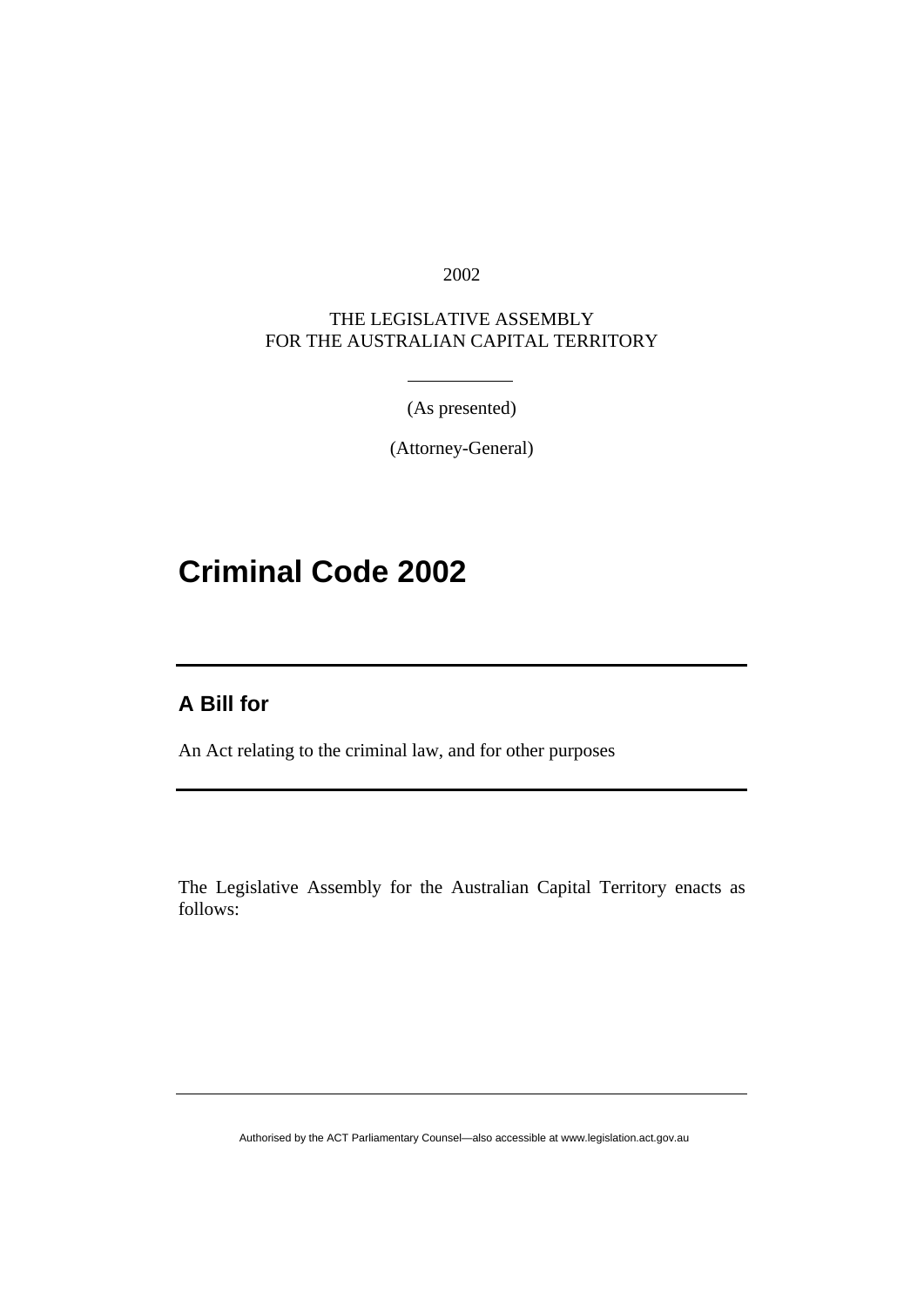2002

THE LEGISLATIVE ASSEMBLY
FOR THE AUSTRALIAN CAPITAL TERRITORY

(As presented)

(Attorney-General)

# Criminal Code 2002

## A Bill for

An Act relating to the criminal law, and for other purposes

The Legislative Assembly for the Australian Capital Territory enacts as follows: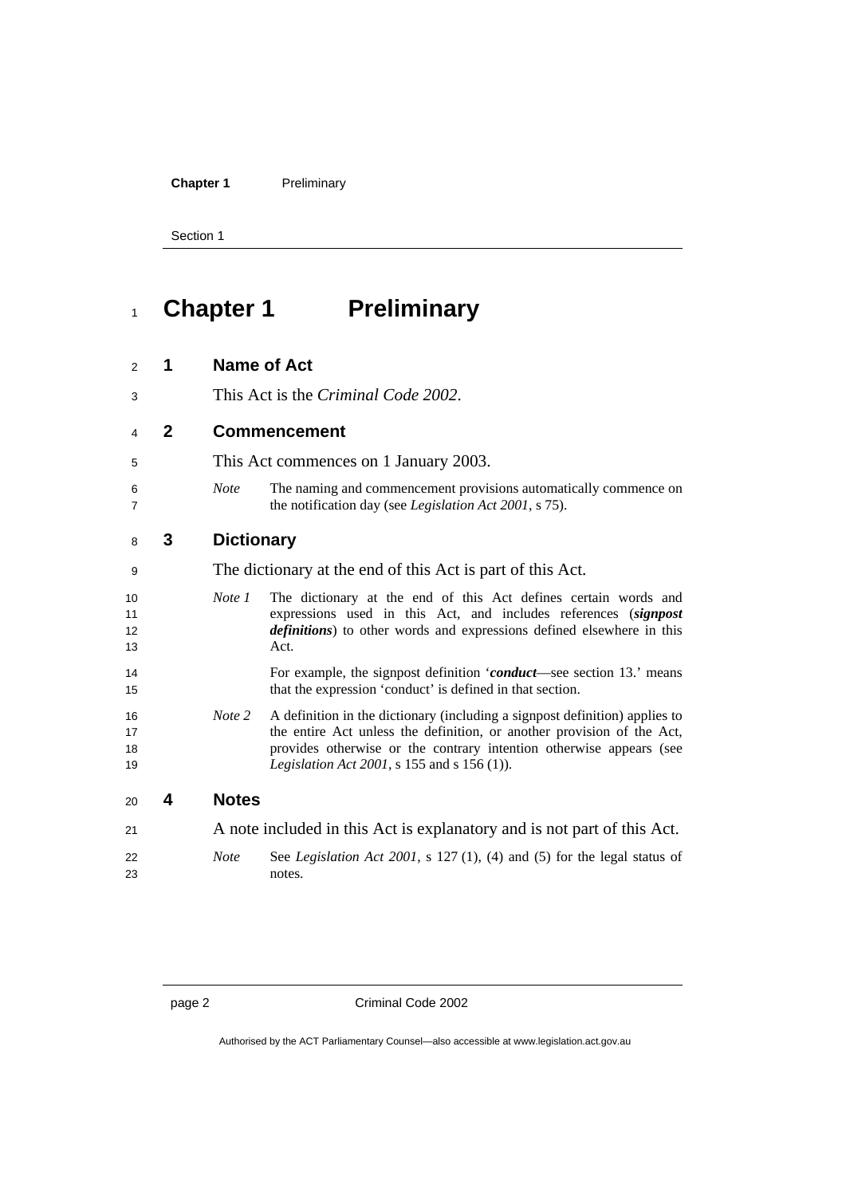# Chapter 1 Preliminary

## 1 Name of Act

This Act is the *Criminal Code 2002*.

## 2 Commencement

This Act commences on 1 January 2003.

*Note* The naming and commencement provisions automatically commence on the notification day (see *Legislation Act 2001*, s 75).

## 3 Dictionary

The dictionary at the end of this Act is part of this Act.

*Note 1* The dictionary at the end of this Act defines certain words and expressions used in this Act, and includes references (***signpost definitions***) to other words and expressions defined elsewhere in this Act.

For example, the signpost definition '***conduct***—see section 13.' means that the expression 'conduct' is defined in that section.

*Note 2* A definition in the dictionary (including a signpost definition) applies to the entire Act unless the definition, or another provision of the Act, provides otherwise or the contrary intention otherwise appears (see *Legislation Act 2001*, s 155 and s 156 (1)).

## 4 Notes

A note included in this Act is explanatory and is not part of this Act.

*Note* See *Legislation Act 2001*, s 127 (1), (4) and (5) for the legal status of notes.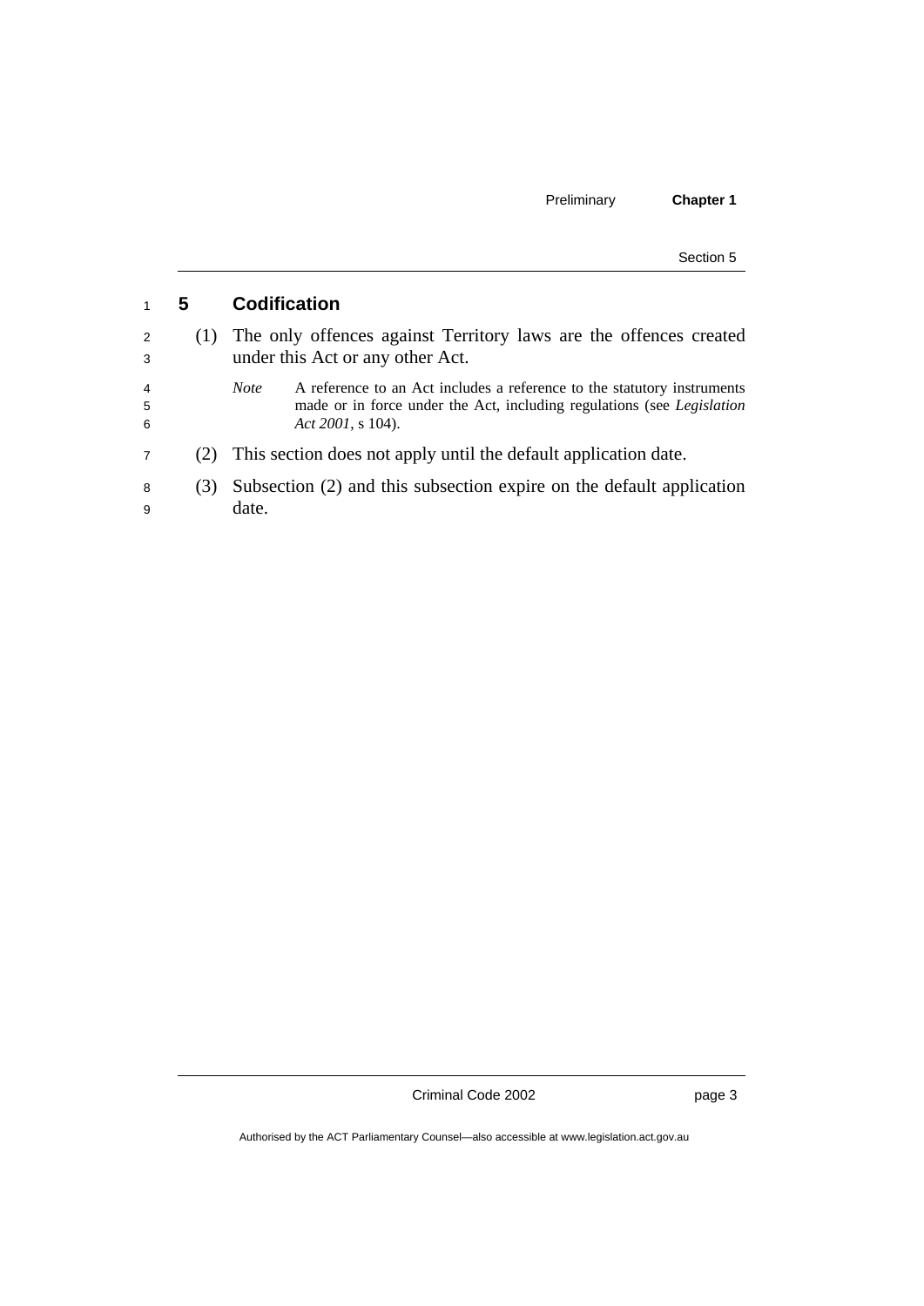## 5 Codification

(1) The only offences against Territory laws are the offences created under this Act or any other Act.

*Note* A reference to an Act includes a reference to the statutory instruments made or in force under the Act, including regulations (see *Legislation Act 2001*, s 104).

(2) This section does not apply until the default application date.

(3) Subsection (2) and this subsection expire on the default application date.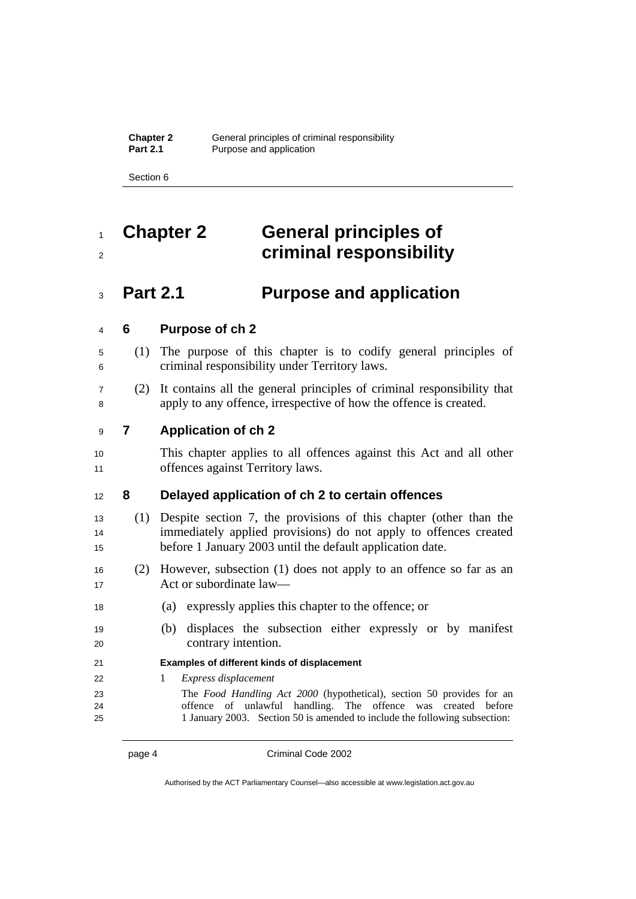# Chapter 2 General principles of criminal responsibility

## Part 2.1 Purpose and application

### 6 Purpose of ch 2

(1) The purpose of this chapter is to codify general principles of criminal responsibility under Territory laws.

(2) It contains all the general principles of criminal responsibility that apply to any offence, irrespective of how the offence is created.

### 7 Application of ch 2

This chapter applies to all offences against this Act and all other offences against Territory laws.

### 8 Delayed application of ch 2 to certain offences

(1) Despite section 7, the provisions of this chapter (other than the immediately applied provisions) do not apply to offences created before 1 January 2003 until the default application date.

(2) However, subsection (1) does not apply to an offence so far as an Act or subordinate law—

(a) expressly applies this chapter to the offence; or

(b) displaces the subsection either expressly or by manifest contrary intention.

**Examples of different kinds of displacement**

1 *Express displacement*

The *Food Handling Act 2000* (hypothetical), section 50 provides for an offence of unlawful handling. The offence was created before 1 January 2003. Section 50 is amended to include the following subsection: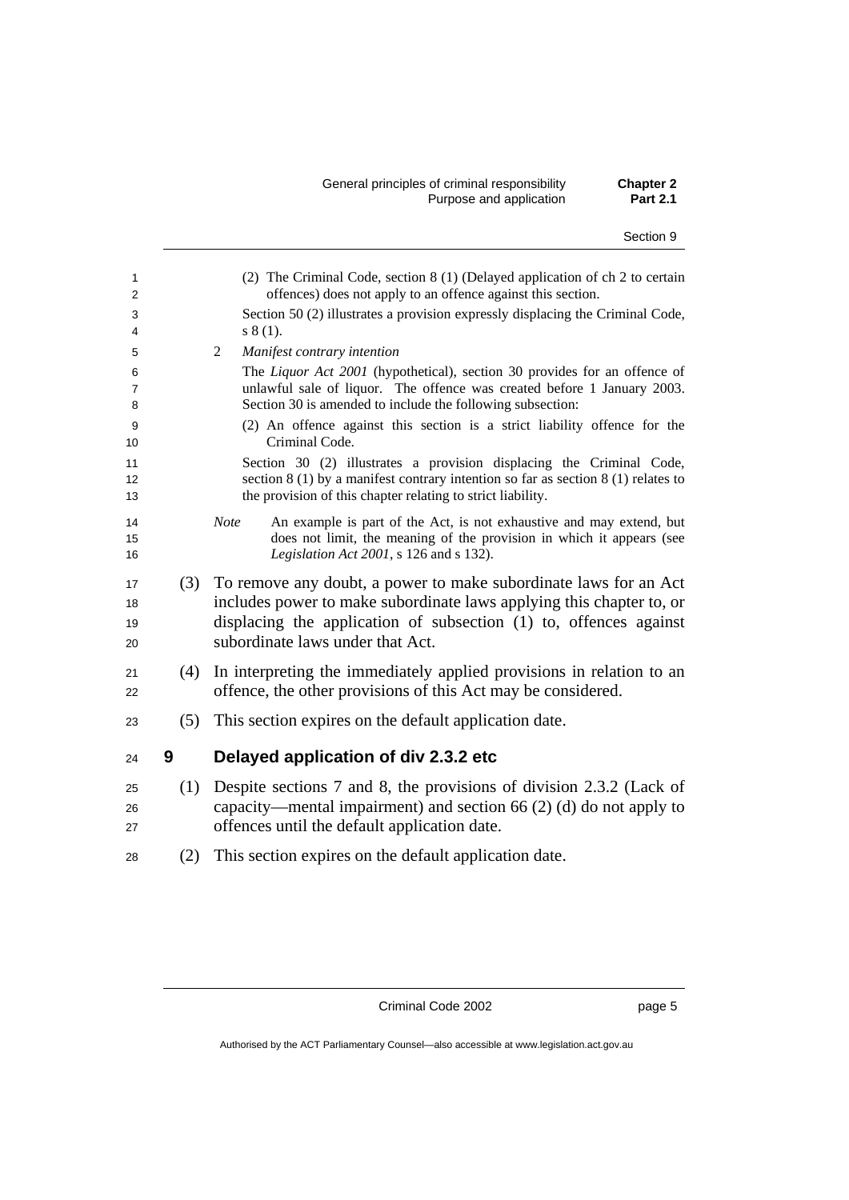(2) The Criminal Code, section 8 (1) (Delayed application of ch 2 to certain offences) does not apply to an offence against this section.

Section 50 (2) illustrates a provision expressly displacing the Criminal Code, s 8 (1).

2 *Manifest contrary intention*

The *Liquor Act 2001* (hypothetical), section 30 provides for an offence of unlawful sale of liquor. The offence was created before 1 January 2003. Section 30 is amended to include the following subsection:

(2) An offence against this section is a strict liability offence for the Criminal Code.

Section 30 (2) illustrates a provision displacing the Criminal Code, section 8 (1) by a manifest contrary intention so far as section 8 (1) relates to the provision of this chapter relating to strict liability.

*Note* An example is part of the Act, is not exhaustive and may extend, but does not limit, the meaning of the provision in which it appears (see *Legislation Act 2001*, s 126 and s 132).

(3) To remove any doubt, a power to make subordinate laws for an Act includes power to make subordinate laws applying this chapter to, or displacing the application of subsection (1) to, offences against subordinate laws under that Act.

(4) In interpreting the immediately applied provisions in relation to an offence, the other provisions of this Act may be considered.

(5) This section expires on the default application date.

## 9 Delayed application of div 2.3.2 etc

(1) Despite sections 7 and 8, the provisions of division 2.3.2 (Lack of capacity—mental impairment) and section 66 (2) (d) do not apply to offences until the default application date.

(2) This section expires on the default application date.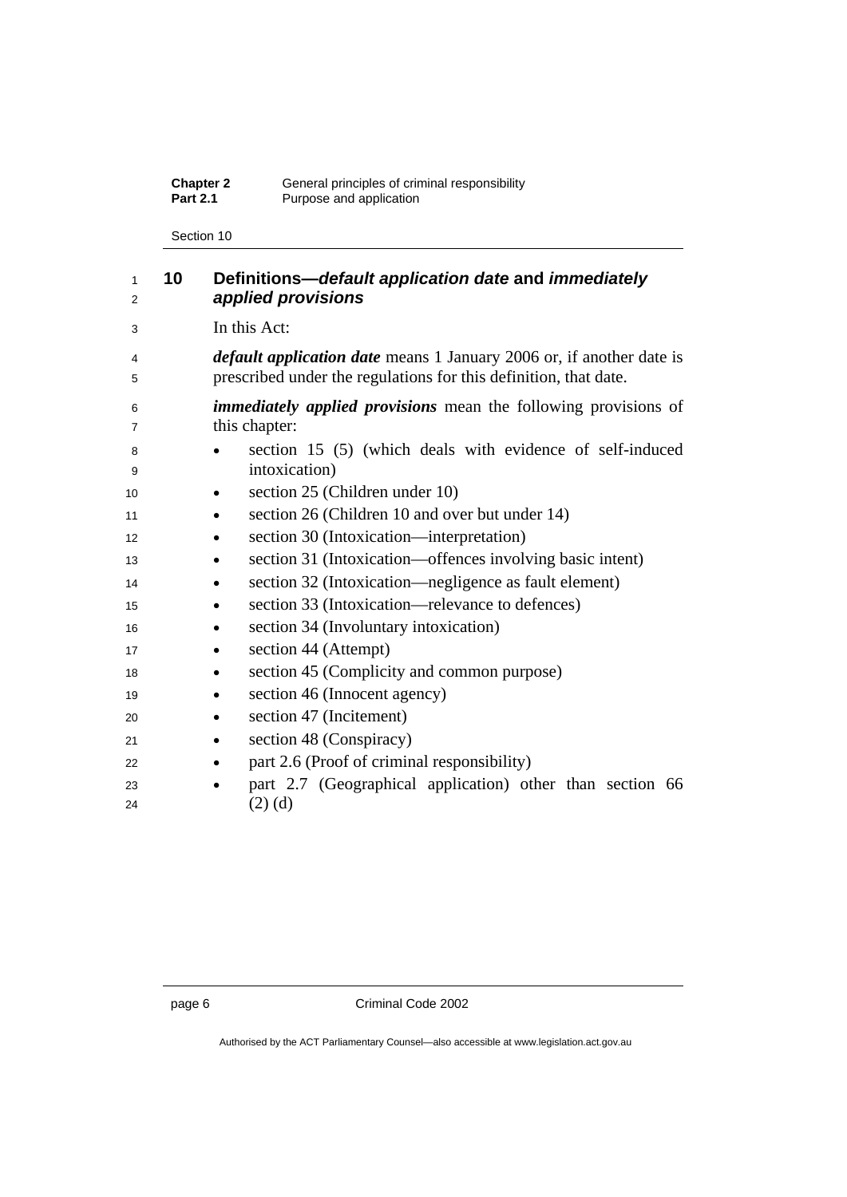## 10 Definitions—*default application date* and *immediately applied provisions*

In this Act:

***default application date*** means 1 January 2006 or, if another date is prescribed under the regulations for this definition, that date.

***immediately applied provisions*** mean the following provisions of this chapter:

- section 15 (5) (which deals with evidence of self-induced intoxication)
- section 25 (Children under 10)
- section 26 (Children 10 and over but under 14)
- section 30 (Intoxication—interpretation)
- section 31 (Intoxication—offences involving basic intent)
- section 32 (Intoxication—negligence as fault element)
- section 33 (Intoxication—relevance to defences)
- section 34 (Involuntary intoxication)
- section 44 (Attempt)
- section 45 (Complicity and common purpose)
- section 46 (Innocent agency)
- section 47 (Incitement)
- section 48 (Conspiracy)
- part 2.6 (Proof of criminal responsibility)
- part 2.7 (Geographical application) other than section 66 (2) (d)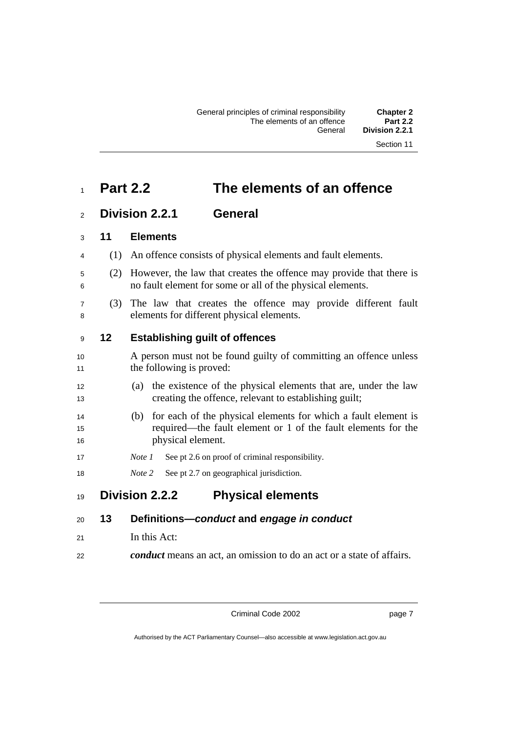# Part 2.2 The elements of an offence

## Division 2.2.1 General

### 11 Elements

(1) An offence consists of physical elements and fault elements.

(2) However, the law that creates the offence may provide that there is no fault element for some or all of the physical elements.

(3) The law that creates the offence may provide different fault elements for different physical elements.

### 12 Establishing guilt of offences

A person must not be found guilty of committing an offence unless the following is proved:

(a) the existence of the physical elements that are, under the law creating the offence, relevant to establishing guilt;

(b) for each of the physical elements for which a fault element is required—the fault element or 1 of the fault elements for the physical element.

*Note 1* See pt 2.6 on proof of criminal responsibility.

*Note 2* See pt 2.7 on geographical jurisdiction.

## Division 2.2.2 Physical elements

### 13 Definitions—*conduct* and *engage in conduct*

In this Act:

***conduct*** means an act, an omission to do an act or a state of affairs.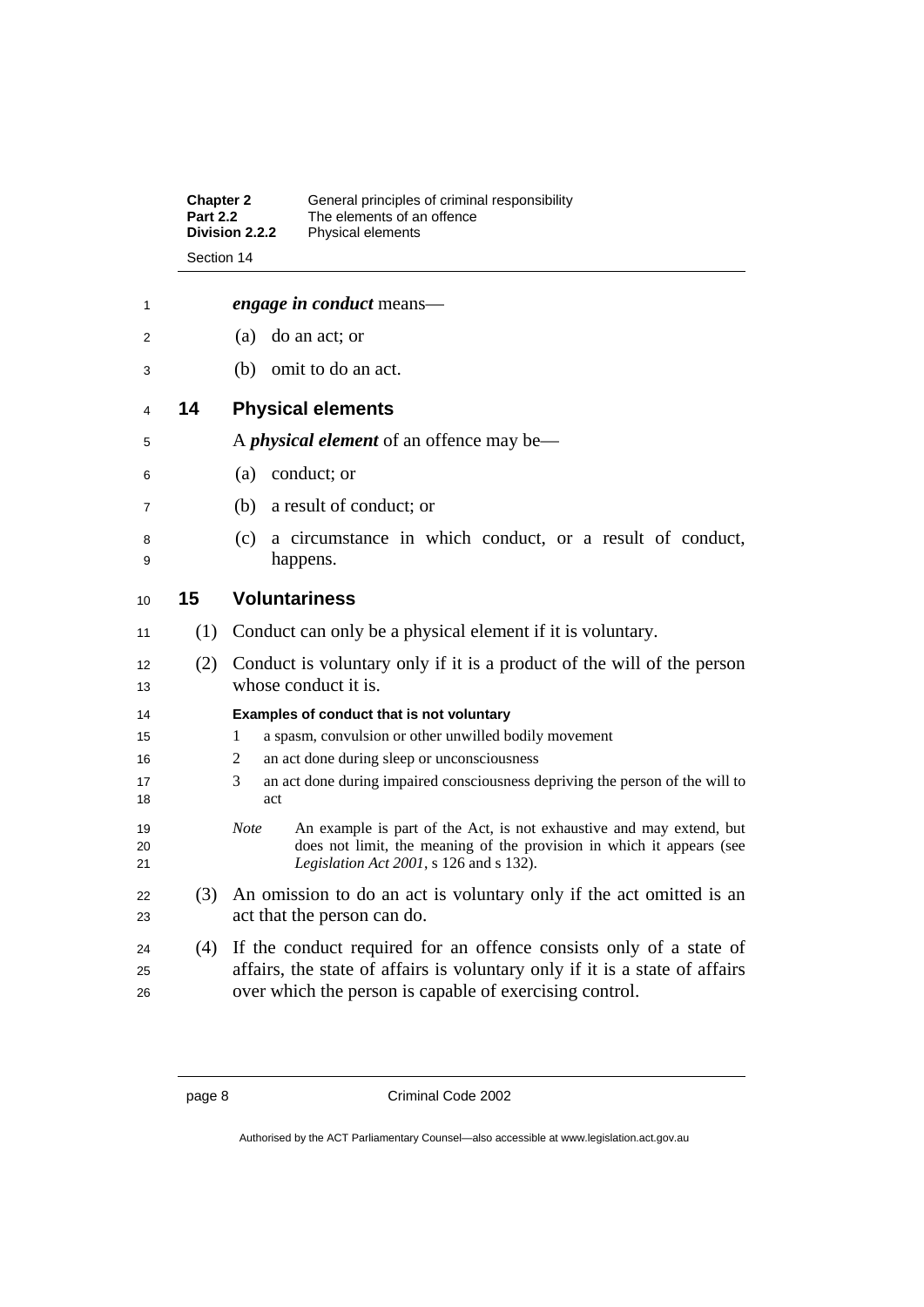***engage in conduct*** means—

(a) do an act; or

(b) omit to do an act.

## 14 Physical elements

A ***physical element*** of an offence may be—

(a) conduct; or

(b) a result of conduct; or

(c) a circumstance in which conduct, or a result of conduct, happens.

## 15 Voluntariness

(1) Conduct can only be a physical element if it is voluntary.

(2) Conduct is voluntary only if it is a product of the will of the person whose conduct it is.

**Examples of conduct that is not voluntary**

1 a spasm, convulsion or other unwilled bodily movement

2 an act done during sleep or unconsciousness

3 an act done during impaired consciousness depriving the person of the will to act

*Note* An example is part of the Act, is not exhaustive and may extend, but does not limit, the meaning of the provision in which it appears (see *Legislation Act 2001*, s 126 and s 132).

(3) An omission to do an act is voluntary only if the act omitted is an act that the person can do.

(4) If the conduct required for an offence consists only of a state of affairs, the state of affairs is voluntary only if it is a state of affairs over which the person is capable of exercising control.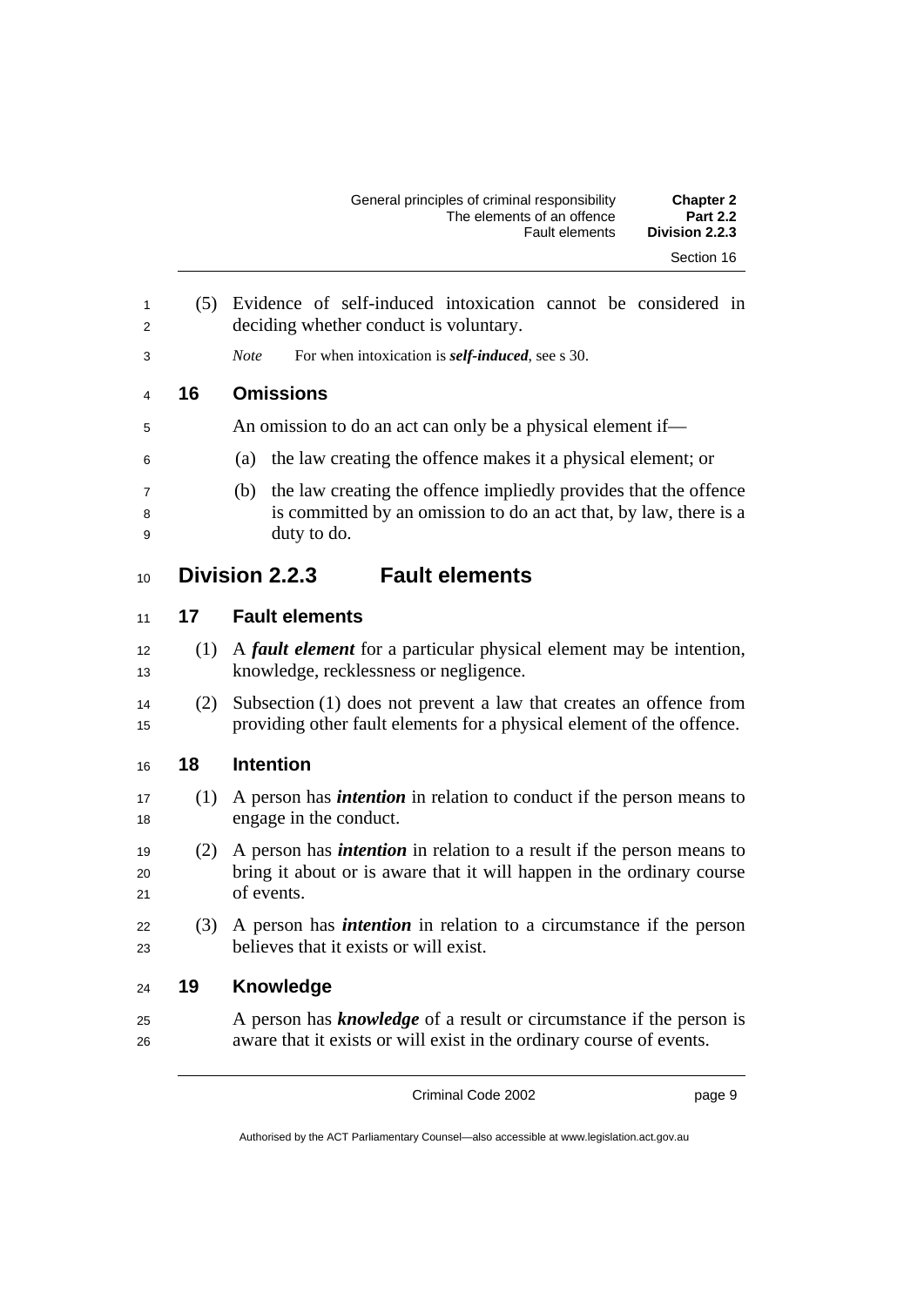(5) Evidence of self-induced intoxication cannot be considered in deciding whether conduct is voluntary.

*Note* For when intoxication is ***self-induced***, see s 30.

### 16 Omissions

An omission to do an act can only be a physical element if—

(a) the law creating the offence makes it a physical element; or

(b) the law creating the offence impliedly provides that the offence is committed by an omission to do an act that, by law, there is a duty to do.

## Division 2.2.3 Fault elements

### 17 Fault elements

(1) A ***fault element*** for a particular physical element may be intention, knowledge, recklessness or negligence.

(2) Subsection (1) does not prevent a law that creates an offence from providing other fault elements for a physical element of the offence.

### 18 Intention

(1) A person has ***intention*** in relation to conduct if the person means to engage in the conduct.

(2) A person has ***intention*** in relation to a result if the person means to bring it about or is aware that it will happen in the ordinary course of events.

(3) A person has ***intention*** in relation to a circumstance if the person believes that it exists or will exist.

### 19 Knowledge

A person has ***knowledge*** of a result or circumstance if the person is aware that it exists or will exist in the ordinary course of events.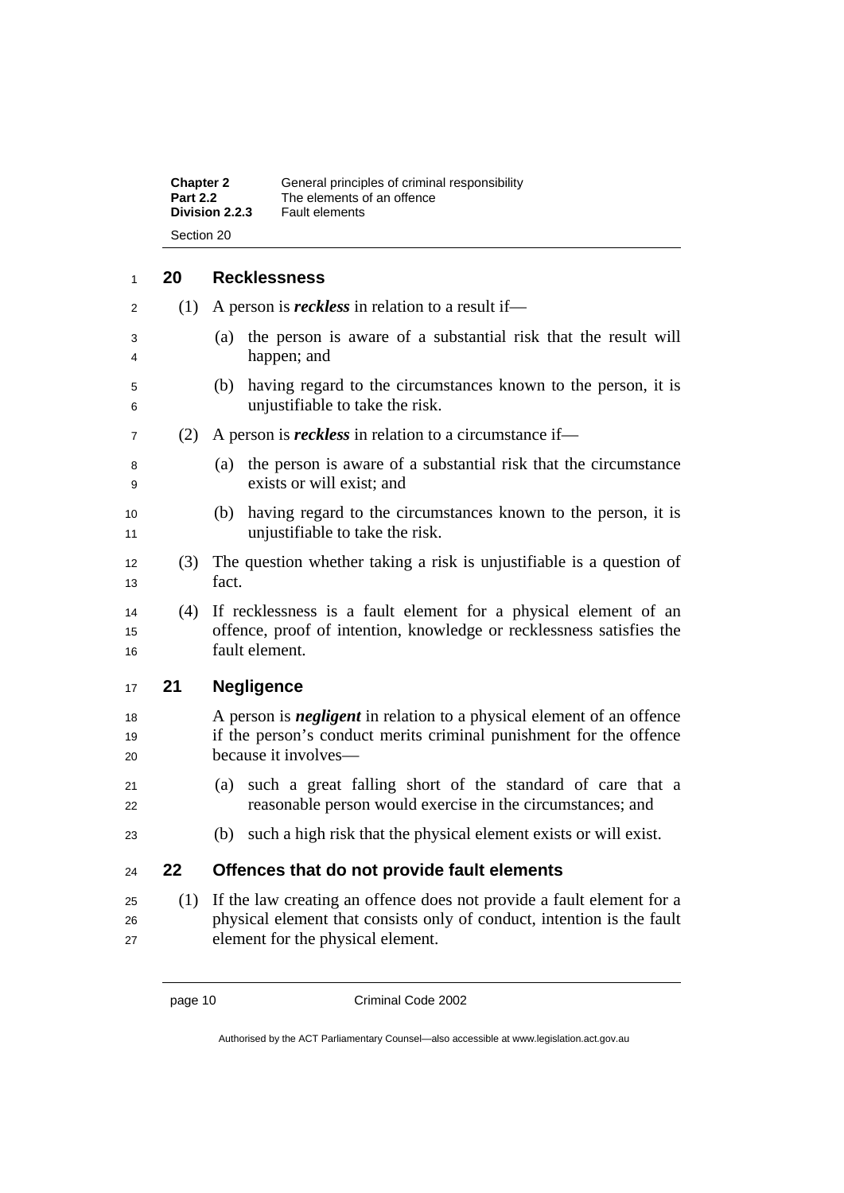## 20 Recklessness

(1) A person is ***reckless*** in relation to a result if—

(a) the person is aware of a substantial risk that the result will happen; and

(b) having regard to the circumstances known to the person, it is unjustifiable to take the risk.

(2) A person is ***reckless*** in relation to a circumstance if—

(a) the person is aware of a substantial risk that the circumstance exists or will exist; and

(b) having regard to the circumstances known to the person, it is unjustifiable to take the risk.

(3) The question whether taking a risk is unjustifiable is a question of fact.

(4) If recklessness is a fault element for a physical element of an offence, proof of intention, knowledge or recklessness satisfies the fault element.

## 21 Negligence

A person is ***negligent*** in relation to a physical element of an offence if the person's conduct merits criminal punishment for the offence because it involves—

(a) such a great falling short of the standard of care that a reasonable person would exercise in the circumstances; and

(b) such a high risk that the physical element exists or will exist.

## 22 Offences that do not provide fault elements

(1) If the law creating an offence does not provide a fault element for a physical element that consists only of conduct, intention is the fault element for the physical element.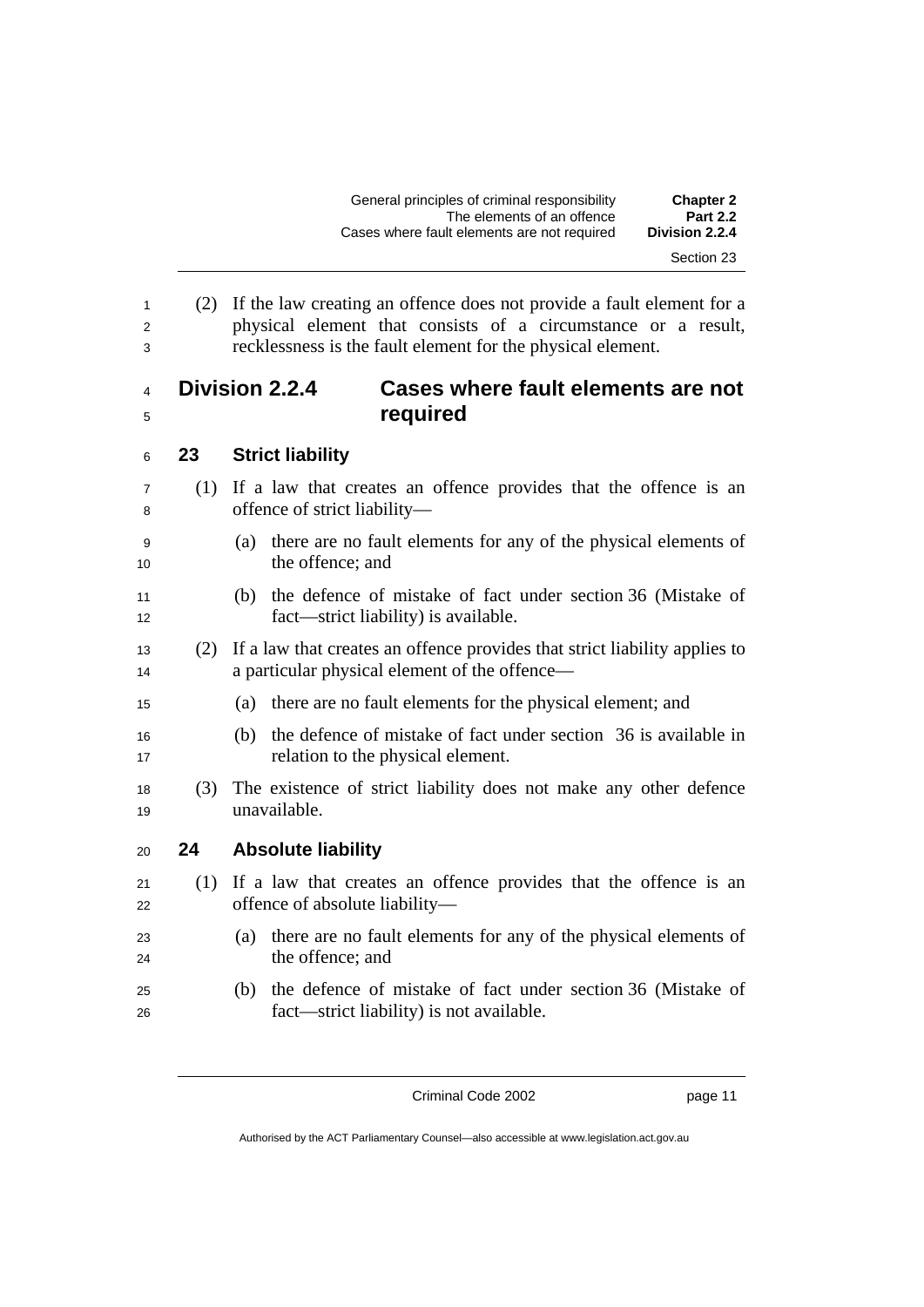(2) If the law creating an offence does not provide a fault element for a physical element that consists of a circumstance or a result, recklessness is the fault element for the physical element.

## Division 2.2.4 Cases where fault elements are not required

### 23 Strict liability

(1) If a law that creates an offence provides that the offence is an offence of strict liability—

(a) there are no fault elements for any of the physical elements of the offence; and

(b) the defence of mistake of fact under section 36 (Mistake of fact—strict liability) is available.

(2) If a law that creates an offence provides that strict liability applies to a particular physical element of the offence—

(a) there are no fault elements for the physical element; and

(b) the defence of mistake of fact under section 36 is available in relation to the physical element.

(3) The existence of strict liability does not make any other defence unavailable.

### 24 Absolute liability

(1) If a law that creates an offence provides that the offence is an offence of absolute liability—

(a) there are no fault elements for any of the physical elements of the offence; and

(b) the defence of mistake of fact under section 36 (Mistake of fact—strict liability) is not available.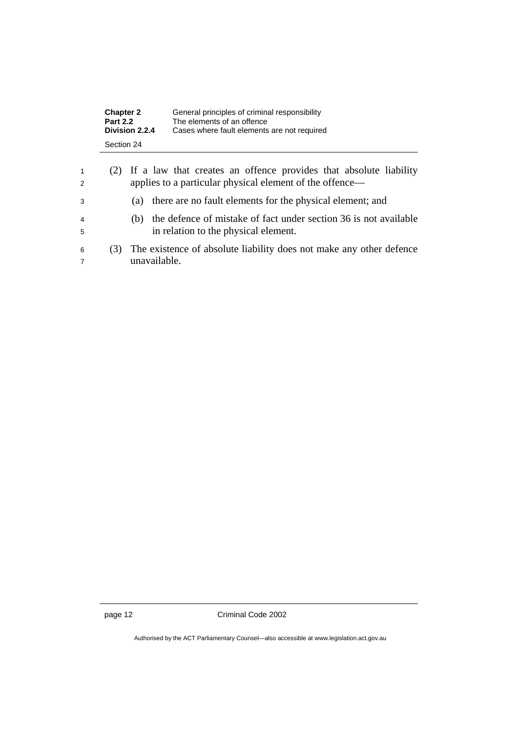(2) If a law that creates an offence provides that absolute liability applies to a particular physical element of the offence—

(a) there are no fault elements for the physical element; and

(b) the defence of mistake of fact under section 36 is not available in relation to the physical element.

(3) The existence of absolute liability does not make any other defence unavailable.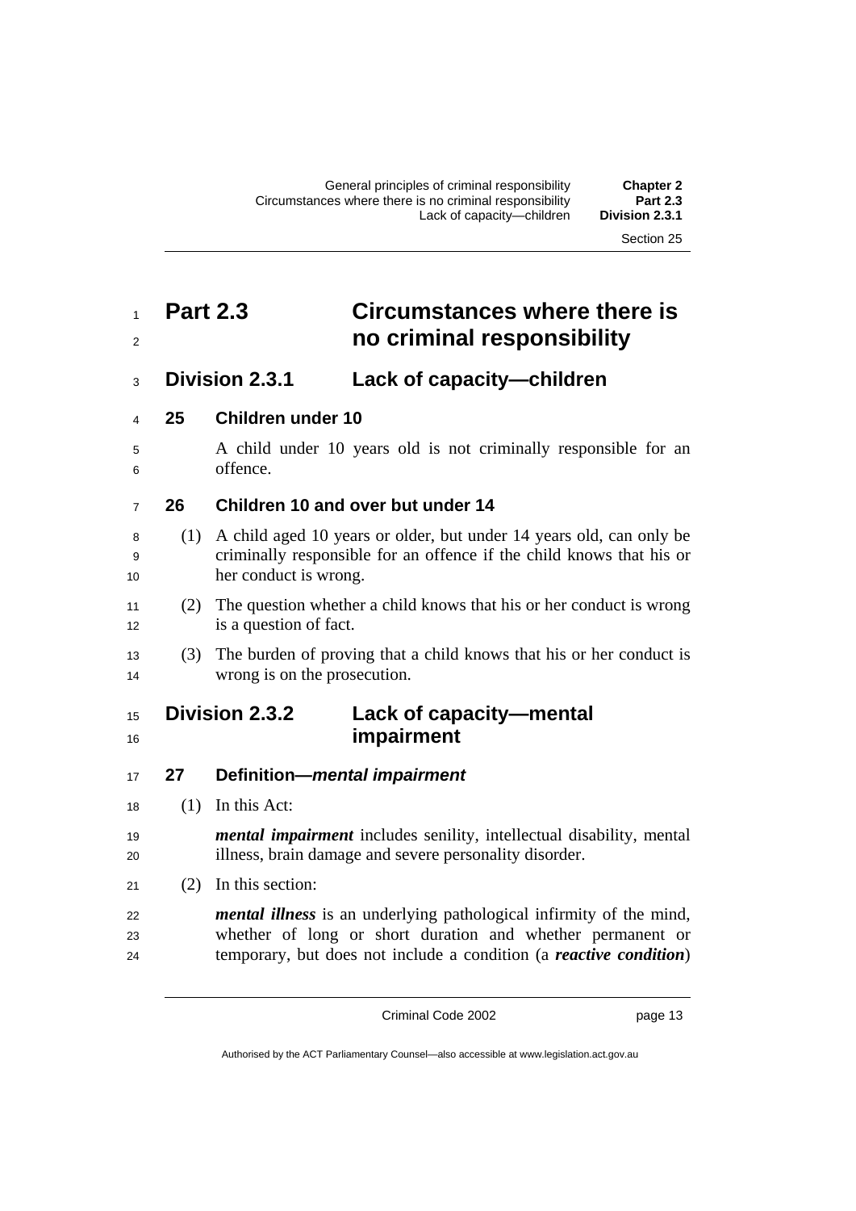# Part 2.3 Circumstances where there is no criminal responsibility

## Division 2.3.1 Lack of capacity—children

### 25 Children under 10

A child under 10 years old is not criminally responsible for an offence.

### 26 Children 10 and over but under 14

(1) A child aged 10 years or older, but under 14 years old, can only be criminally responsible for an offence if the child knows that his or her conduct is wrong.

(2) The question whether a child knows that his or her conduct is wrong is a question of fact.

(3) The burden of proving that a child knows that his or her conduct is wrong is on the prosecution.

## Division 2.3.2 Lack of capacity—mental impairment

### 27 Definition—*mental impairment*

(1) In this Act:

***mental impairment*** includes senility, intellectual disability, mental illness, brain damage and severe personality disorder.

(2) In this section:

***mental illness*** is an underlying pathological infirmity of the mind, whether of long or short duration and whether permanent or temporary, but does not include a condition (a ***reactive condition***)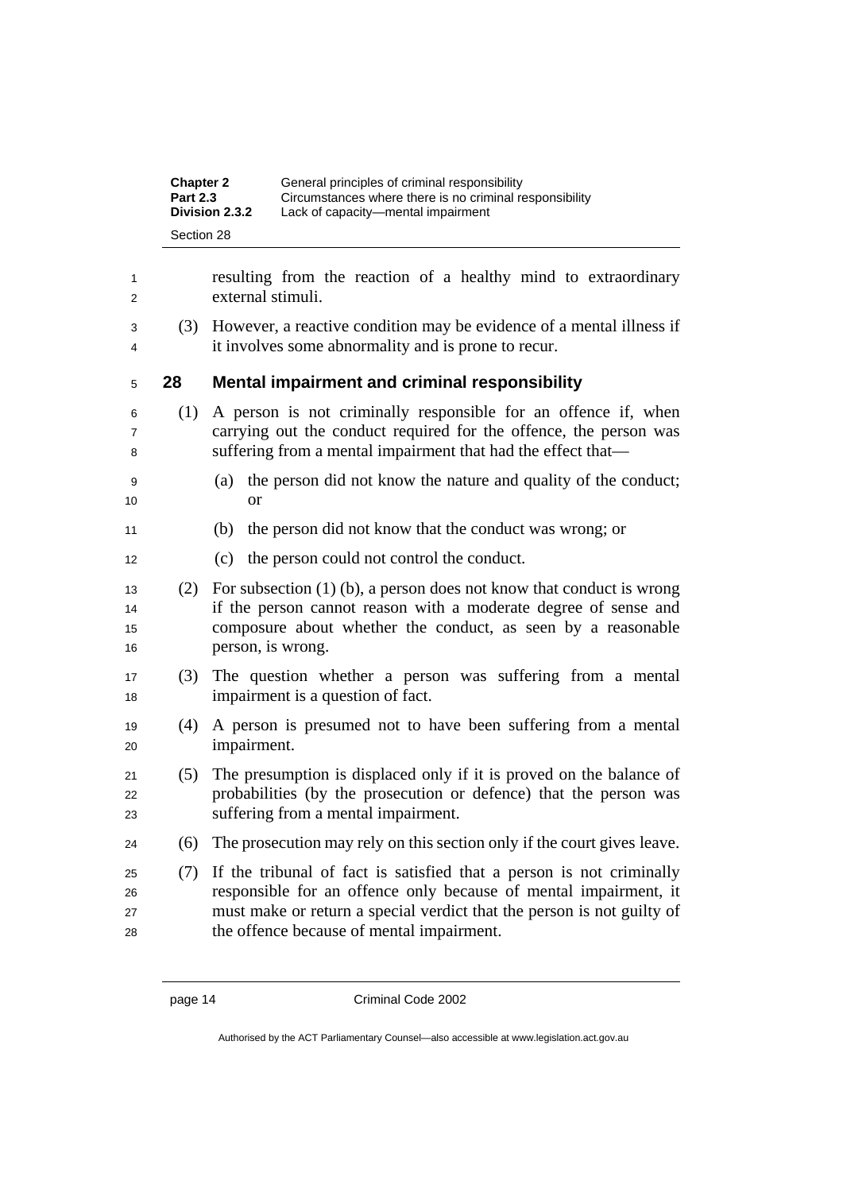resulting from the reaction of a healthy mind to extraordinary external stimuli.

(3) However, a reactive condition may be evidence of a mental illness if it involves some abnormality and is prone to recur.

## 28 Mental impairment and criminal responsibility

(1) A person is not criminally responsible for an offence if, when carrying out the conduct required for the offence, the person was suffering from a mental impairment that had the effect that—

(a) the person did not know the nature and quality of the conduct; or

(b) the person did not know that the conduct was wrong; or

(c) the person could not control the conduct.

(2) For subsection (1) (b), a person does not know that conduct is wrong if the person cannot reason with a moderate degree of sense and composure about whether the conduct, as seen by a reasonable person, is wrong.

(3) The question whether a person was suffering from a mental impairment is a question of fact.

(4) A person is presumed not to have been suffering from a mental impairment.

(5) The presumption is displaced only if it is proved on the balance of probabilities (by the prosecution or defence) that the person was suffering from a mental impairment.

(6) The prosecution may rely on this section only if the court gives leave.

(7) If the tribunal of fact is satisfied that a person is not criminally responsible for an offence only because of mental impairment, it must make or return a special verdict that the person is not guilty of the offence because of mental impairment.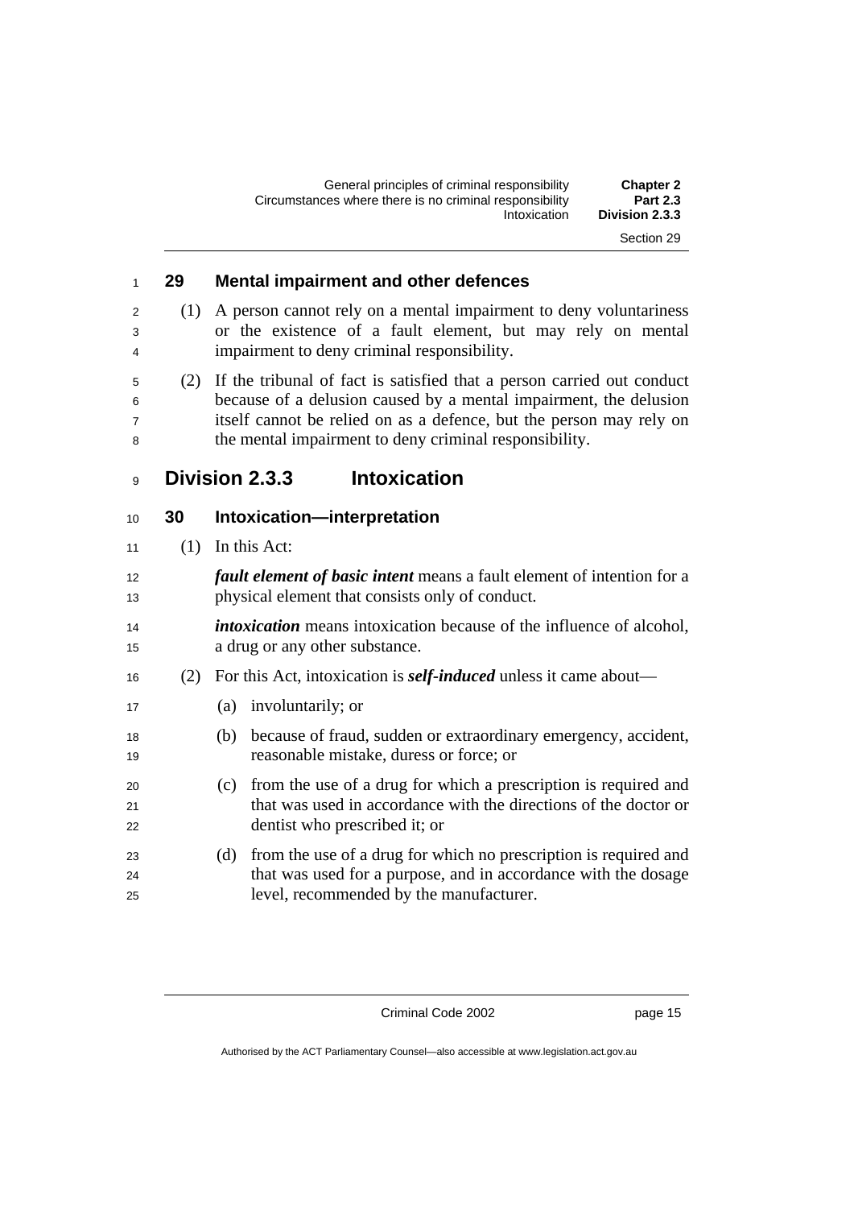## 29 Mental impairment and other defences

(1) A person cannot rely on a mental impairment to deny voluntariness or the existence of a fault element, but may rely on mental impairment to deny criminal responsibility.

(2) If the tribunal of fact is satisfied that a person carried out conduct because of a delusion caused by a mental impairment, the delusion itself cannot be relied on as a defence, but the person may rely on the mental impairment to deny criminal responsibility.

# Division 2.3.3 Intoxication

## 30 Intoxication—interpretation

(1) In this Act:

***fault element of basic intent*** means a fault element of intention for a physical element that consists only of conduct.

***intoxication*** means intoxication because of the influence of alcohol, a drug or any other substance.

(2) For this Act, intoxication is ***self-induced*** unless it came about—

(a) involuntarily; or

(b) because of fraud, sudden or extraordinary emergency, accident, reasonable mistake, duress or force; or

(c) from the use of a drug for which a prescription is required and that was used in accordance with the directions of the doctor or dentist who prescribed it; or

(d) from the use of a drug for which no prescription is required and that was used for a purpose, and in accordance with the dosage level, recommended by the manufacturer.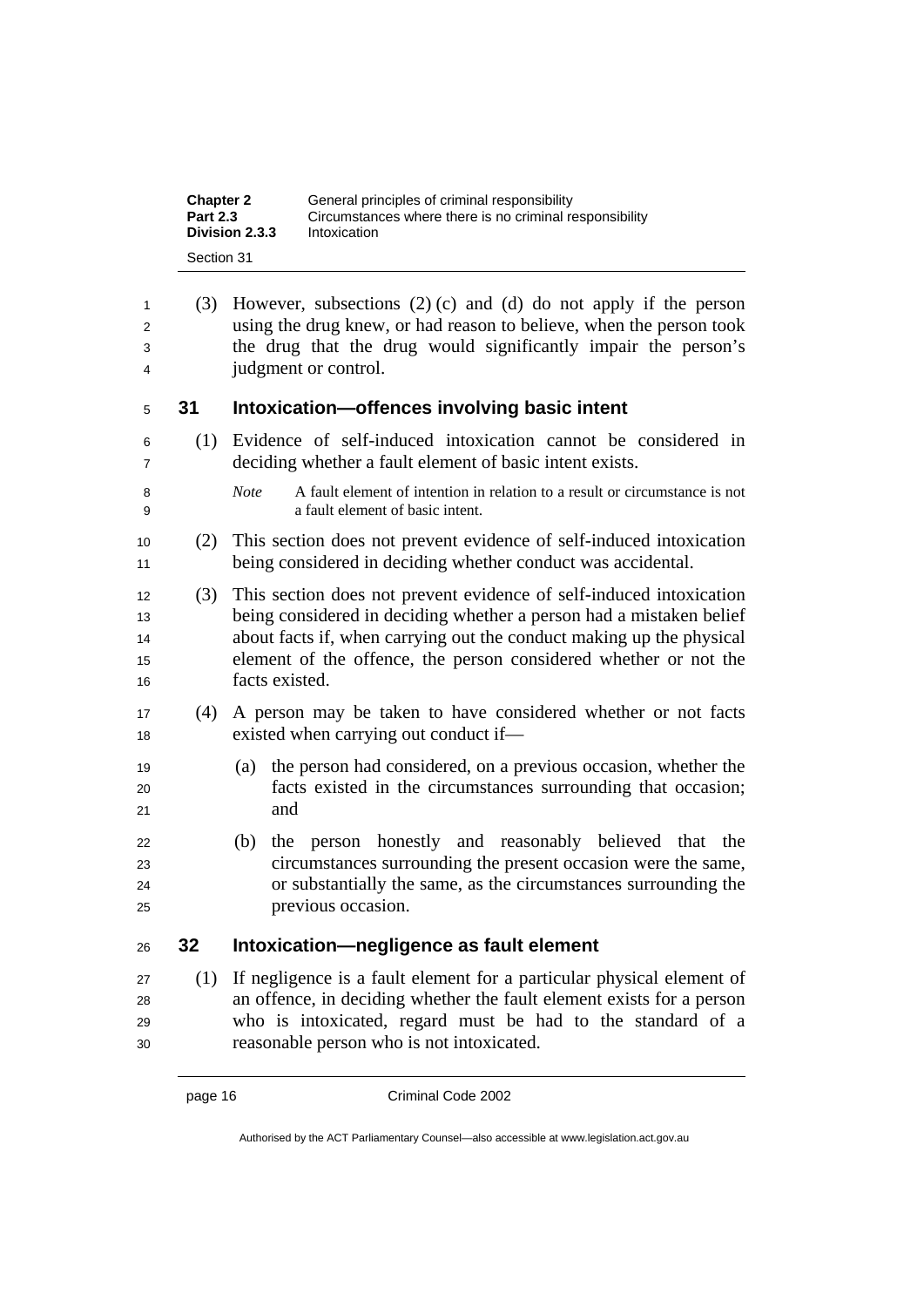(3) However, subsections (2) (c) and (d) do not apply if the person using the drug knew, or had reason to believe, when the person took the drug that the drug would significantly impair the person's judgment or control.

## 31 Intoxication—offences involving basic intent

(1) Evidence of self-induced intoxication cannot be considered in deciding whether a fault element of basic intent exists.

*Note* A fault element of intention in relation to a result or circumstance is not a fault element of basic intent.

(2) This section does not prevent evidence of self-induced intoxication being considered in deciding whether conduct was accidental.

(3) This section does not prevent evidence of self-induced intoxication being considered in deciding whether a person had a mistaken belief about facts if, when carrying out the conduct making up the physical element of the offence, the person considered whether or not the facts existed.

(4) A person may be taken to have considered whether or not facts existed when carrying out conduct if—

(a) the person had considered, on a previous occasion, whether the facts existed in the circumstances surrounding that occasion; and

(b) the person honestly and reasonably believed that the circumstances surrounding the present occasion were the same, or substantially the same, as the circumstances surrounding the previous occasion.

## 32 Intoxication—negligence as fault element

(1) If negligence is a fault element for a particular physical element of an offence, in deciding whether the fault element exists for a person who is intoxicated, regard must be had to the standard of a reasonable person who is not intoxicated.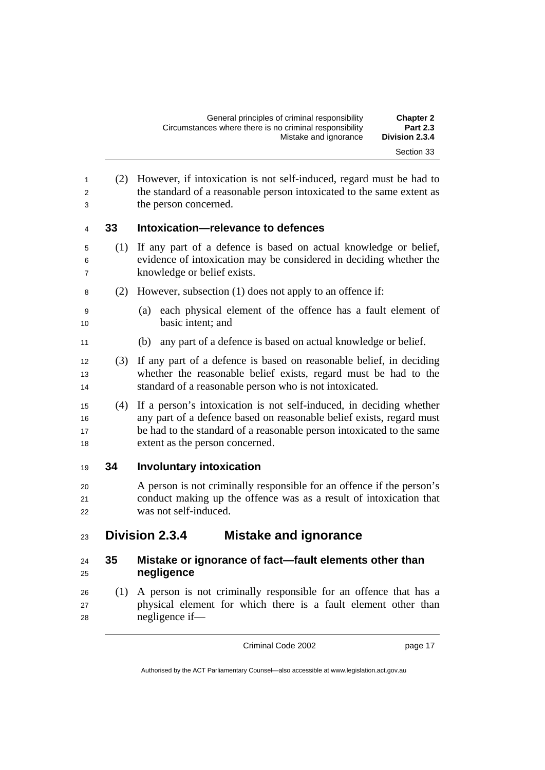(2) However, if intoxication is not self-induced, regard must be had to the standard of a reasonable person intoxicated to the same extent as the person concerned.

### 33 Intoxication—relevance to defences

(1) If any part of a defence is based on actual knowledge or belief, evidence of intoxication may be considered in deciding whether the knowledge or belief exists.

(2) However, subsection (1) does not apply to an offence if:

(a) each physical element of the offence has a fault element of basic intent; and

(b) any part of a defence is based on actual knowledge or belief.

(3) If any part of a defence is based on reasonable belief, in deciding whether the reasonable belief exists, regard must be had to the standard of a reasonable person who is not intoxicated.

(4) If a person's intoxication is not self-induced, in deciding whether any part of a defence based on reasonable belief exists, regard must be had to the standard of a reasonable person intoxicated to the same extent as the person concerned.

### 34 Involuntary intoxication

A person is not criminally responsible for an offence if the person's conduct making up the offence was as a result of intoxication that was not self-induced.

## Division 2.3.4 Mistake and ignorance

### 35 Mistake or ignorance of fact—fault elements other than negligence

(1) A person is not criminally responsible for an offence that has a physical element for which there is a fault element other than negligence if—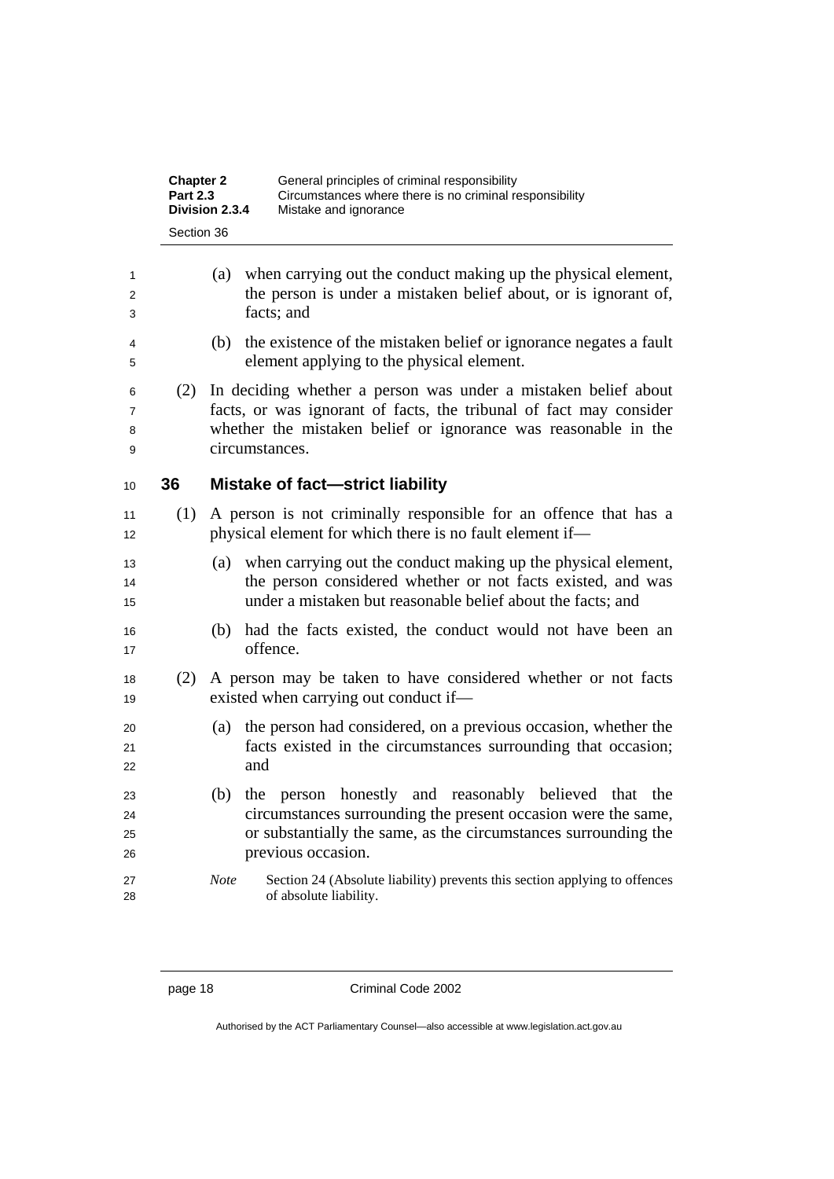(a) when carrying out the conduct making up the physical element, the person is under a mistaken belief about, or is ignorant of, facts; and

(b) the existence of the mistaken belief or ignorance negates a fault element applying to the physical element.

(2) In deciding whether a person was under a mistaken belief about facts, or was ignorant of facts, the tribunal of fact may consider whether the mistaken belief or ignorance was reasonable in the circumstances.

## 36 Mistake of fact—strict liability

(1) A person is not criminally responsible for an offence that has a physical element for which there is no fault element if—

(a) when carrying out the conduct making up the physical element, the person considered whether or not facts existed, and was under a mistaken but reasonable belief about the facts; and

(b) had the facts existed, the conduct would not have been an offence.

(2) A person may be taken to have considered whether or not facts existed when carrying out conduct if—

(a) the person had considered, on a previous occasion, whether the facts existed in the circumstances surrounding that occasion; and

(b) the person honestly and reasonably believed that the circumstances surrounding the present occasion were the same, or substantially the same, as the circumstances surrounding the previous occasion.

*Note* Section 24 (Absolute liability) prevents this section applying to offences of absolute liability.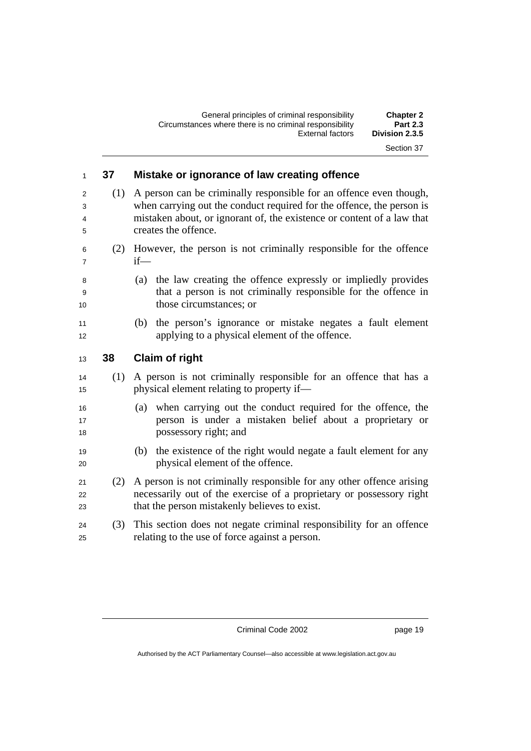## 37 Mistake or ignorance of law creating offence

(1) A person can be criminally responsible for an offence even though, when carrying out the conduct required for the offence, the person is mistaken about, or ignorant of, the existence or content of a law that creates the offence.

(2) However, the person is not criminally responsible for the offence if—

(a) the law creating the offence expressly or impliedly provides that a person is not criminally responsible for the offence in those circumstances; or

(b) the person's ignorance or mistake negates a fault element applying to a physical element of the offence.

## 38 Claim of right

(1) A person is not criminally responsible for an offence that has a physical element relating to property if—

(a) when carrying out the conduct required for the offence, the person is under a mistaken belief about a proprietary or possessory right; and

(b) the existence of the right would negate a fault element for any physical element of the offence.

(2) A person is not criminally responsible for any other offence arising necessarily out of the exercise of a proprietary or possessory right that the person mistakenly believes to exist.

(3) This section does not negate criminal responsibility for an offence relating to the use of force against a person.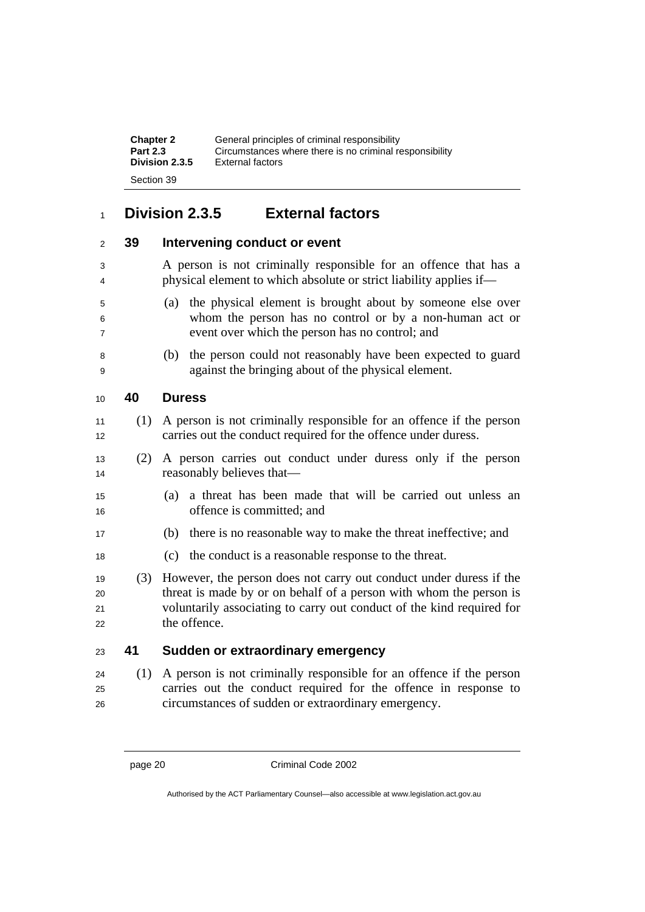## Division 2.3.5 External factors

### 39 Intervening conduct or event

A person is not criminally responsible for an offence that has a physical element to which absolute or strict liability applies if—

(a) the physical element is brought about by someone else over whom the person has no control or by a non-human act or event over which the person has no control; and

(b) the person could not reasonably have been expected to guard against the bringing about of the physical element.

### 40 Duress

(1) A person is not criminally responsible for an offence if the person carries out the conduct required for the offence under duress.

(2) A person carries out conduct under duress only if the person reasonably believes that—

(a) a threat has been made that will be carried out unless an offence is committed; and

(b) there is no reasonable way to make the threat ineffective; and

(c) the conduct is a reasonable response to the threat.

(3) However, the person does not carry out conduct under duress if the threat is made by or on behalf of a person with whom the person is voluntarily associating to carry out conduct of the kind required for the offence.

### 41 Sudden or extraordinary emergency

(1) A person is not criminally responsible for an offence if the person carries out the conduct required for the offence in response to circumstances of sudden or extraordinary emergency.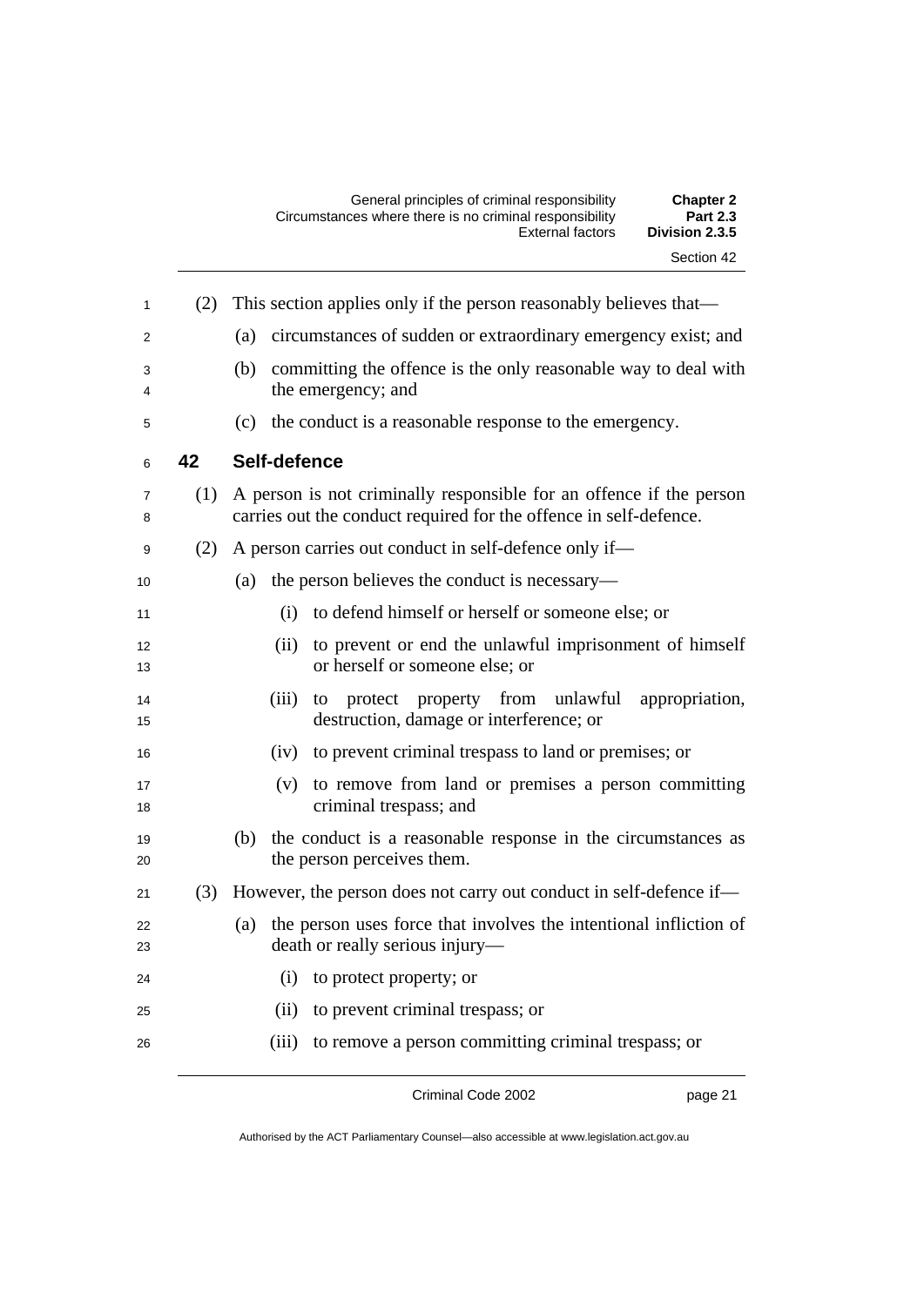(2) This section applies only if the person reasonably believes that—

(a) circumstances of sudden or extraordinary emergency exist; and

(b) committing the offence is the only reasonable way to deal with the emergency; and

(c) the conduct is a reasonable response to the emergency.

## 42 Self-defence

(1) A person is not criminally responsible for an offence if the person carries out the conduct required for the offence in self-defence.

(2) A person carries out conduct in self-defence only if—

(a) the person believes the conduct is necessary—

(i) to defend himself or herself or someone else; or

(ii) to prevent or end the unlawful imprisonment of himself or herself or someone else; or

(iii) to protect property from unlawful appropriation, destruction, damage or interference; or

(iv) to prevent criminal trespass to land or premises; or

(v) to remove from land or premises a person committing criminal trespass; and

(b) the conduct is a reasonable response in the circumstances as the person perceives them.

(3) However, the person does not carry out conduct in self-defence if—

(a) the person uses force that involves the intentional infliction of death or really serious injury—

(i) to protect property; or

(ii) to prevent criminal trespass; or

(iii) to remove a person committing criminal trespass; or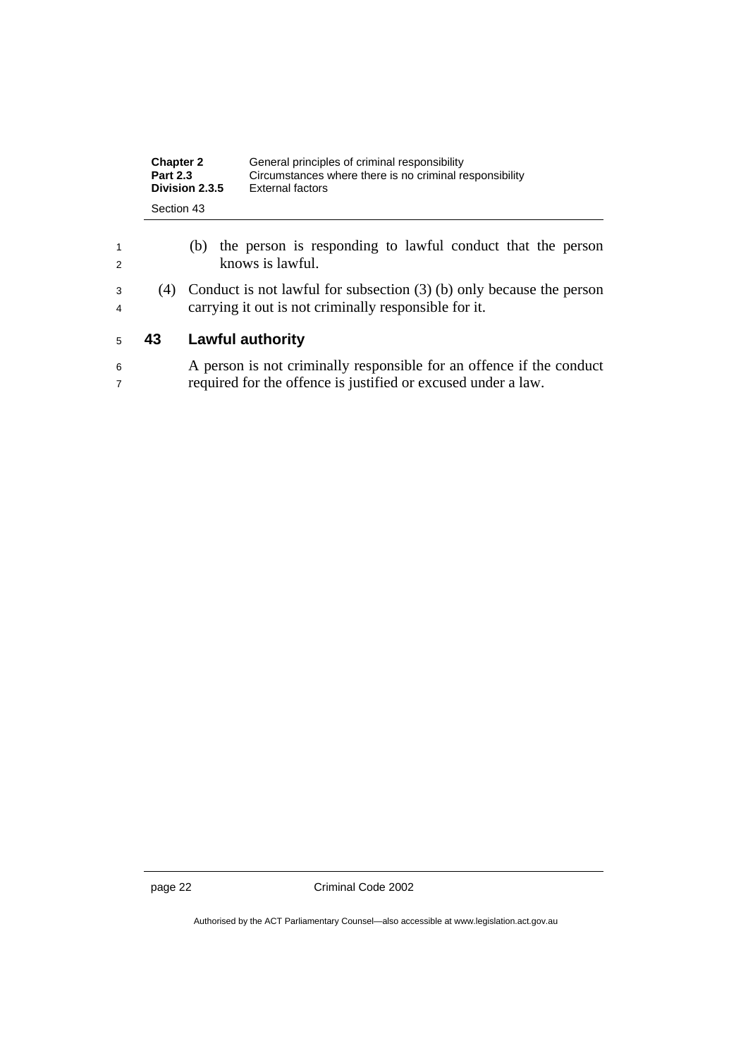(b) the person is responding to lawful conduct that the person knows is lawful.

(4) Conduct is not lawful for subsection (3) (b) only because the person carrying it out is not criminally responsible for it.

### 43 Lawful authority

A person is not criminally responsible for an offence if the conduct required for the offence is justified or excused under a law.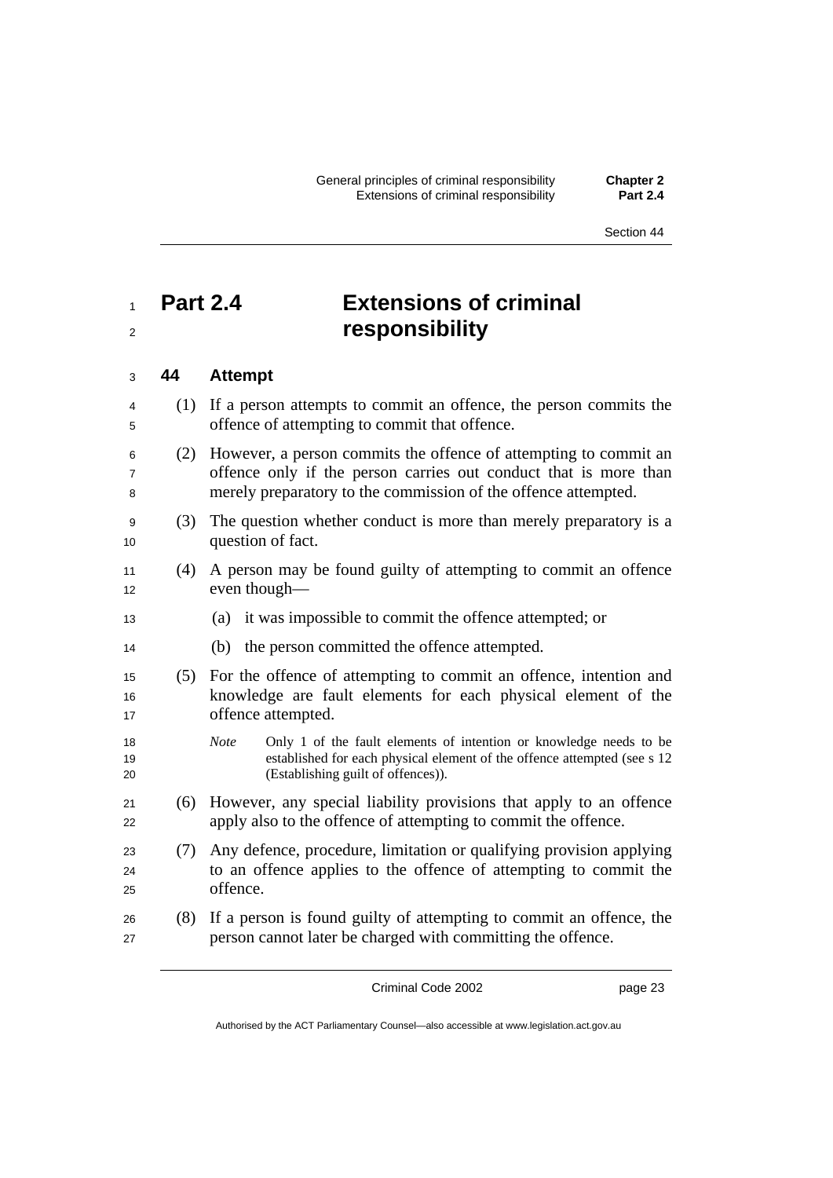# Part 2.4 Extensions of criminal responsibility

## 44 Attempt

(1) If a person attempts to commit an offence, the person commits the offence of attempting to commit that offence.

(2) However, a person commits the offence of attempting to commit an offence only if the person carries out conduct that is more than merely preparatory to the commission of the offence attempted.

(3) The question whether conduct is more than merely preparatory is a question of fact.

(4) A person may be found guilty of attempting to commit an offence even though—

(a) it was impossible to commit the offence attempted; or

(b) the person committed the offence attempted.

(5) For the offence of attempting to commit an offence, intention and knowledge are fault elements for each physical element of the offence attempted.

*Note* Only 1 of the fault elements of intention or knowledge needs to be established for each physical element of the offence attempted (see s 12 (Establishing guilt of offences)).

(6) However, any special liability provisions that apply to an offence apply also to the offence of attempting to commit the offence.

(7) Any defence, procedure, limitation or qualifying provision applying to an offence applies to the offence of attempting to commit the offence.

(8) If a person is found guilty of attempting to commit an offence, the person cannot later be charged with committing the offence.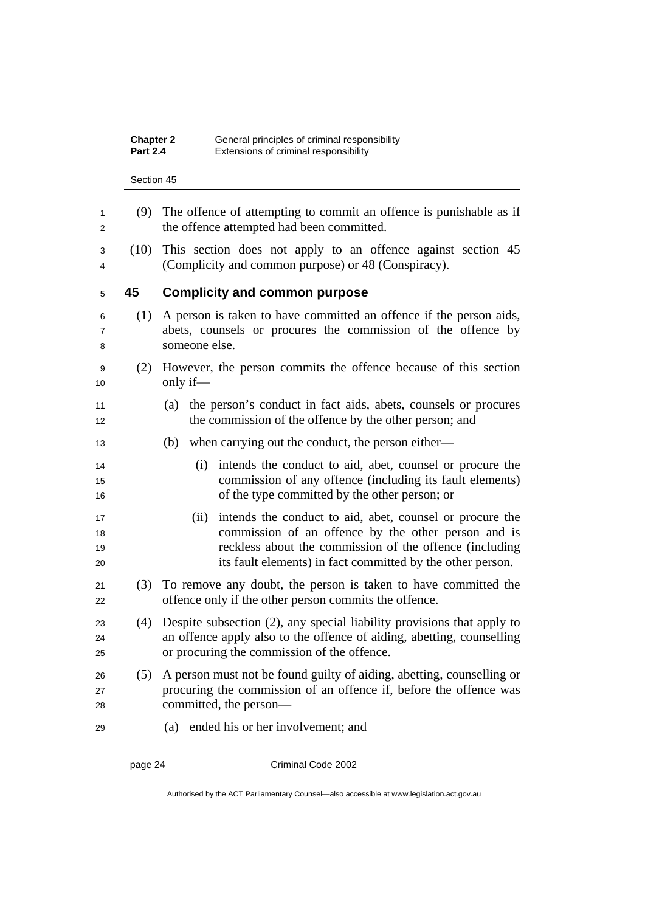(9) The offence of attempting to commit an offence is punishable as if the offence attempted had been committed.

(10) This section does not apply to an offence against section 45 (Complicity and common purpose) or 48 (Conspiracy).

## 45 Complicity and common purpose

(1) A person is taken to have committed an offence if the person aids, abets, counsels or procures the commission of the offence by someone else.

(2) However, the person commits the offence because of this section only if—

(a) the person's conduct in fact aids, abets, counsels or procures the commission of the offence by the other person; and

(b) when carrying out the conduct, the person either—

(i) intends the conduct to aid, abet, counsel or procure the commission of any offence (including its fault elements) of the type committed by the other person; or

(ii) intends the conduct to aid, abet, counsel or procure the commission of an offence by the other person and is reckless about the commission of the offence (including its fault elements) in fact committed by the other person.

(3) To remove any doubt, the person is taken to have committed the offence only if the other person commits the offence.

(4) Despite subsection (2), any special liability provisions that apply to an offence apply also to the offence of aiding, abetting, counselling or procuring the commission of the offence.

(5) A person must not be found guilty of aiding, abetting, counselling or procuring the commission of an offence if, before the offence was committed, the person—

(a) ended his or her involvement; and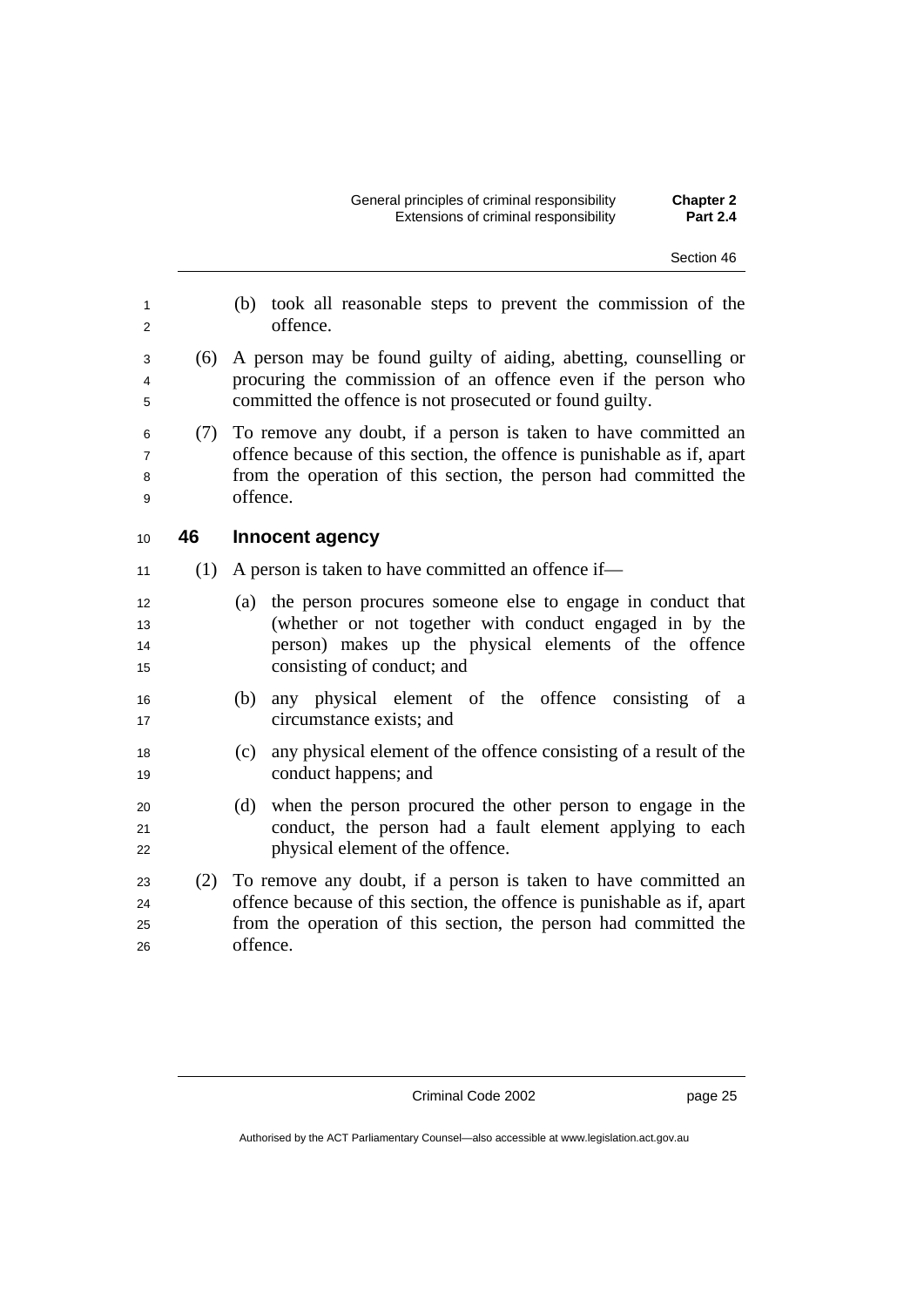(b) took all reasonable steps to prevent the commission of the offence.

(6) A person may be found guilty of aiding, abetting, counselling or procuring the commission of an offence even if the person who committed the offence is not prosecuted or found guilty.

(7) To remove any doubt, if a person is taken to have committed an offence because of this section, the offence is punishable as if, apart from the operation of this section, the person had committed the offence.

### 46 Innocent agency

(1) A person is taken to have committed an offence if—

(a) the person procures someone else to engage in conduct that (whether or not together with conduct engaged in by the person) makes up the physical elements of the offence consisting of conduct; and

(b) any physical element of the offence consisting of a circumstance exists; and

(c) any physical element of the offence consisting of a result of the conduct happens; and

(d) when the person procured the other person to engage in the conduct, the person had a fault element applying to each physical element of the offence.

(2) To remove any doubt, if a person is taken to have committed an offence because of this section, the offence is punishable as if, apart from the operation of this section, the person had committed the offence.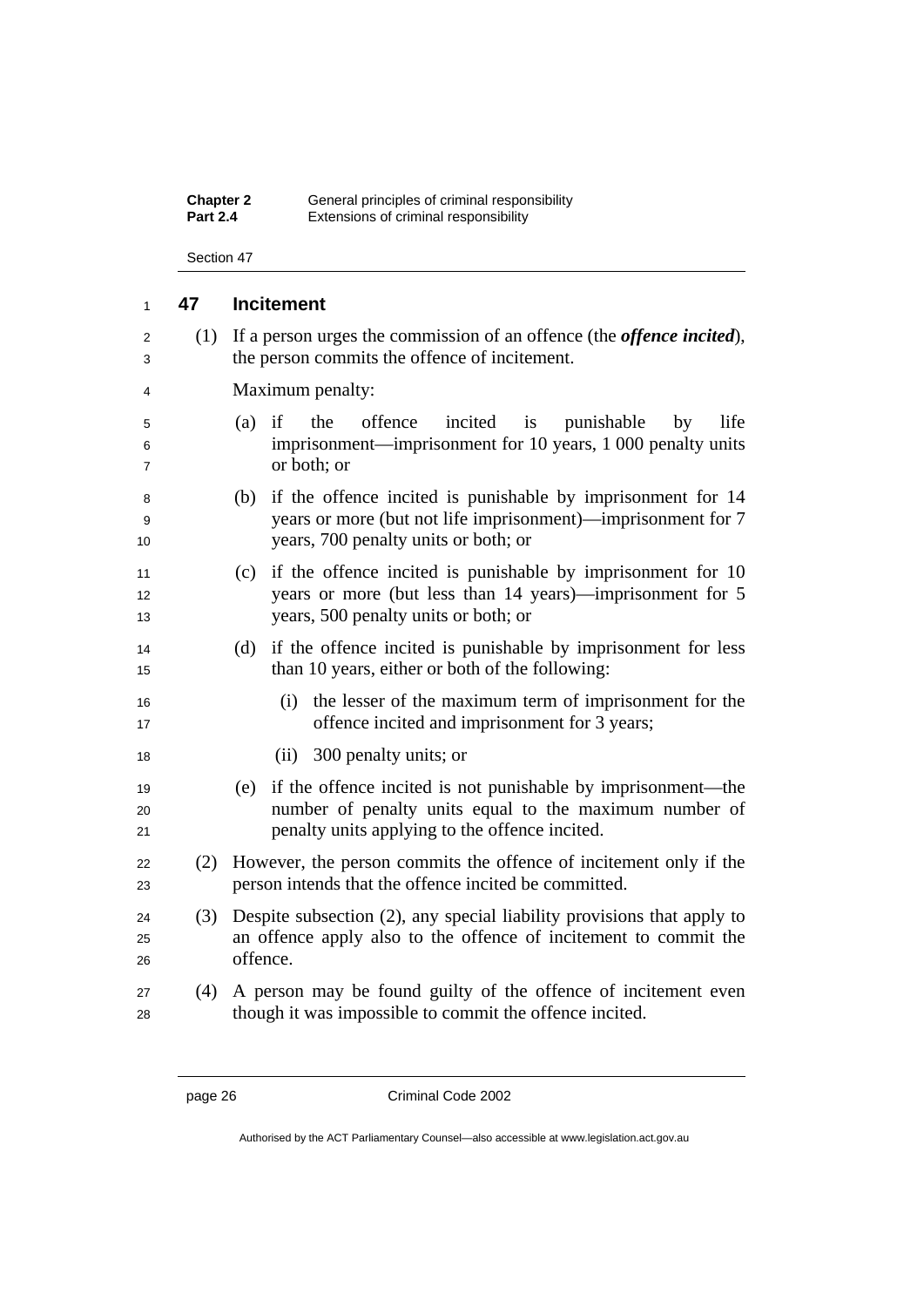## 47 Incitement

(1) If a person urges the commission of an offence (the ***offence incited***), the person commits the offence of incitement.

Maximum penalty:

(a) if the offence incited is punishable by life imprisonment—imprisonment for 10 years, 1 000 penalty units or both; or

(b) if the offence incited is punishable by imprisonment for 14 years or more (but not life imprisonment)—imprisonment for 7 years, 700 penalty units or both; or

(c) if the offence incited is punishable by imprisonment for 10 years or more (but less than 14 years)—imprisonment for 5 years, 500 penalty units or both; or

(d) if the offence incited is punishable by imprisonment for less than 10 years, either or both of the following:

(i) the lesser of the maximum term of imprisonment for the offence incited and imprisonment for 3 years;

(ii) 300 penalty units; or

(e) if the offence incited is not punishable by imprisonment—the number of penalty units equal to the maximum number of penalty units applying to the offence incited.

(2) However, the person commits the offence of incitement only if the person intends that the offence incited be committed.

(3) Despite subsection (2), any special liability provisions that apply to an offence apply also to the offence of incitement to commit the offence.

(4) A person may be found guilty of the offence of incitement even though it was impossible to commit the offence incited.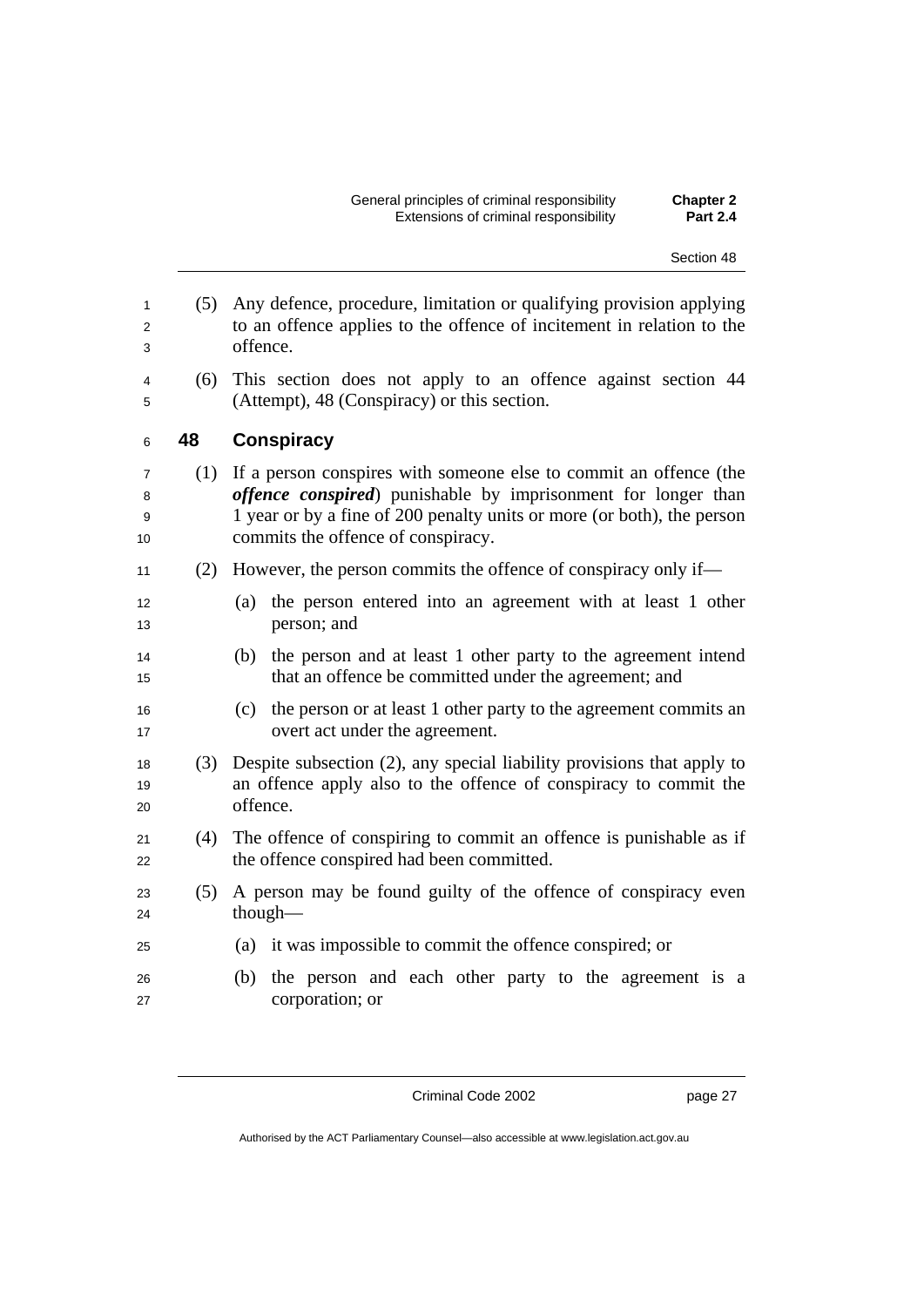(5) Any defence, procedure, limitation or qualifying provision applying to an offence applies to the offence of incitement in relation to the offence.

(6) This section does not apply to an offence against section 44 (Attempt), 48 (Conspiracy) or this section.

## 48 Conspiracy

(1) If a person conspires with someone else to commit an offence (the ***offence conspired***) punishable by imprisonment for longer than 1 year or by a fine of 200 penalty units or more (or both), the person commits the offence of conspiracy.

(2) However, the person commits the offence of conspiracy only if—

(a) the person entered into an agreement with at least 1 other person; and

(b) the person and at least 1 other party to the agreement intend that an offence be committed under the agreement; and

(c) the person or at least 1 other party to the agreement commits an overt act under the agreement.

(3) Despite subsection (2), any special liability provisions that apply to an offence apply also to the offence of conspiracy to commit the offence.

(4) The offence of conspiring to commit an offence is punishable as if the offence conspired had been committed.

(5) A person may be found guilty of the offence of conspiracy even though—

(a) it was impossible to commit the offence conspired; or

(b) the person and each other party to the agreement is a corporation; or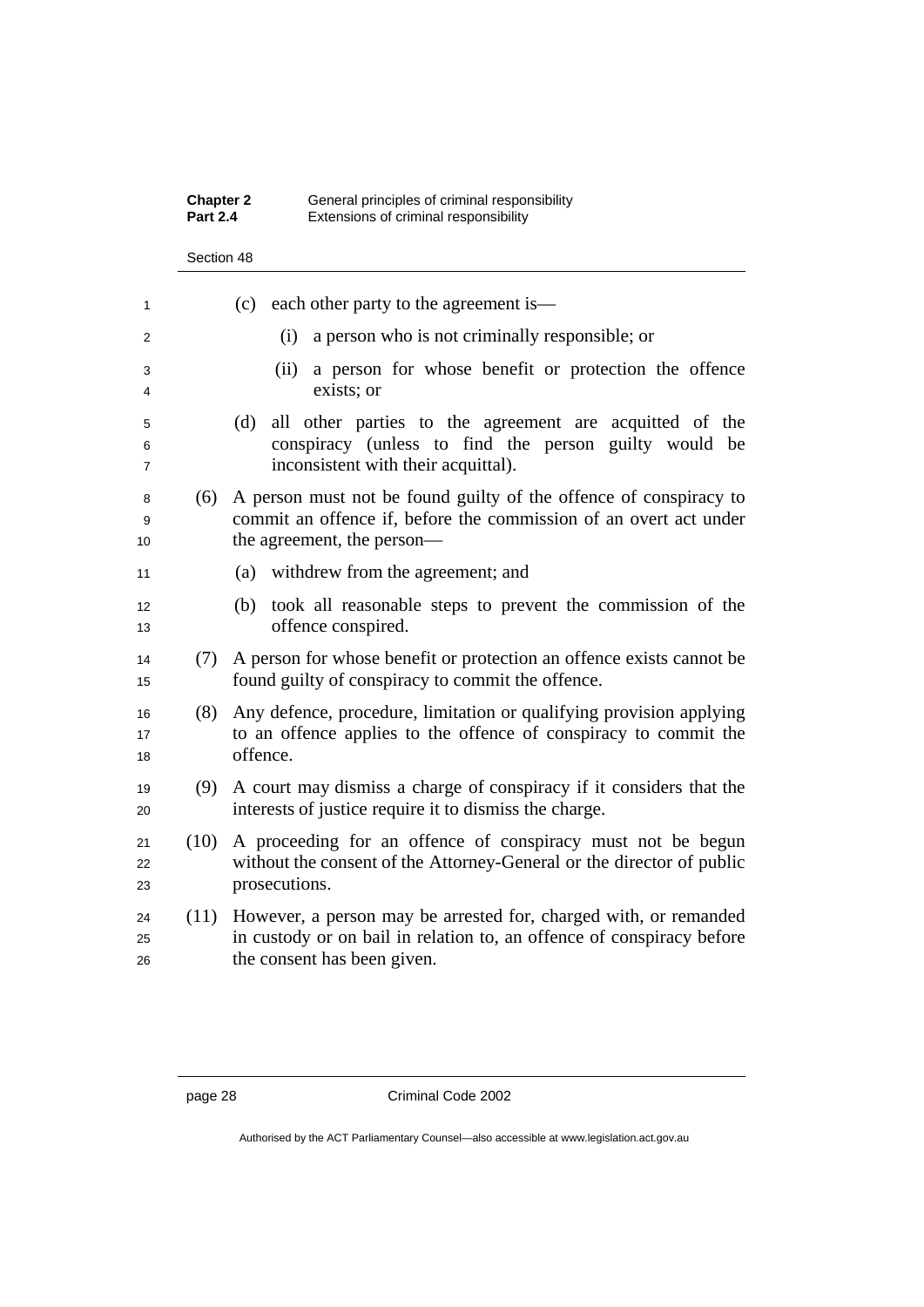(c) each other party to the agreement is—

(i) a person who is not criminally responsible; or

(ii) a person for whose benefit or protection the offence exists; or

(d) all other parties to the agreement are acquitted of the conspiracy (unless to find the person guilty would be inconsistent with their acquittal).

(6) A person must not be found guilty of the offence of conspiracy to commit an offence if, before the commission of an overt act under the agreement, the person—

(a) withdrew from the agreement; and

(b) took all reasonable steps to prevent the commission of the offence conspired.

(7) A person for whose benefit or protection an offence exists cannot be found guilty of conspiracy to commit the offence.

(8) Any defence, procedure, limitation or qualifying provision applying to an offence applies to the offence of conspiracy to commit the offence.

(9) A court may dismiss a charge of conspiracy if it considers that the interests of justice require it to dismiss the charge.

(10) A proceeding for an offence of conspiracy must not be begun without the consent of the Attorney-General or the director of public prosecutions.

(11) However, a person may be arrested for, charged with, or remanded in custody or on bail in relation to, an offence of conspiracy before the consent has been given.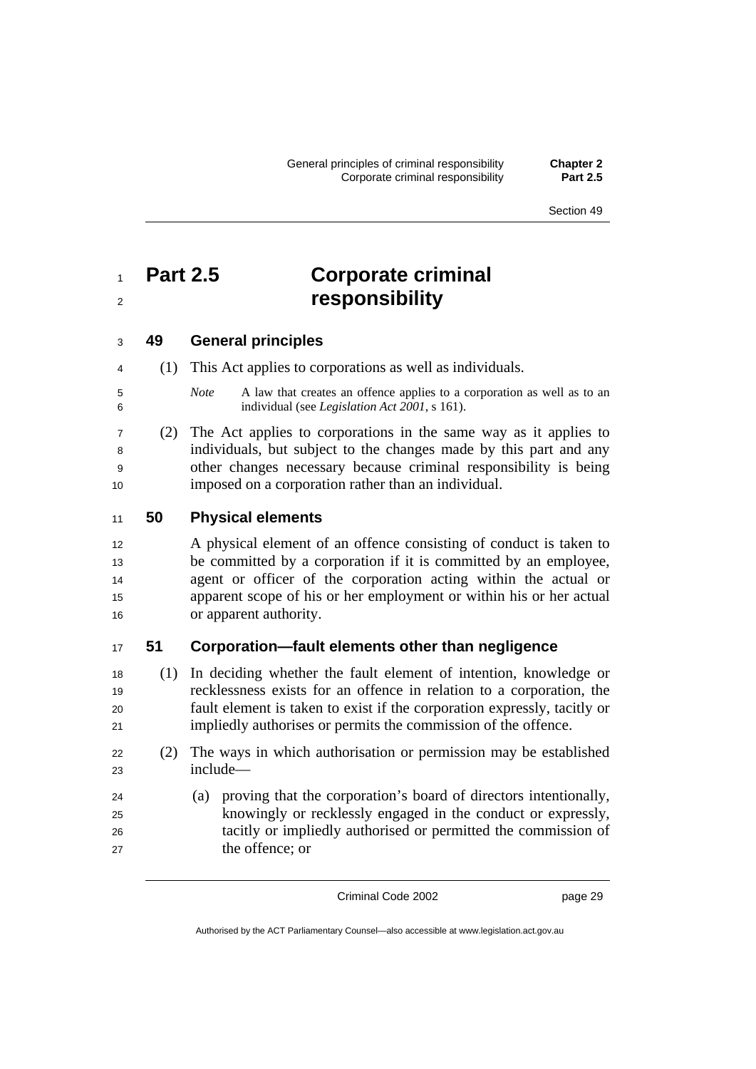# Part 2.5 Corporate criminal responsibility

## 49 General principles

(1) This Act applies to corporations as well as individuals.

*Note* A law that creates an offence applies to a corporation as well as to an individual (see *Legislation Act 2001*, s 161).

(2) The Act applies to corporations in the same way as it applies to individuals, but subject to the changes made by this part and any other changes necessary because criminal responsibility is being imposed on a corporation rather than an individual.

## 50 Physical elements

A physical element of an offence consisting of conduct is taken to be committed by a corporation if it is committed by an employee, agent or officer of the corporation acting within the actual or apparent scope of his or her employment or within his or her actual or apparent authority.

## 51 Corporation—fault elements other than negligence

(1) In deciding whether the fault element of intention, knowledge or recklessness exists for an offence in relation to a corporation, the fault element is taken to exist if the corporation expressly, tacitly or impliedly authorises or permits the commission of the offence.

(2) The ways in which authorisation or permission may be established include—

(a) proving that the corporation's board of directors intentionally, knowingly or recklessly engaged in the conduct or expressly, tacitly or impliedly authorised or permitted the commission of the offence; or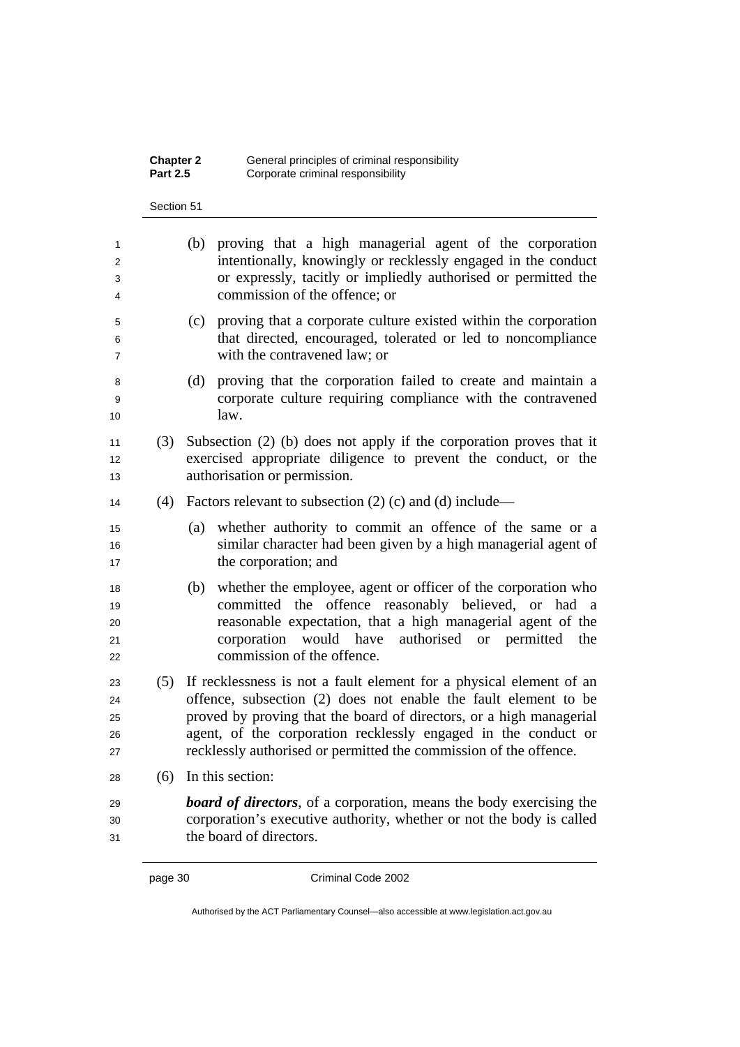(b) proving that a high managerial agent of the corporation intentionally, knowingly or recklessly engaged in the conduct or expressly, tacitly or impliedly authorised or permitted the commission of the offence; or

(c) proving that a corporate culture existed within the corporation that directed, encouraged, tolerated or led to noncompliance with the contravened law; or

(d) proving that the corporation failed to create and maintain a corporate culture requiring compliance with the contravened law.

(3) Subsection (2) (b) does not apply if the corporation proves that it exercised appropriate diligence to prevent the conduct, or the authorisation or permission.

(4) Factors relevant to subsection (2) (c) and (d) include—

(a) whether authority to commit an offence of the same or a similar character had been given by a high managerial agent of the corporation; and

(b) whether the employee, agent or officer of the corporation who committed the offence reasonably believed, or had a reasonable expectation, that a high managerial agent of the corporation would have authorised or permitted the commission of the offence.

(5) If recklessness is not a fault element for a physical element of an offence, subsection (2) does not enable the fault element to be proved by proving that the board of directors, or a high managerial agent, of the corporation recklessly engaged in the conduct or recklessly authorised or permitted the commission of the offence.

(6) In this section:

***board of directors***, of a corporation, means the body exercising the corporation's executive authority, whether or not the body is called the board of directors.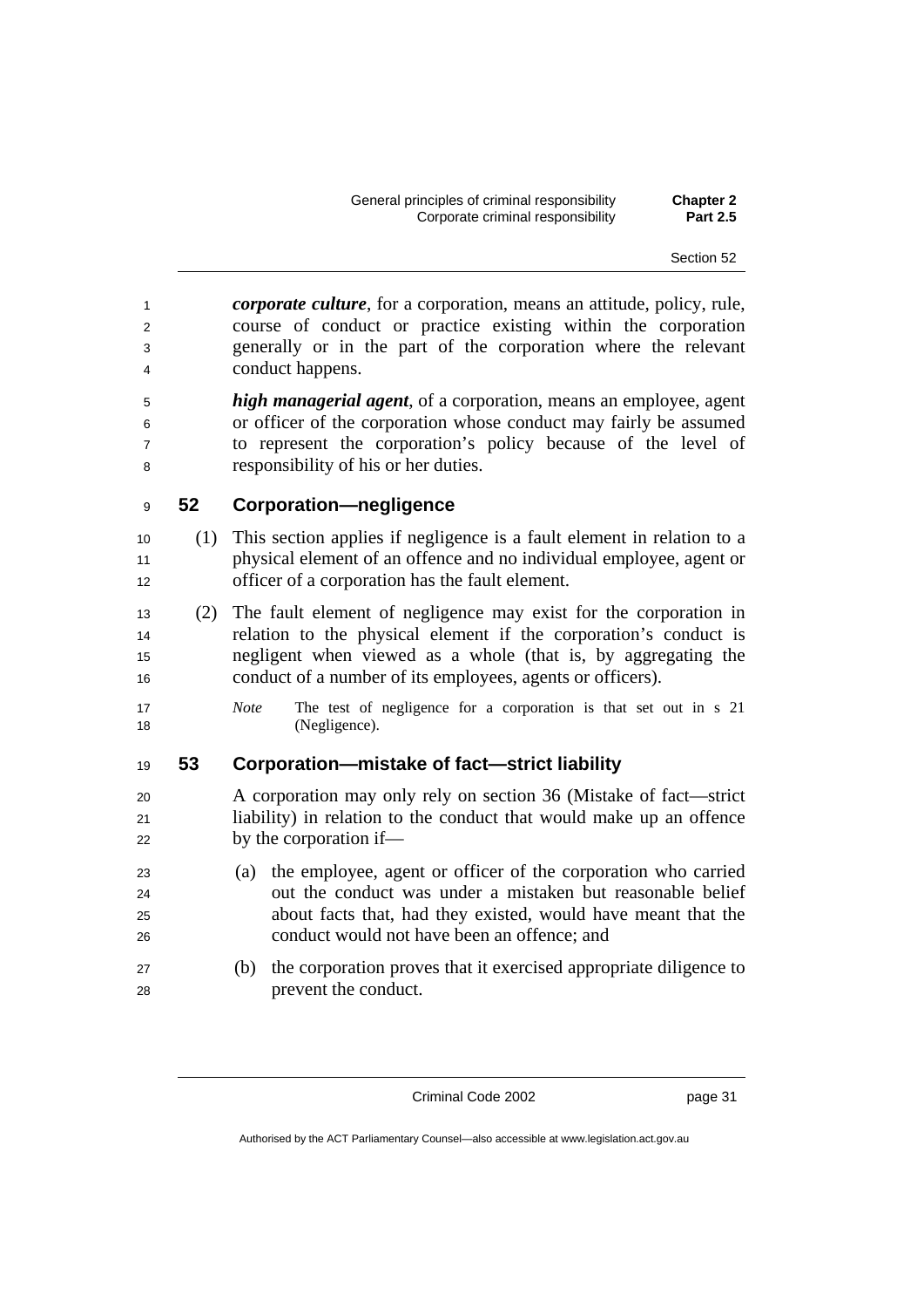***corporate culture***, for a corporation, means an attitude, policy, rule, course of conduct or practice existing within the corporation generally or in the part of the corporation where the relevant conduct happens.

***high managerial agent***, of a corporation, means an employee, agent or officer of the corporation whose conduct may fairly be assumed to represent the corporation's policy because of the level of responsibility of his or her duties.

## 52 Corporation—negligence

(1) This section applies if negligence is a fault element in relation to a physical element of an offence and no individual employee, agent or officer of a corporation has the fault element.

(2) The fault element of negligence may exist for the corporation in relation to the physical element if the corporation's conduct is negligent when viewed as a whole (that is, by aggregating the conduct of a number of its employees, agents or officers).

*Note* The test of negligence for a corporation is that set out in s 21 (Negligence).

## 53 Corporation—mistake of fact—strict liability

A corporation may only rely on section 36 (Mistake of fact—strict liability) in relation to the conduct that would make up an offence by the corporation if—

(a) the employee, agent or officer of the corporation who carried out the conduct was under a mistaken but reasonable belief about facts that, had they existed, would have meant that the conduct would not have been an offence; and

(b) the corporation proves that it exercised appropriate diligence to prevent the conduct.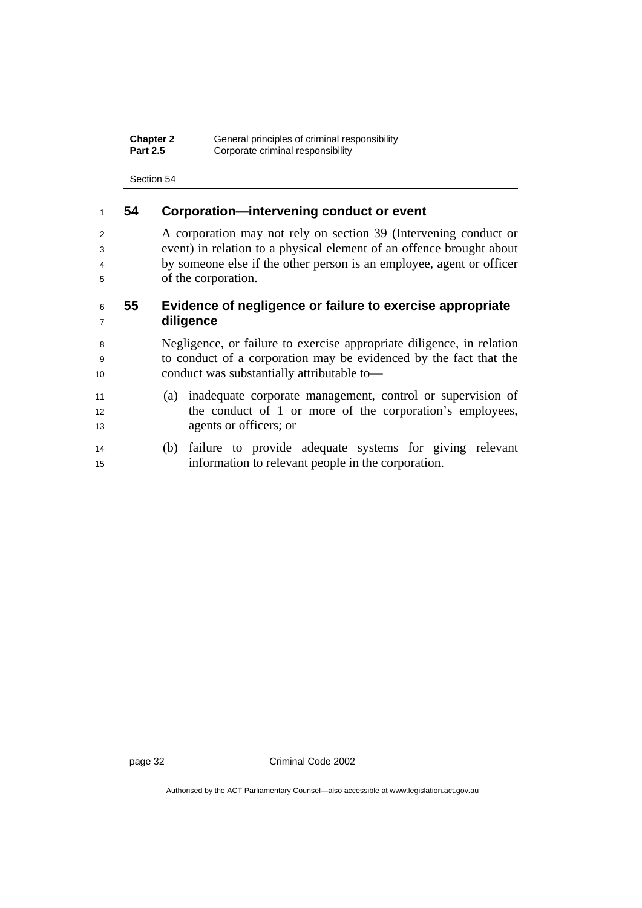## 54 Corporation—intervening conduct or event

A corporation may not rely on section 39 (Intervening conduct or event) in relation to a physical element of an offence brought about by someone else if the other person is an employee, agent or officer of the corporation.

## 55 Evidence of negligence or failure to exercise appropriate diligence

Negligence, or failure to exercise appropriate diligence, in relation to conduct of a corporation may be evidenced by the fact that the conduct was substantially attributable to—

(a) inadequate corporate management, control or supervision of the conduct of 1 or more of the corporation's employees, agents or officers; or

(b) failure to provide adequate systems for giving relevant information to relevant people in the corporation.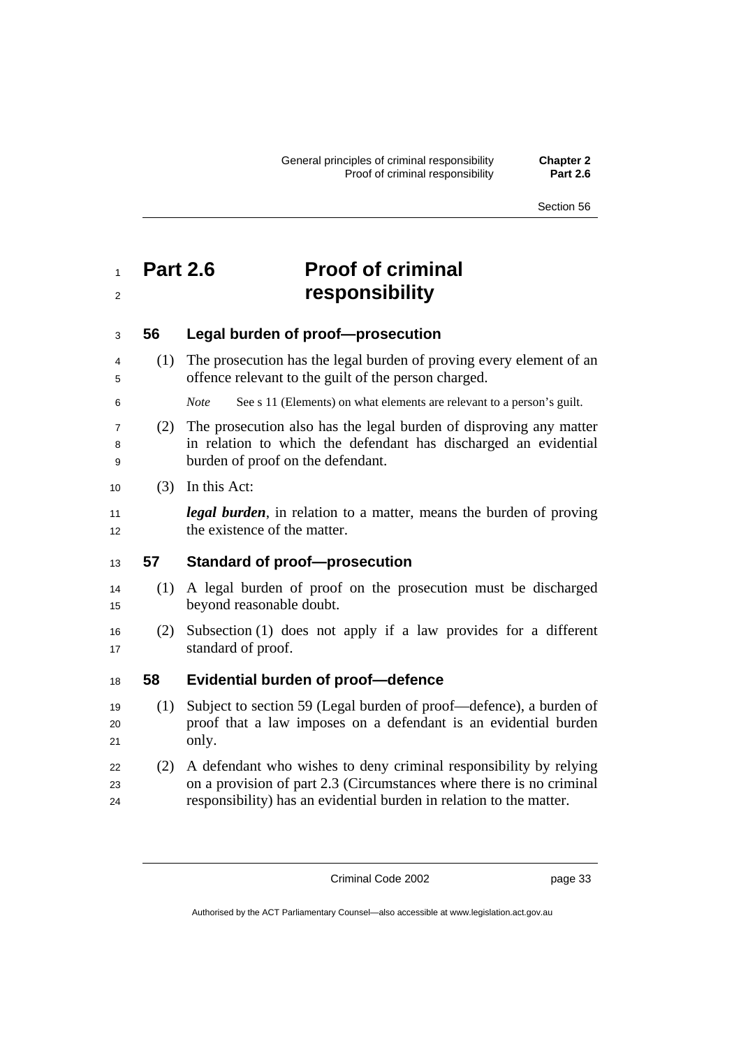# Part 2.6 Proof of criminal responsibility

## 56 Legal burden of proof—prosecution

(1) The prosecution has the legal burden of proving every element of an offence relevant to the guilt of the person charged.

*Note* See s 11 (Elements) on what elements are relevant to a person's guilt.

(2) The prosecution also has the legal burden of disproving any matter in relation to which the defendant has discharged an evidential burden of proof on the defendant.

(3) In this Act:

***legal burden***, in relation to a matter, means the burden of proving the existence of the matter.

## 57 Standard of proof—prosecution

(1) A legal burden of proof on the prosecution must be discharged beyond reasonable doubt.

(2) Subsection (1) does not apply if a law provides for a different standard of proof.

## 58 Evidential burden of proof—defence

(1) Subject to section 59 (Legal burden of proof—defence), a burden of proof that a law imposes on a defendant is an evidential burden only.

(2) A defendant who wishes to deny criminal responsibility by relying on a provision of part 2.3 (Circumstances where there is no criminal responsibility) has an evidential burden in relation to the matter.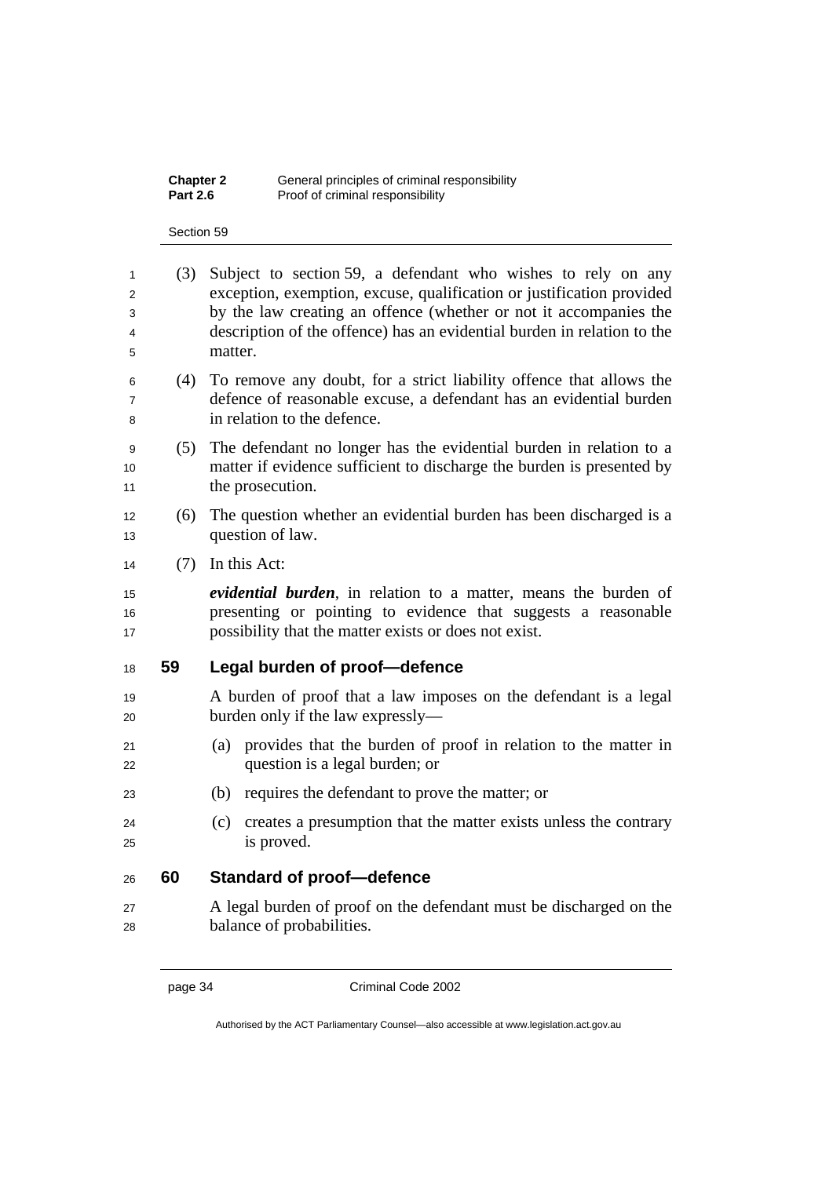(3) Subject to section 59, a defendant who wishes to rely on any exception, exemption, excuse, qualification or justification provided by the law creating an offence (whether or not it accompanies the description of the offence) has an evidential burden in relation to the matter.

(4) To remove any doubt, for a strict liability offence that allows the defence of reasonable excuse, a defendant has an evidential burden in relation to the defence.

(5) The defendant no longer has the evidential burden in relation to a matter if evidence sufficient to discharge the burden is presented by the prosecution.

(6) The question whether an evidential burden has been discharged is a question of law.

(7) In this Act:

***evidential burden***, in relation to a matter, means the burden of presenting or pointing to evidence that suggests a reasonable possibility that the matter exists or does not exist.

## 59 Legal burden of proof—defence

A burden of proof that a law imposes on the defendant is a legal burden only if the law expressly—

(a) provides that the burden of proof in relation to the matter in question is a legal burden; or

(b) requires the defendant to prove the matter; or

(c) creates a presumption that the matter exists unless the contrary is proved.

## 60 Standard of proof—defence

A legal burden of proof on the defendant must be discharged on the balance of probabilities.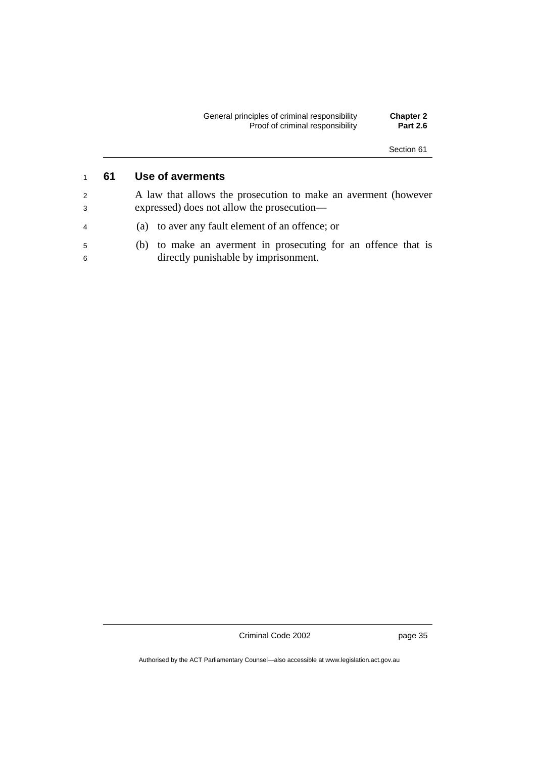## 61 Use of averments

A law that allows the prosecution to make an averment (however expressed) does not allow the prosecution—

(a) to aver any fault element of an offence; or

(b) to make an averment in prosecuting for an offence that is directly punishable by imprisonment.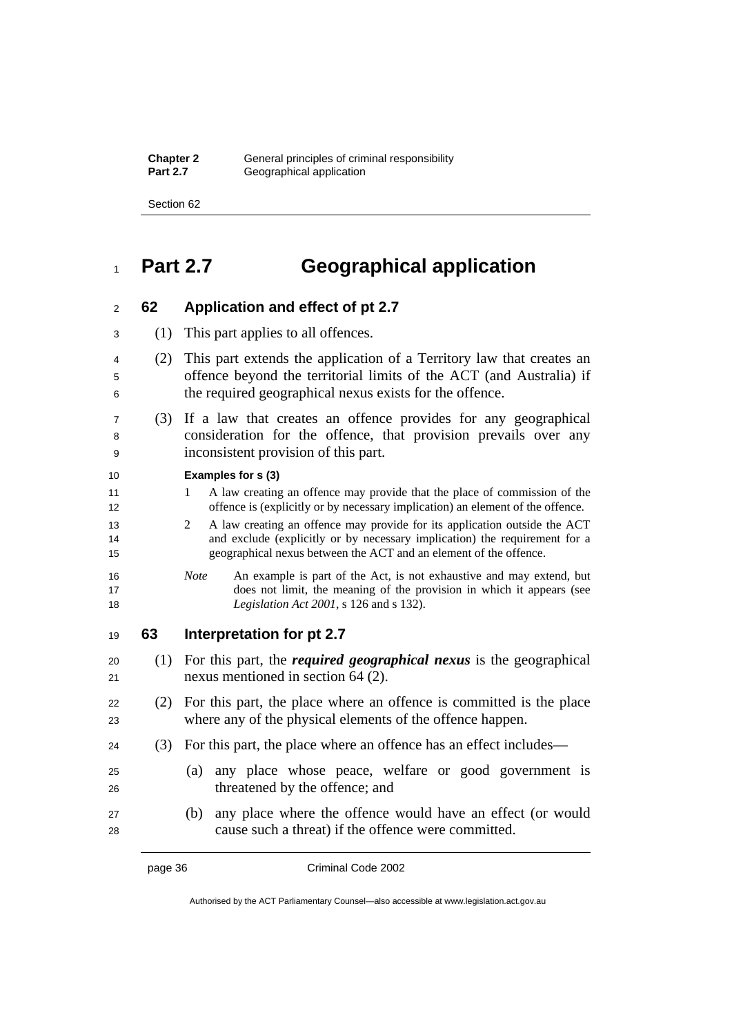# Part 2.7 Geographical application

## 62 Application and effect of pt 2.7

(1) This part applies to all offences.

(2) This part extends the application of a Territory law that creates an offence beyond the territorial limits of the ACT (and Australia) if the required geographical nexus exists for the offence.

(3) If a law that creates an offence provides for any geographical consideration for the offence, that provision prevails over any inconsistent provision of this part.

**Examples for s (3)**

1 A law creating an offence may provide that the place of commission of the offence is (explicitly or by necessary implication) an element of the offence.

2 A law creating an offence may provide for its application outside the ACT and exclude (explicitly or by necessary implication) the requirement for a geographical nexus between the ACT and an element of the offence.

*Note* An example is part of the Act, is not exhaustive and may extend, but does not limit, the meaning of the provision in which it appears (see *Legislation Act 2001*, s 126 and s 132).

## 63 Interpretation for pt 2.7

(1) For this part, the ***required geographical nexus*** is the geographical nexus mentioned in section 64 (2).

(2) For this part, the place where an offence is committed is the place where any of the physical elements of the offence happen.

(3) For this part, the place where an offence has an effect includes—

(a) any place whose peace, welfare or good government is threatened by the offence; and

(b) any place where the offence would have an effect (or would cause such a threat) if the offence were committed.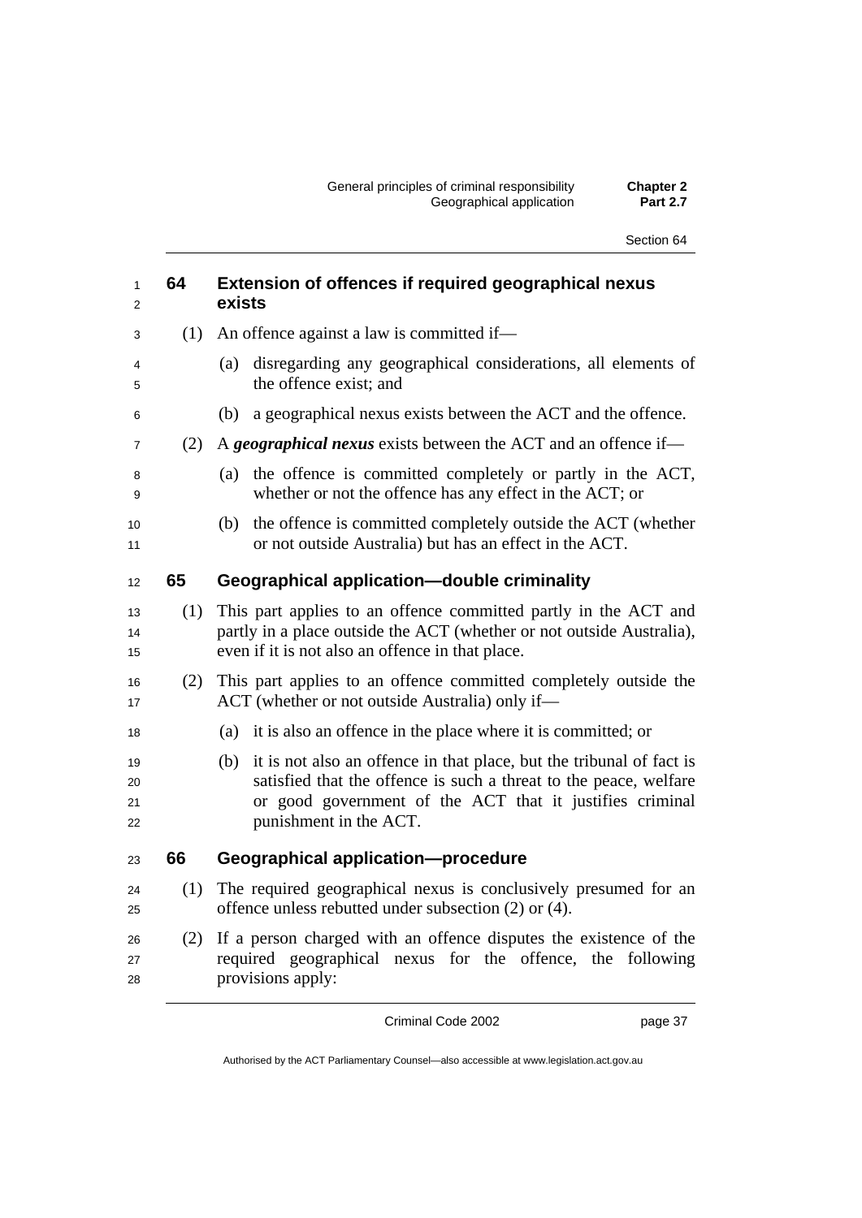## 64 Extension of offences if required geographical nexus exists

(1) An offence against a law is committed if—

(a) disregarding any geographical considerations, all elements of the offence exist; and

(b) a geographical nexus exists between the ACT and the offence.

(2) A ***geographical nexus*** exists between the ACT and an offence if—

(a) the offence is committed completely or partly in the ACT, whether or not the offence has any effect in the ACT; or

(b) the offence is committed completely outside the ACT (whether or not outside Australia) but has an effect in the ACT.

## 65 Geographical application—double criminality

(1) This part applies to an offence committed partly in the ACT and partly in a place outside the ACT (whether or not outside Australia), even if it is not also an offence in that place.

(2) This part applies to an offence committed completely outside the ACT (whether or not outside Australia) only if—

(a) it is also an offence in the place where it is committed; or

(b) it is not also an offence in that place, but the tribunal of fact is satisfied that the offence is such a threat to the peace, welfare or good government of the ACT that it justifies criminal punishment in the ACT.

## 66 Geographical application—procedure

(1) The required geographical nexus is conclusively presumed for an offence unless rebutted under subsection (2) or (4).

(2) If a person charged with an offence disputes the existence of the required geographical nexus for the offence, the following provisions apply: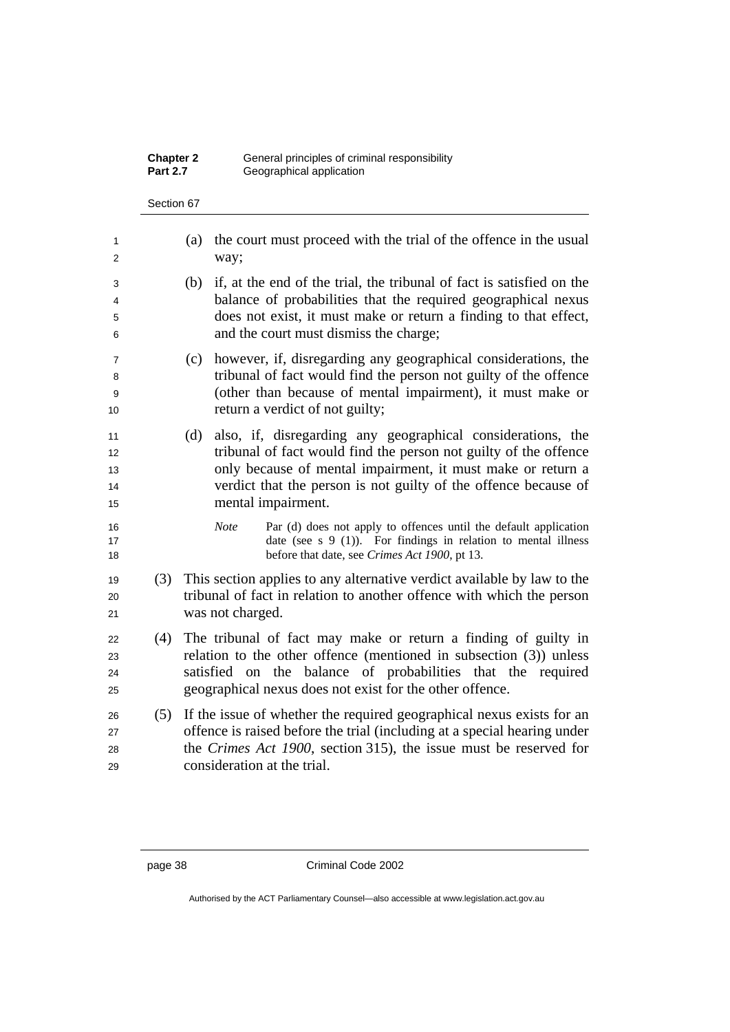(a) the court must proceed with the trial of the offence in the usual way;

(b) if, at the end of the trial, the tribunal of fact is satisfied on the balance of probabilities that the required geographical nexus does not exist, it must make or return a finding to that effect, and the court must dismiss the charge;

(c) however, if, disregarding any geographical considerations, the tribunal of fact would find the person not guilty of the offence (other than because of mental impairment), it must make or return a verdict of not guilty;

(d) also, if, disregarding any geographical considerations, the tribunal of fact would find the person not guilty of the offence only because of mental impairment, it must make or return a verdict that the person is not guilty of the offence because of mental impairment.

*Note* Par (d) does not apply to offences until the default application date (see s 9 (1)). For findings in relation to mental illness before that date, see *Crimes Act 1900*, pt 13.

(3) This section applies to any alternative verdict available by law to the tribunal of fact in relation to another offence with which the person was not charged.

(4) The tribunal of fact may make or return a finding of guilty in relation to the other offence (mentioned in subsection (3)) unless satisfied on the balance of probabilities that the required geographical nexus does not exist for the other offence.

(5) If the issue of whether the required geographical nexus exists for an offence is raised before the trial (including at a special hearing under the *Crimes Act 1900*, section 315), the issue must be reserved for consideration at the trial.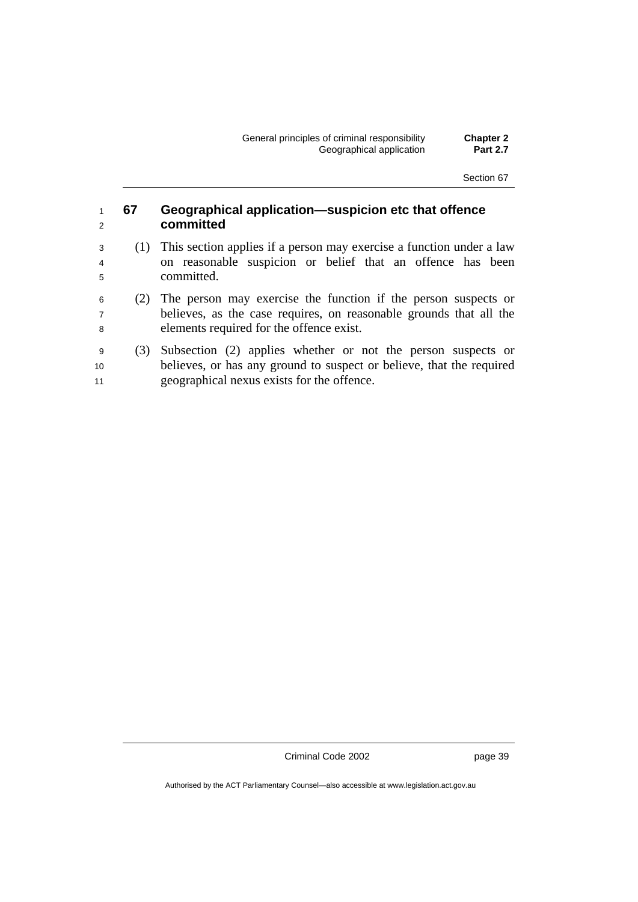## 67 Geographical application—suspicion etc that offence committed

(1) This section applies if a person may exercise a function under a law on reasonable suspicion or belief that an offence has been committed.

(2) The person may exercise the function if the person suspects or believes, as the case requires, on reasonable grounds that all the elements required for the offence exist.

(3) Subsection (2) applies whether or not the person suspects or believes, or has any ground to suspect or believe, that the required geographical nexus exists for the offence.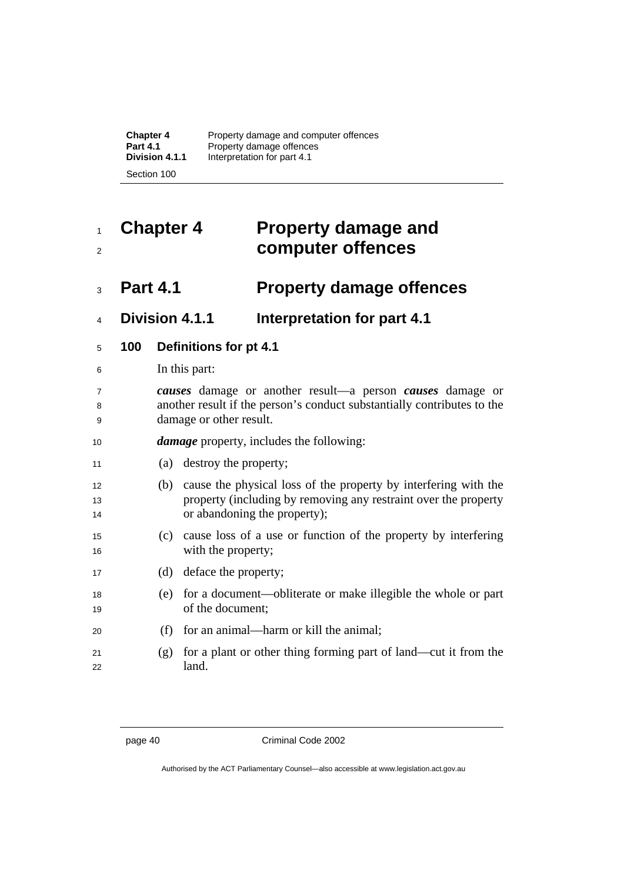# Chapter 4 Property damage and computer offences

## Part 4.1 Property damage offences

### Division 4.1.1 Interpretation for part 4.1

#### 100 Definitions for pt 4.1

In this part:

***causes*** damage or another result—a person ***causes*** damage or another result if the person's conduct substantially contributes to the damage or other result.

***damage*** property, includes the following:

(a) destroy the property;

(b) cause the physical loss of the property by interfering with the property (including by removing any restraint over the property or abandoning the property);

(c) cause loss of a use or function of the property by interfering with the property;

(d) deface the property;

(e) for a document—obliterate or make illegible the whole or part of the document;

(f) for an animal—harm or kill the animal;

(g) for a plant or other thing forming part of land—cut it from the land.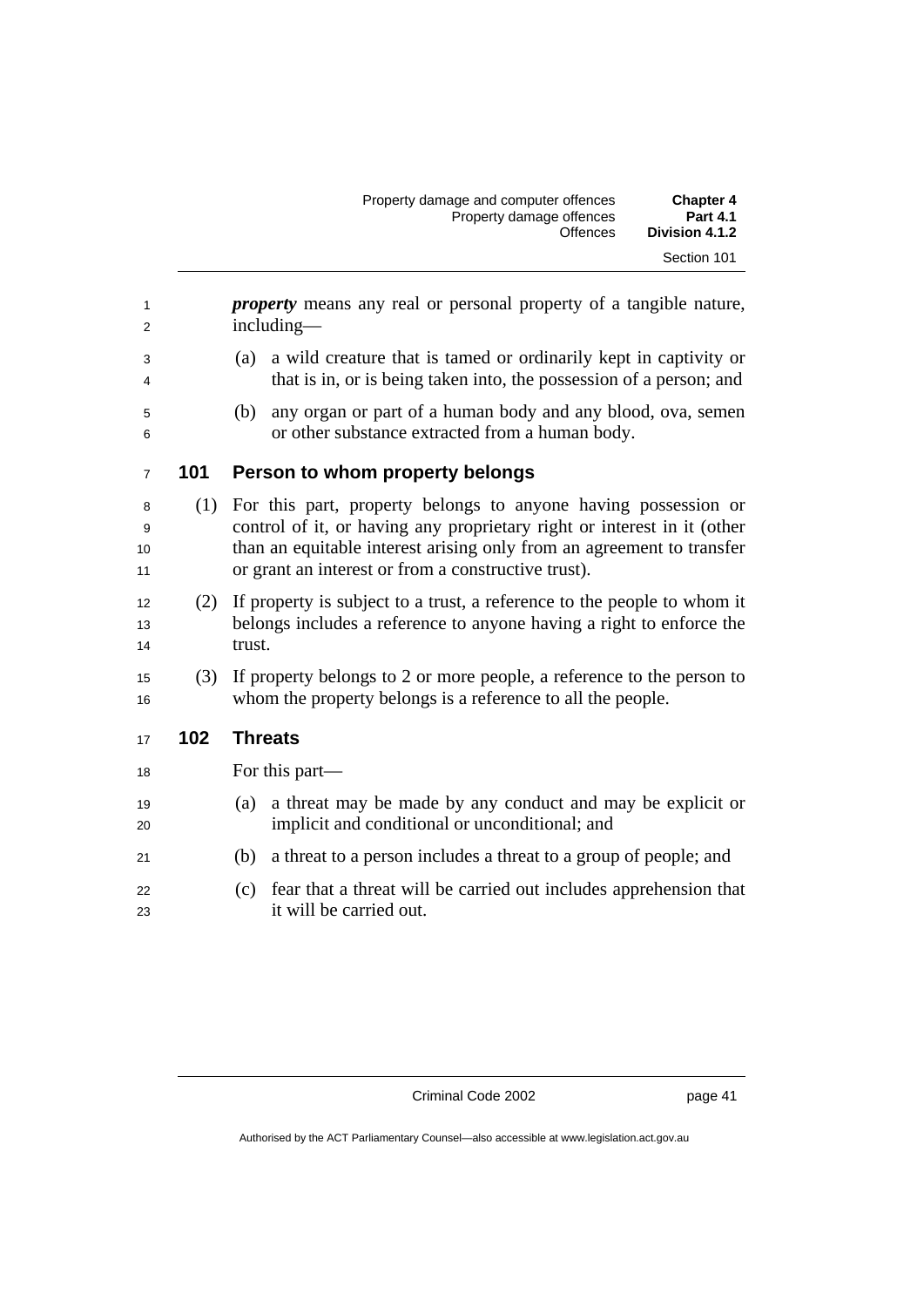***property*** means any real or personal property of a tangible nature, including—

(a) a wild creature that is tamed or ordinarily kept in captivity or that is in, or is being taken into, the possession of a person; and

(b) any organ or part of a human body and any blood, ova, semen or other substance extracted from a human body.

### 101 Person to whom property belongs

(1) For this part, property belongs to anyone having possession or control of it, or having any proprietary right or interest in it (other than an equitable interest arising only from an agreement to transfer or grant an interest or from a constructive trust).

(2) If property is subject to a trust, a reference to the people to whom it belongs includes a reference to anyone having a right to enforce the trust.

(3) If property belongs to 2 or more people, a reference to the person to whom the property belongs is a reference to all the people.

### 102 Threats

For this part—

(a) a threat may be made by any conduct and may be explicit or implicit and conditional or unconditional; and

(b) a threat to a person includes a threat to a group of people; and

(c) fear that a threat will be carried out includes apprehension that it will be carried out.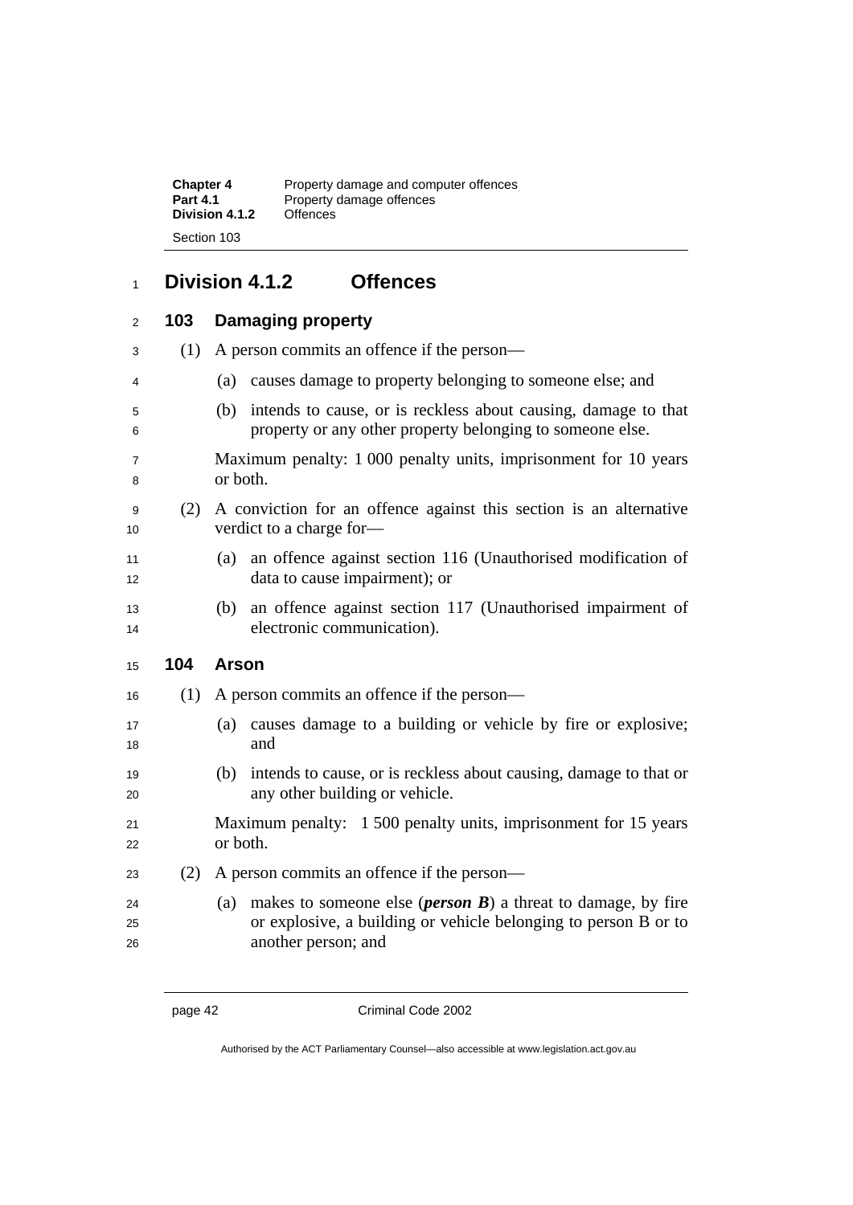## Division 4.1.2 Offences

### 103 Damaging property

(1) A person commits an offence if the person—

(a) causes damage to property belonging to someone else; and

(b) intends to cause, or is reckless about causing, damage to that property or any other property belonging to someone else.

Maximum penalty: 1 000 penalty units, imprisonment for 10 years or both.

(2) A conviction for an offence against this section is an alternative verdict to a charge for—

(a) an offence against section 116 (Unauthorised modification of data to cause impairment); or

(b) an offence against section 117 (Unauthorised impairment of electronic communication).

### 104 Arson

(1) A person commits an offence if the person—

(a) causes damage to a building or vehicle by fire or explosive; and

(b) intends to cause, or is reckless about causing, damage to that or any other building or vehicle.

Maximum penalty: 1 500 penalty units, imprisonment for 15 years or both.

(2) A person commits an offence if the person—

(a) makes to someone else (***person B***) a threat to damage, by fire or explosive, a building or vehicle belonging to person B or to another person; and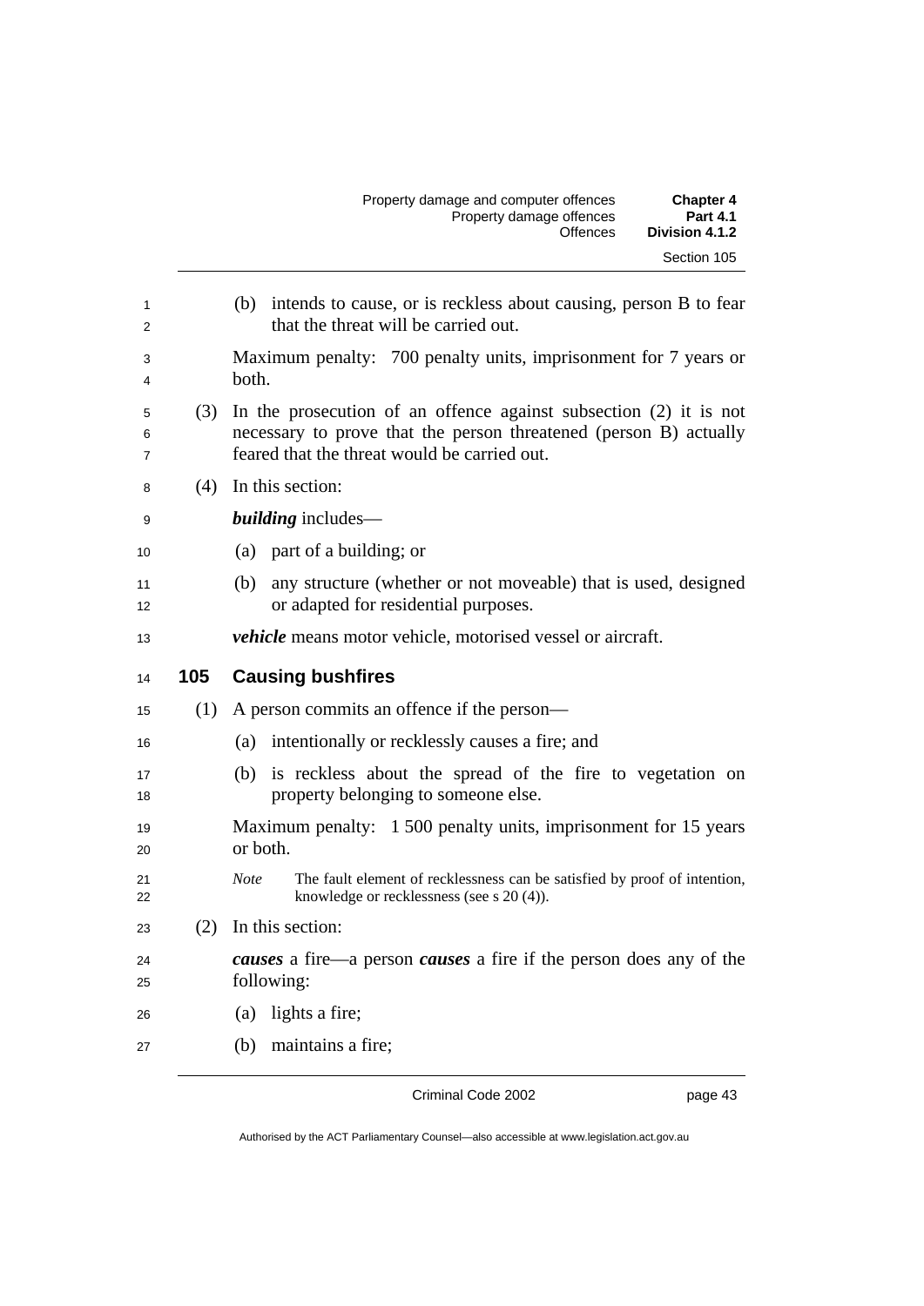(b) intends to cause, or is reckless about causing, person B to fear that the threat will be carried out.

Maximum penalty: 700 penalty units, imprisonment for 7 years or both.

(3) In the prosecution of an offence against subsection (2) it is not necessary to prove that the person threatened (person B) actually feared that the threat would be carried out.

(4) In this section:

***building*** includes—

(a) part of a building; or

(b) any structure (whether or not moveable) that is used, designed or adapted for residential purposes.

***vehicle*** means motor vehicle, motorised vessel or aircraft.

## 105 Causing bushfires

(1) A person commits an offence if the person—

(a) intentionally or recklessly causes a fire; and

(b) is reckless about the spread of the fire to vegetation on property belonging to someone else.

Maximum penalty: 1 500 penalty units, imprisonment for 15 years or both.

*Note* The fault element of recklessness can be satisfied by proof of intention, knowledge or recklessness (see s 20 (4)).

(2) In this section:

***causes*** a fire—a person ***causes*** a fire if the person does any of the following:

(a) lights a fire;

(b) maintains a fire;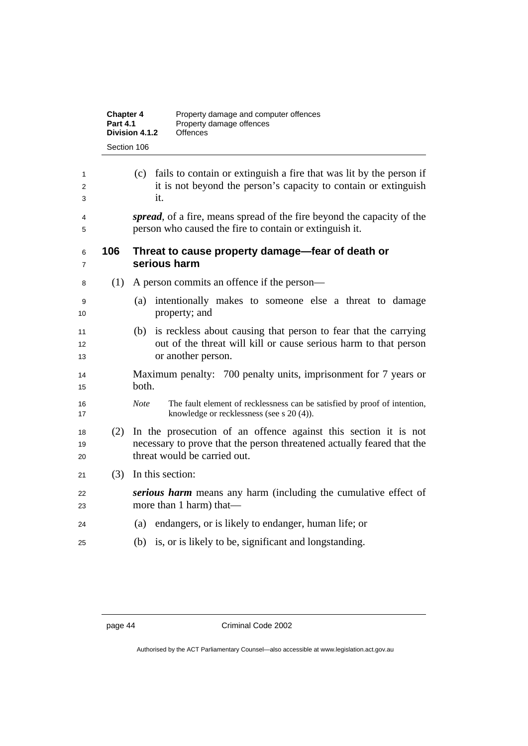(c) fails to contain or extinguish a fire that was lit by the person if it is not beyond the person's capacity to contain or extinguish it.

***spread***, of a fire, means spread of the fire beyond the capacity of the person who caused the fire to contain or extinguish it.

### 106 Threat to cause property damage—fear of death or serious harm

(1) A person commits an offence if the person—

(a) intentionally makes to someone else a threat to damage property; and

(b) is reckless about causing that person to fear that the carrying out of the threat will kill or cause serious harm to that person or another person.

Maximum penalty: 700 penalty units, imprisonment for 7 years or both.

*Note* The fault element of recklessness can be satisfied by proof of intention, knowledge or recklessness (see s 20 (4)).

(2) In the prosecution of an offence against this section it is not necessary to prove that the person threatened actually feared that the threat would be carried out.

(3) In this section:

***serious harm*** means any harm (including the cumulative effect of more than 1 harm) that—

(a) endangers, or is likely to endanger, human life; or

(b) is, or is likely to be, significant and longstanding.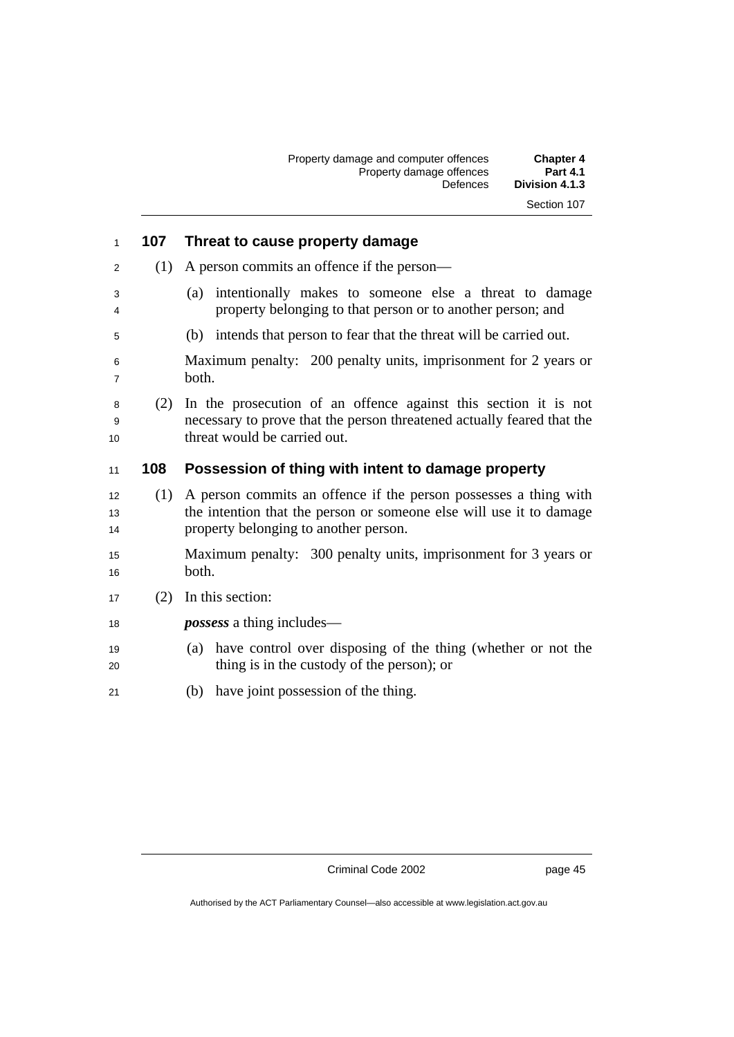## 107 Threat to cause property damage

(1) A person commits an offence if the person—

(a) intentionally makes to someone else a threat to damage property belonging to that person or to another person; and

(b) intends that person to fear that the threat will be carried out.

Maximum penalty: 200 penalty units, imprisonment for 2 years or both.

(2) In the prosecution of an offence against this section it is not necessary to prove that the person threatened actually feared that the threat would be carried out.

## 108 Possession of thing with intent to damage property

(1) A person commits an offence if the person possesses a thing with the intention that the person or someone else will use it to damage property belonging to another person.

Maximum penalty: 300 penalty units, imprisonment for 3 years or both.

(2) In this section:

***possess*** a thing includes—

(a) have control over disposing of the thing (whether or not the thing is in the custody of the person); or

(b) have joint possession of the thing.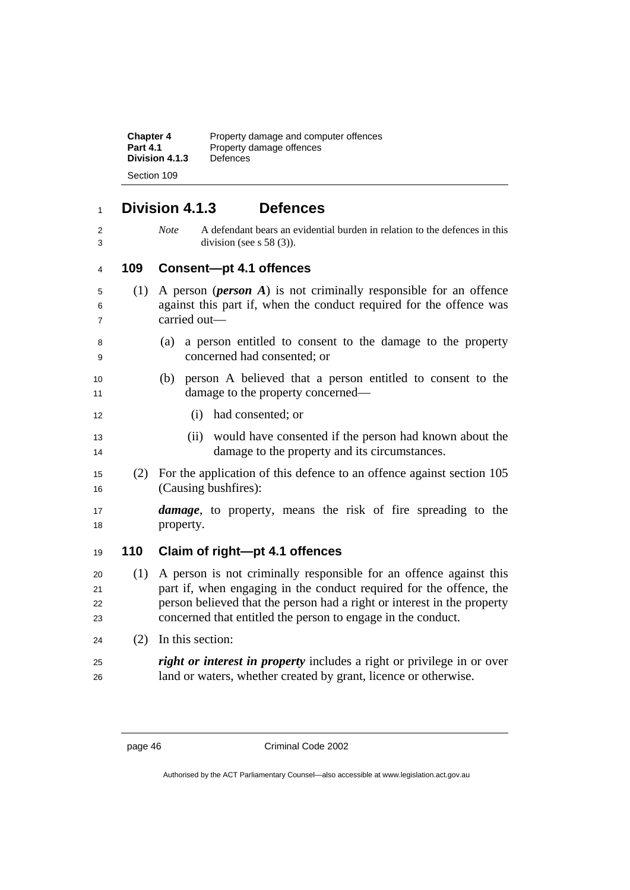## Division 4.1.3 Defences

*Note* A defendant bears an evidential burden in relation to the defences in this division (see s 58 (3)).

### 109 Consent—pt 4.1 offences

(1) A person (***person A***) is not criminally responsible for an offence against this part if, when the conduct required for the offence was carried out—

(a) a person entitled to consent to the damage to the property concerned had consented; or

(b) person A believed that a person entitled to consent to the damage to the property concerned—

(i) had consented; or

(ii) would have consented if the person had known about the damage to the property and its circumstances.

(2) For the application of this defence to an offence against section 105 (Causing bushfires):

***damage***, to property, means the risk of fire spreading to the property.

### 110 Claim of right—pt 4.1 offences

(1) A person is not criminally responsible for an offence against this part if, when engaging in the conduct required for the offence, the person believed that the person had a right or interest in the property concerned that entitled the person to engage in the conduct.

(2) In this section:

***right or interest in property*** includes a right or privilege in or over land or waters, whether created by grant, licence or otherwise.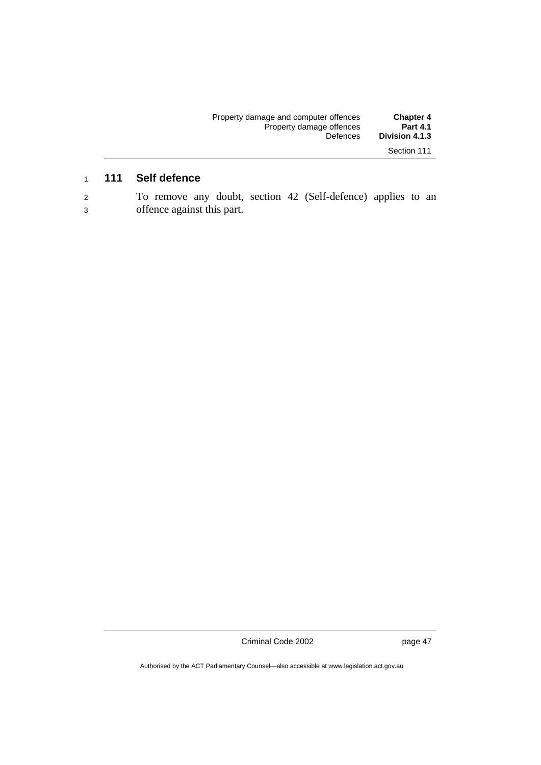## 111 Self defence

To remove any doubt, section 42 (Self-defence) applies to an offence against this part.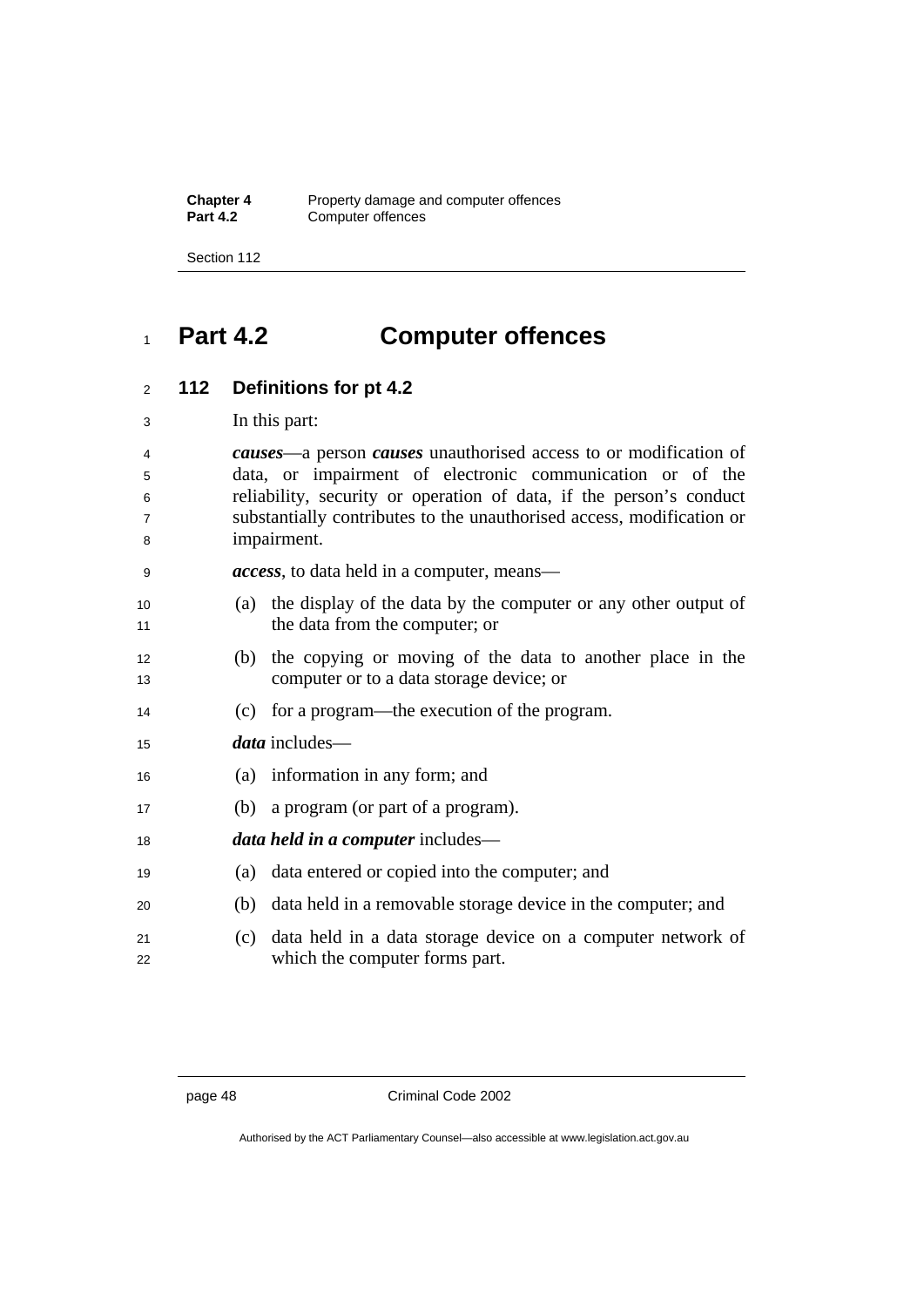# Part 4.2 Computer offences

## 112 Definitions for pt 4.2

In this part:

***causes***—a person ***causes*** unauthorised access to or modification of data, or impairment of electronic communication or of the reliability, security or operation of data, if the person's conduct substantially contributes to the unauthorised access, modification or impairment.

***access***, to data held in a computer, means—

(a) the display of the data by the computer or any other output of the data from the computer; or

(b) the copying or moving of the data to another place in the computer or to a data storage device; or

(c) for a program—the execution of the program.

***data*** includes—

(a) information in any form; and

(b) a program (or part of a program).

***data held in a computer*** includes—

(a) data entered or copied into the computer; and

(b) data held in a removable storage device in the computer; and

(c) data held in a data storage device on a computer network of which the computer forms part.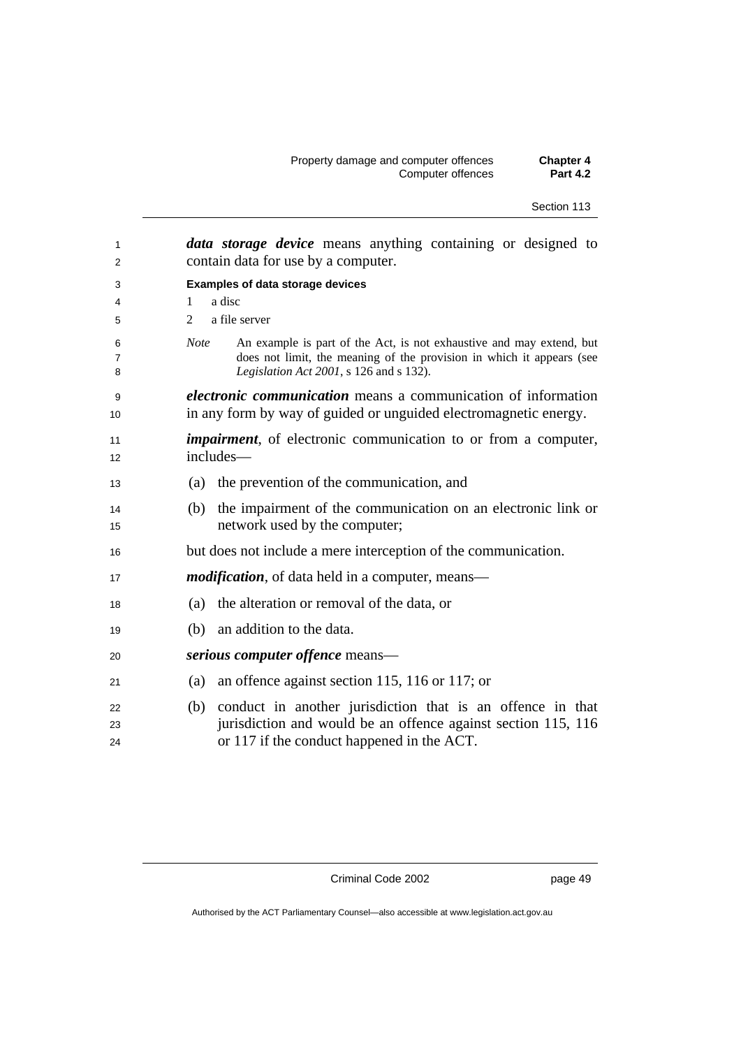***data storage device*** means anything containing or designed to contain data for use by a computer.

**Examples of data storage devices**

1 a disc

2 a file server

*Note* An example is part of the Act, is not exhaustive and may extend, but does not limit, the meaning of the provision in which it appears (see *Legislation Act 2001*, s 126 and s 132).

***electronic communication*** means a communication of information in any form by way of guided or unguided electromagnetic energy.

***impairment***, of electronic communication to or from a computer, includes—

(a) the prevention of the communication, and

(b) the impairment of the communication on an electronic link or network used by the computer;

but does not include a mere interception of the communication.

***modification***, of data held in a computer, means—

(a) the alteration or removal of the data, or

(b) an addition to the data.

***serious computer offence*** means—

(a) an offence against section 115, 116 or 117; or

(b) conduct in another jurisdiction that is an offence in that jurisdiction and would be an offence against section 115, 116 or 117 if the conduct happened in the ACT.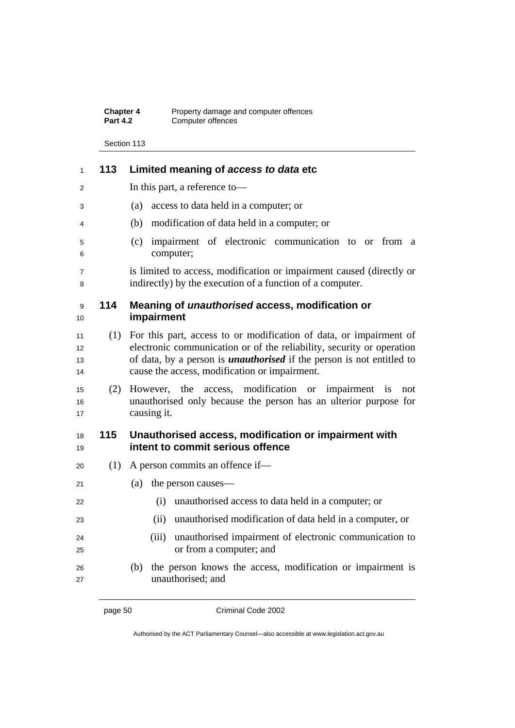## 113 Limited meaning of *access to data* etc

In this part, a reference to—

(a) access to data held in a computer; or

(b) modification of data held in a computer; or

(c) impairment of electronic communication to or from a computer;

is limited to access, modification or impairment caused (directly or indirectly) by the execution of a function of a computer.

## 114 Meaning of *unauthorised* access, modification or impairment

(1) For this part, access to or modification of data, or impairment of electronic communication or of the reliability, security or operation of data, by a person is ***unauthorised*** if the person is not entitled to cause the access, modification or impairment.

(2) However, the access, modification or impairment is not unauthorised only because the person has an ulterior purpose for causing it.

## 115 Unauthorised access, modification or impairment with intent to commit serious offence

(1) A person commits an offence if—

(a) the person causes—

(i) unauthorised access to data held in a computer; or

(ii) unauthorised modification of data held in a computer, or

(iii) unauthorised impairment of electronic communication to or from a computer; and

(b) the person knows the access, modification or impairment is unauthorised; and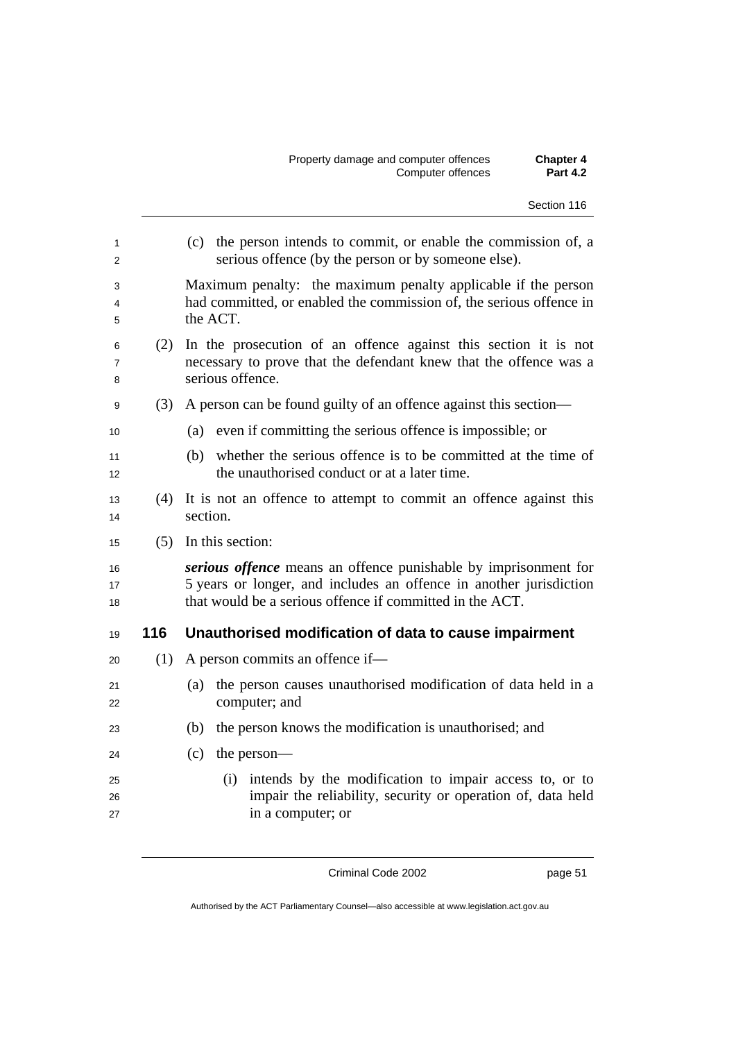(c) the person intends to commit, or enable the commission of, a serious offence (by the person or by someone else).

Maximum penalty: the maximum penalty applicable if the person had committed, or enabled the commission of, the serious offence in the ACT.

(2) In the prosecution of an offence against this section it is not necessary to prove that the defendant knew that the offence was a serious offence.

(3) A person can be found guilty of an offence against this section—

(a) even if committing the serious offence is impossible; or

(b) whether the serious offence is to be committed at the time of the unauthorised conduct or at a later time.

(4) It is not an offence to attempt to commit an offence against this section.

(5) In this section:

***serious offence*** means an offence punishable by imprisonment for 5 years or longer, and includes an offence in another jurisdiction that would be a serious offence if committed in the ACT.

## 116 Unauthorised modification of data to cause impairment

(1) A person commits an offence if—

(a) the person causes unauthorised modification of data held in a computer; and

(b) the person knows the modification is unauthorised; and

(c) the person—

(i) intends by the modification to impair access to, or to impair the reliability, security or operation of, data held in a computer; or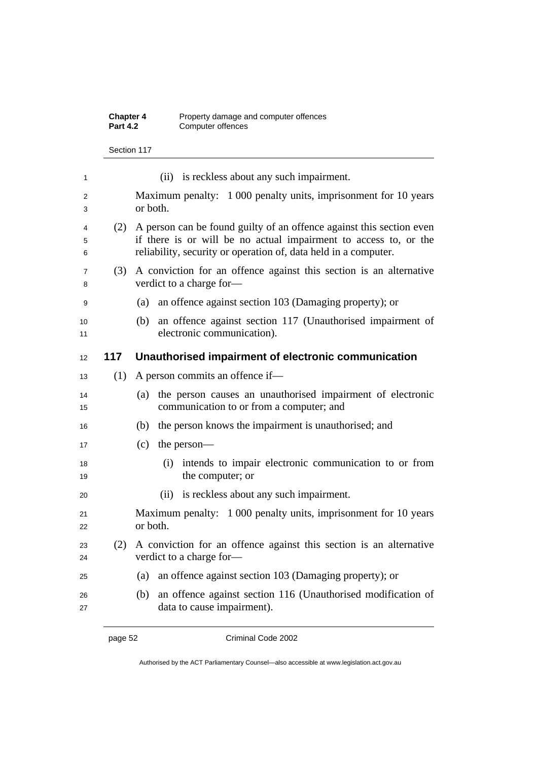(ii) is reckless about any such impairment.

Maximum penalty: 1 000 penalty units, imprisonment for 10 years or both.

(2) A person can be found guilty of an offence against this section even if there is or will be no actual impairment to access to, or the reliability, security or operation of, data held in a computer.

(3) A conviction for an offence against this section is an alternative verdict to a charge for—

(a) an offence against section 103 (Damaging property); or

(b) an offence against section 117 (Unauthorised impairment of electronic communication).

## 117 Unauthorised impairment of electronic communication

(1) A person commits an offence if—

(a) the person causes an unauthorised impairment of electronic communication to or from a computer; and

(b) the person knows the impairment is unauthorised; and

(c) the person—

(i) intends to impair electronic communication to or from the computer; or

(ii) is reckless about any such impairment.

Maximum penalty: 1 000 penalty units, imprisonment for 10 years or both.

(2) A conviction for an offence against this section is an alternative verdict to a charge for—

(a) an offence against section 103 (Damaging property); or

(b) an offence against section 116 (Unauthorised modification of data to cause impairment).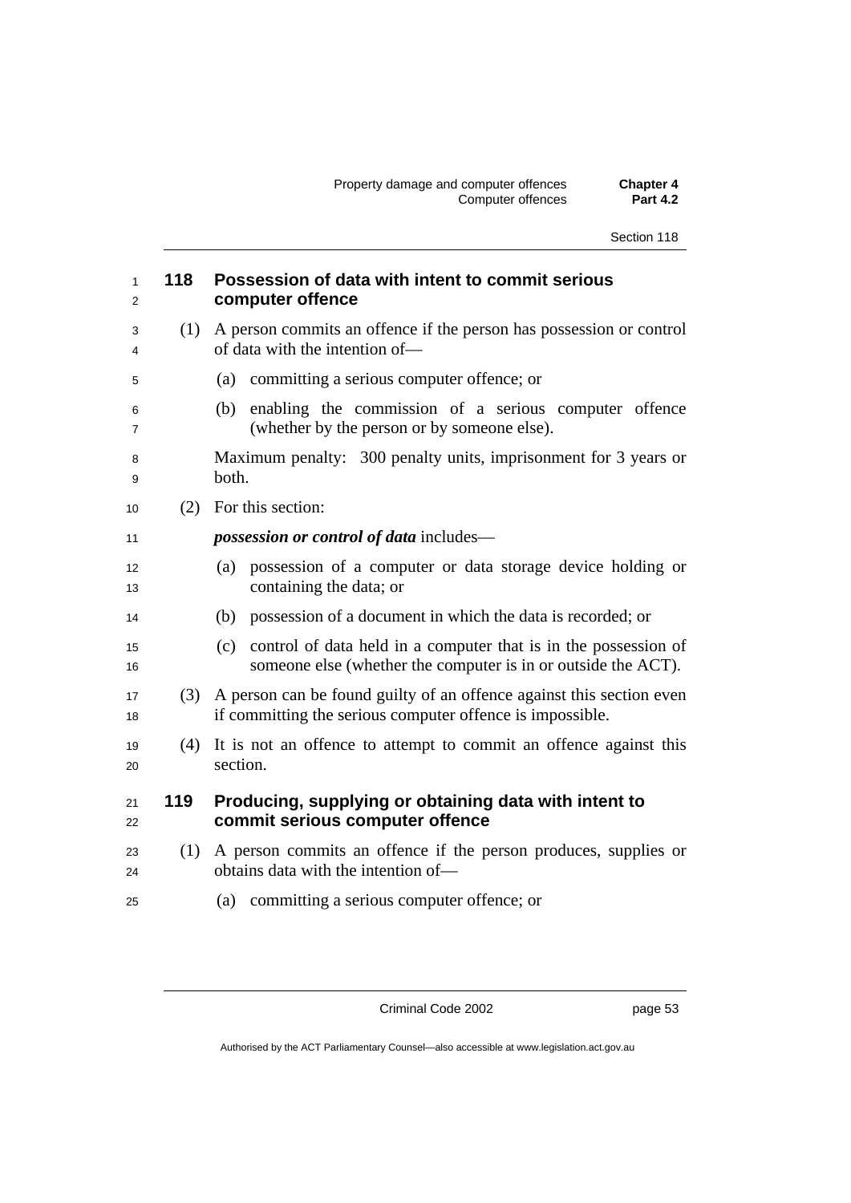## 118 Possession of data with intent to commit serious computer offence

(1) A person commits an offence if the person has possession or control of data with the intention of—

(a) committing a serious computer offence; or

(b) enabling the commission of a serious computer offence (whether by the person or by someone else).

Maximum penalty: 300 penalty units, imprisonment for 3 years or both.

(2) For this section:

***possession or control of data*** includes—

(a) possession of a computer or data storage device holding or containing the data; or

(b) possession of a document in which the data is recorded; or

(c) control of data held in a computer that is in the possession of someone else (whether the computer is in or outside the ACT).

(3) A person can be found guilty of an offence against this section even if committing the serious computer offence is impossible.

(4) It is not an offence to attempt to commit an offence against this section.

## 119 Producing, supplying or obtaining data with intent to commit serious computer offence

(1) A person commits an offence if the person produces, supplies or obtains data with the intention of—

(a) committing a serious computer offence; or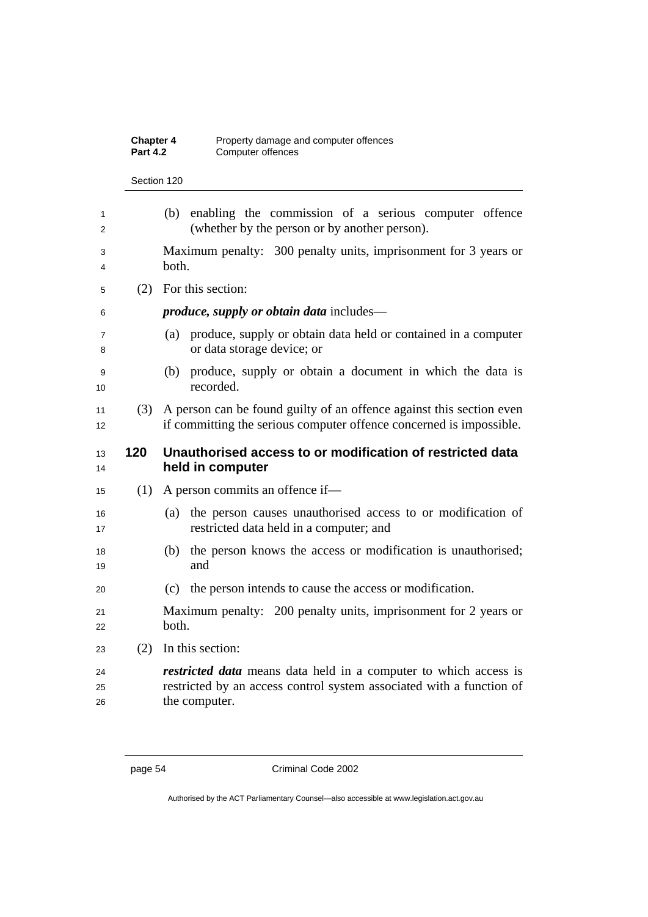(b) enabling the commission of a serious computer offence (whether by the person or by another person).

Maximum penalty: 300 penalty units, imprisonment for 3 years or both.

(2) For this section:

***produce, supply or obtain data*** includes—

(a) produce, supply or obtain data held or contained in a computer or data storage device; or

(b) produce, supply or obtain a document in which the data is recorded.

(3) A person can be found guilty of an offence against this section even if committing the serious computer offence concerned is impossible.

## 120 Unauthorised access to or modification of restricted data held in computer

(1) A person commits an offence if—

(a) the person causes unauthorised access to or modification of restricted data held in a computer; and

(b) the person knows the access or modification is unauthorised; and

(c) the person intends to cause the access or modification.

Maximum penalty: 200 penalty units, imprisonment for 2 years or both.

(2) In this section:

***restricted data*** means data held in a computer to which access is restricted by an access control system associated with a function of the computer.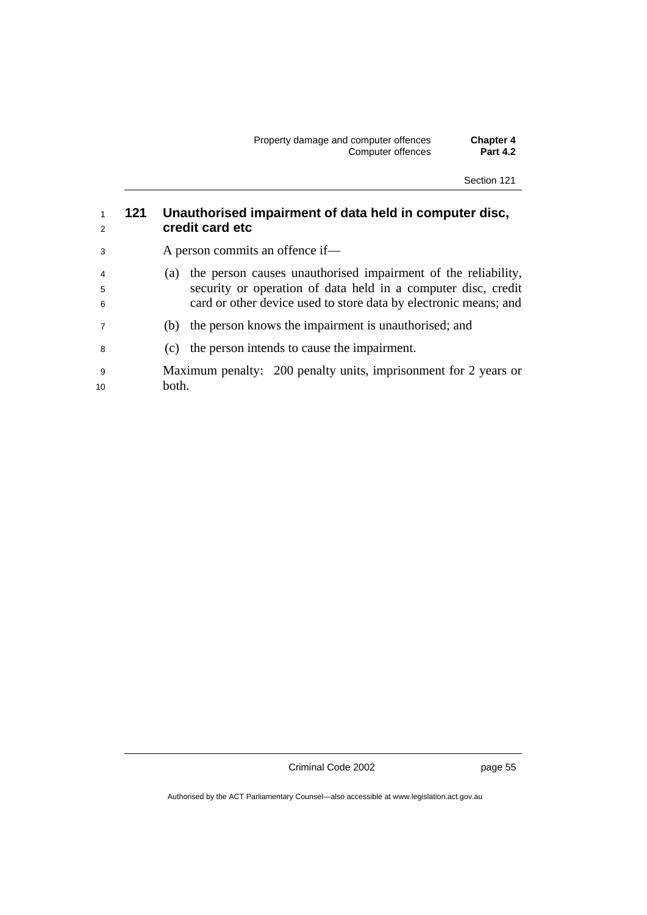## 121 Unauthorised impairment of data held in computer disc, credit card etc

A person commits an offence if—

(a) the person causes unauthorised impairment of the reliability, security or operation of data held in a computer disc, credit card or other device used to store data by electronic means; and

(b) the person knows the impairment is unauthorised; and

(c) the person intends to cause the impairment.

Maximum penalty: 200 penalty units, imprisonment for 2 years or both.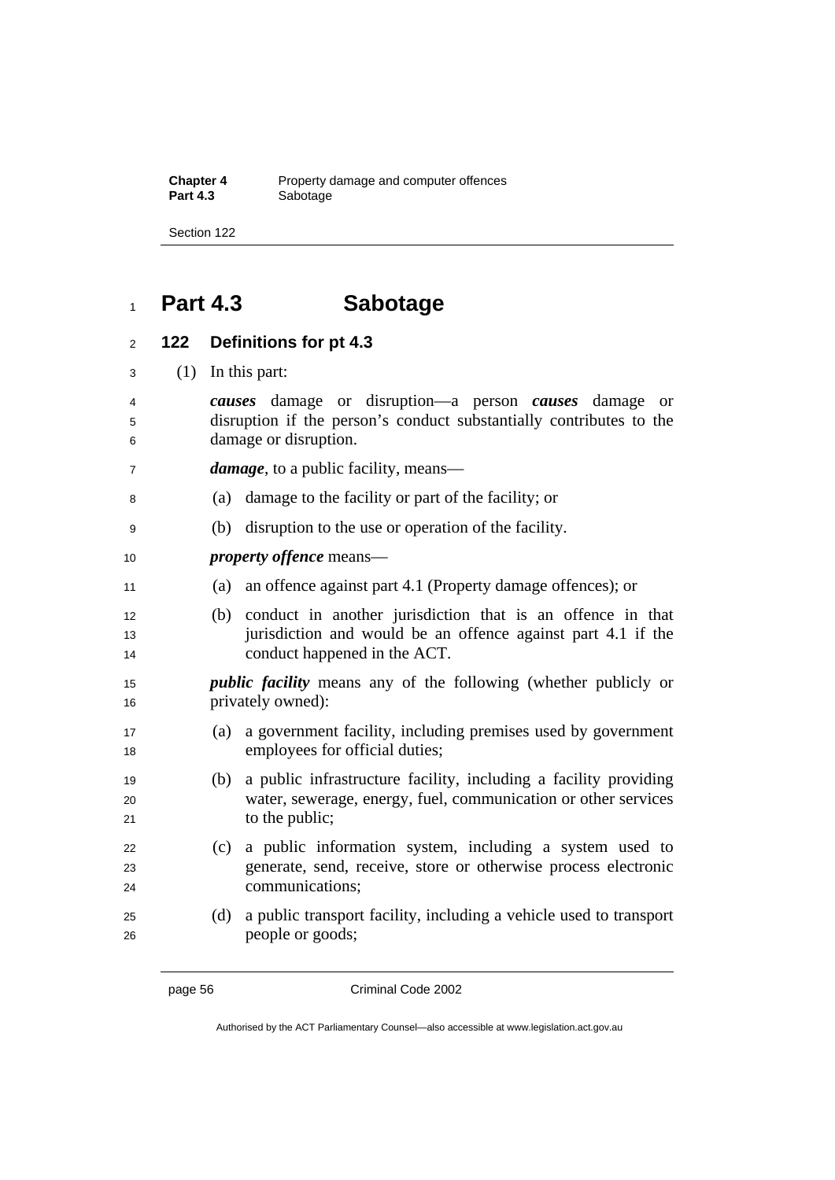# Part 4.3 Sabotage

## 122 Definitions for pt 4.3

(1) In this part:

***causes*** damage or disruption—a person ***causes*** damage or disruption if the person's conduct substantially contributes to the damage or disruption.

***damage***, to a public facility, means—

(a) damage to the facility or part of the facility; or

(b) disruption to the use or operation of the facility.

***property offence*** means—

(a) an offence against part 4.1 (Property damage offences); or

(b) conduct in another jurisdiction that is an offence in that jurisdiction and would be an offence against part 4.1 if the conduct happened in the ACT.

***public facility*** means any of the following (whether publicly or privately owned):

(a) a government facility, including premises used by government employees for official duties;

(b) a public infrastructure facility, including a facility providing water, sewerage, energy, fuel, communication or other services to the public;

(c) a public information system, including a system used to generate, send, receive, store or otherwise process electronic communications;

(d) a public transport facility, including a vehicle used to transport people or goods;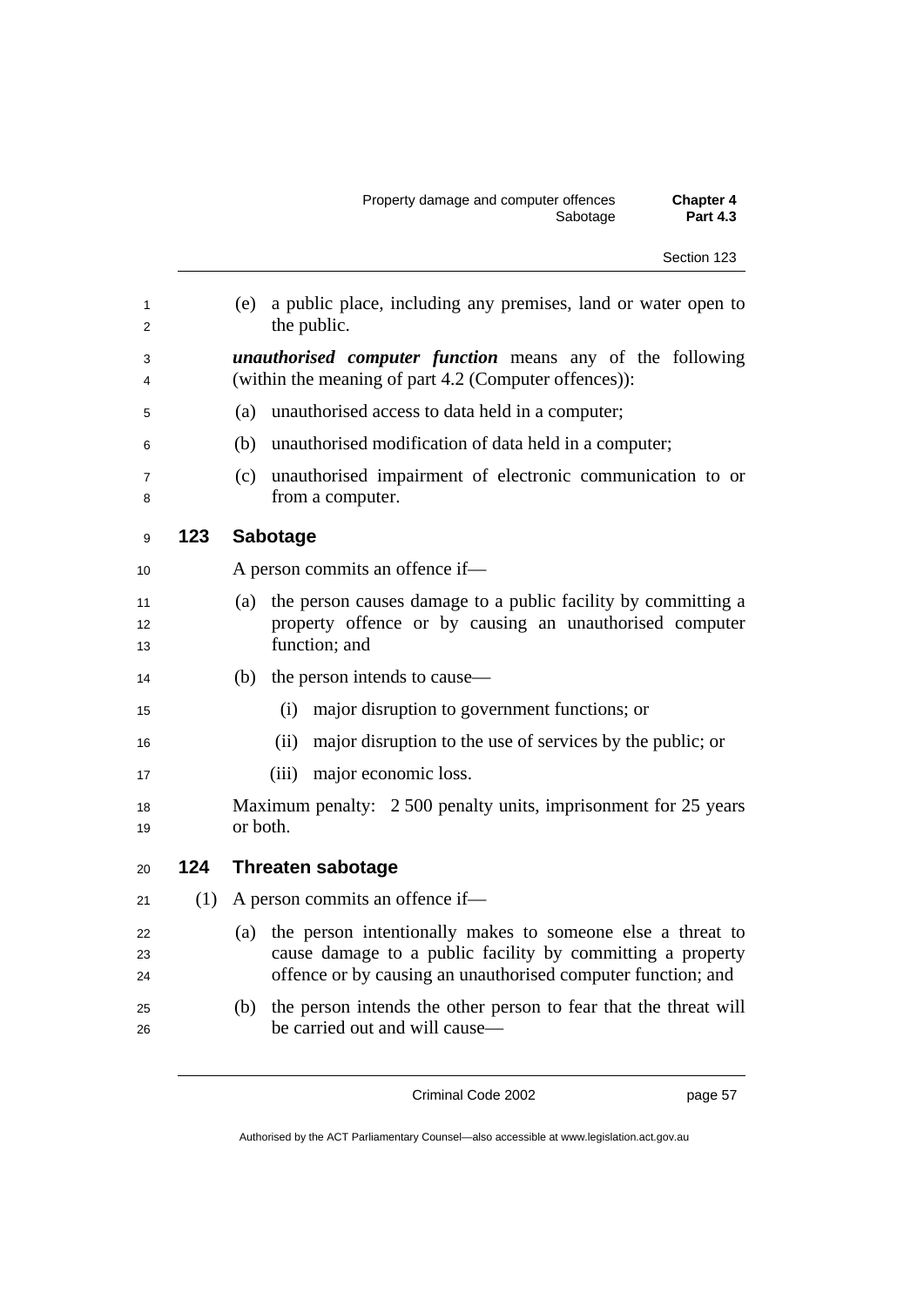(e) a public place, including any premises, land or water open to the public.

***unauthorised computer function*** means any of the following (within the meaning of part 4.2 (Computer offences)):

(a) unauthorised access to data held in a computer;

(b) unauthorised modification of data held in a computer;

(c) unauthorised impairment of electronic communication to or from a computer.

## 123 Sabotage

A person commits an offence if—

(a) the person causes damage to a public facility by committing a property offence or by causing an unauthorised computer function; and

(b) the person intends to cause—

(i) major disruption to government functions; or

(ii) major disruption to the use of services by the public; or

(iii) major economic loss.

Maximum penalty: 2 500 penalty units, imprisonment for 25 years or both.

## 124 Threaten sabotage

(1) A person commits an offence if—

(a) the person intentionally makes to someone else a threat to cause damage to a public facility by committing a property offence or by causing an unauthorised computer function; and

(b) the person intends the other person to fear that the threat will be carried out and will cause—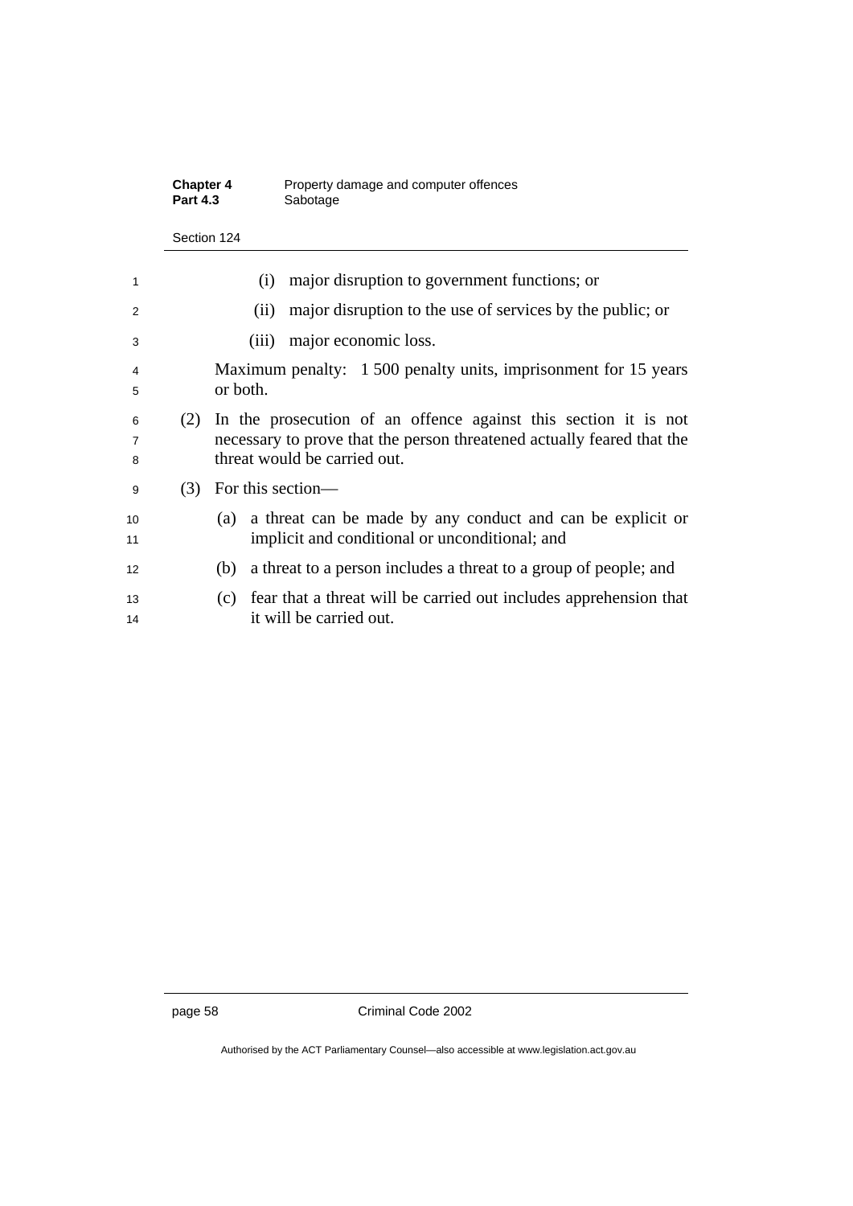(i) major disruption to government functions; or

(ii) major disruption to the use of services by the public; or

(iii) major economic loss.

Maximum penalty: 1 500 penalty units, imprisonment for 15 years or both.

(2) In the prosecution of an offence against this section it is not necessary to prove that the person threatened actually feared that the threat would be carried out.

(3) For this section—

(a) a threat can be made by any conduct and can be explicit or implicit and conditional or unconditional; and

(b) a threat to a person includes a threat to a group of people; and

(c) fear that a threat will be carried out includes apprehension that it will be carried out.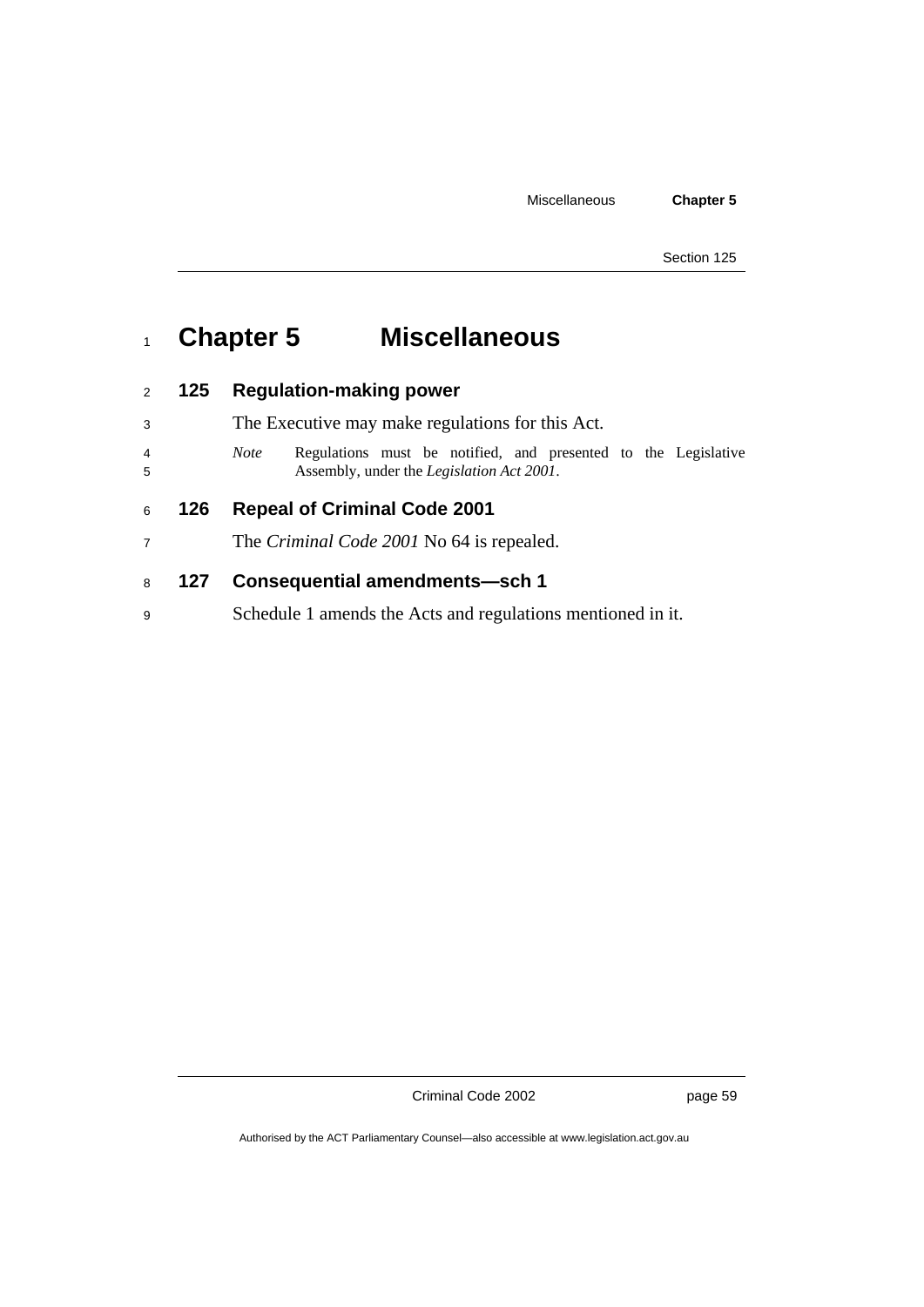# Chapter 5 Miscellaneous

## 125 Regulation-making power

The Executive may make regulations for this Act.

*Note* Regulations must be notified, and presented to the Legislative Assembly, under the *Legislation Act 2001*.

## 126 Repeal of Criminal Code 2001

The *Criminal Code 2001* No 64 is repealed.

## 127 Consequential amendments—sch 1

Schedule 1 amends the Acts and regulations mentioned in it.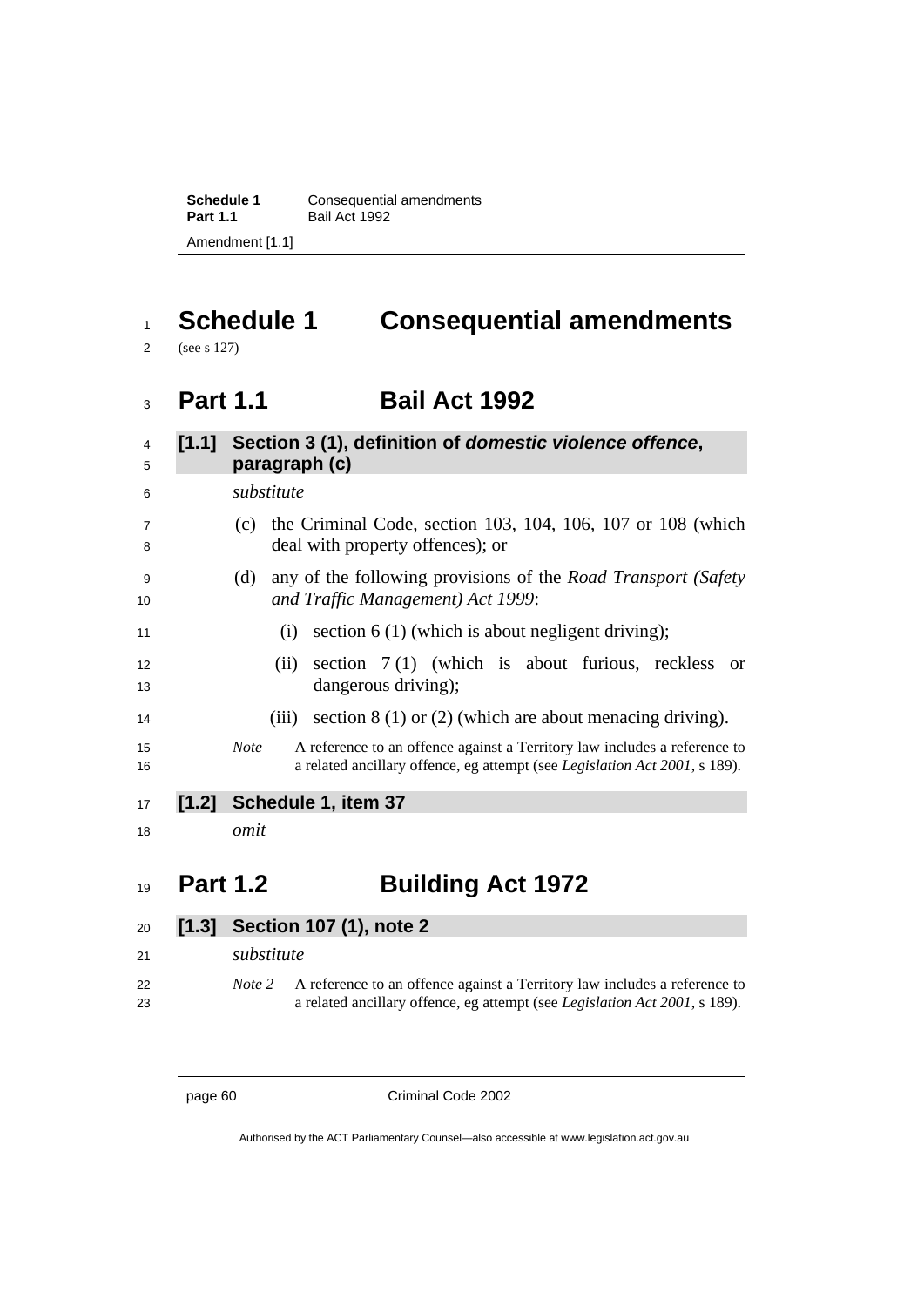# Schedule 1 Consequential amendments

(see s 127)

## Part 1.1 Bail Act 1992

### [1.1] Section 3 (1), definition of *domestic violence offence*, paragraph (c)

*substitute*

(c) the Criminal Code, section 103, 104, 106, 107 or 108 (which deal with property offences); or

(d) any of the following provisions of the *Road Transport (Safety and Traffic Management) Act 1999*:

(i) section 6 (1) (which is about negligent driving);

(ii) section 7 (1) (which is about furious, reckless or dangerous driving);

(iii) section 8 (1) or (2) (which are about menacing driving).

*Note* A reference to an offence against a Territory law includes a reference to a related ancillary offence, eg attempt (see *Legislation Act 2001*, s 189).

### [1.2] Schedule 1, item 37

*omit*

## Part 1.2 Building Act 1972

### [1.3] Section 107 (1), note 2

*substitute*

*Note 2* A reference to an offence against a Territory law includes a reference to a related ancillary offence, eg attempt (see *Legislation Act 2001*, s 189).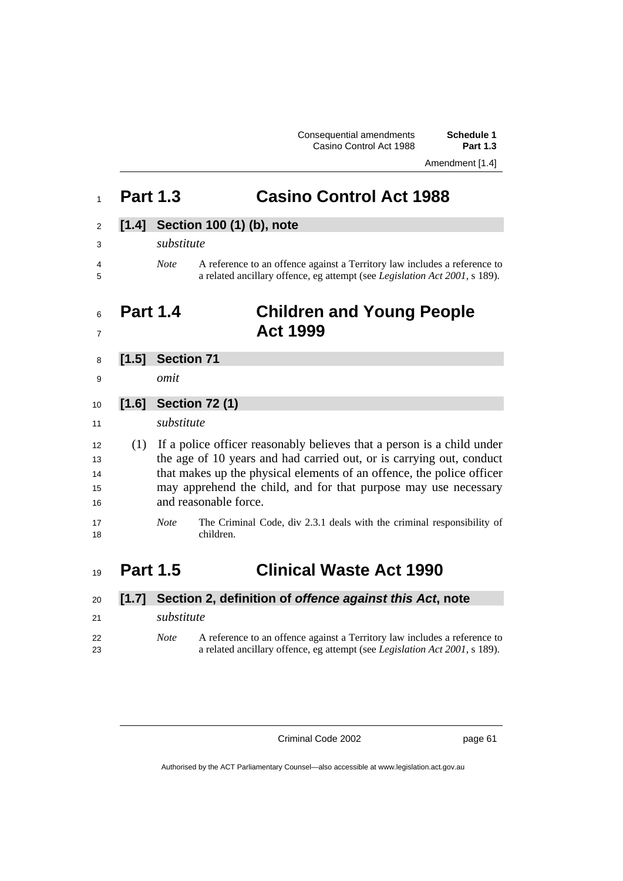## Part 1.3 Casino Control Act 1988

### [1.4] Section 100 (1) (b), note

*substitute*

*Note* A reference to an offence against a Territory law includes a reference to a related ancillary offence, eg attempt (see *Legislation Act 2001*, s 189).

## Part 1.4 Children and Young People Act 1999

### [1.5] Section 71

*omit*

### [1.6] Section 72 (1)

*substitute*

(1) If a police officer reasonably believes that a person is a child under the age of 10 years and had carried out, or is carrying out, conduct that makes up the physical elements of an offence, the police officer may apprehend the child, and for that purpose may use necessary and reasonable force.

*Note* The Criminal Code, div 2.3.1 deals with the criminal responsibility of children.

## Part 1.5 Clinical Waste Act 1990

### [1.7] Section 2, definition of *offence against this Act*, note

*substitute*

*Note* A reference to an offence against a Territory law includes a reference to a related ancillary offence, eg attempt (see *Legislation Act 2001*, s 189).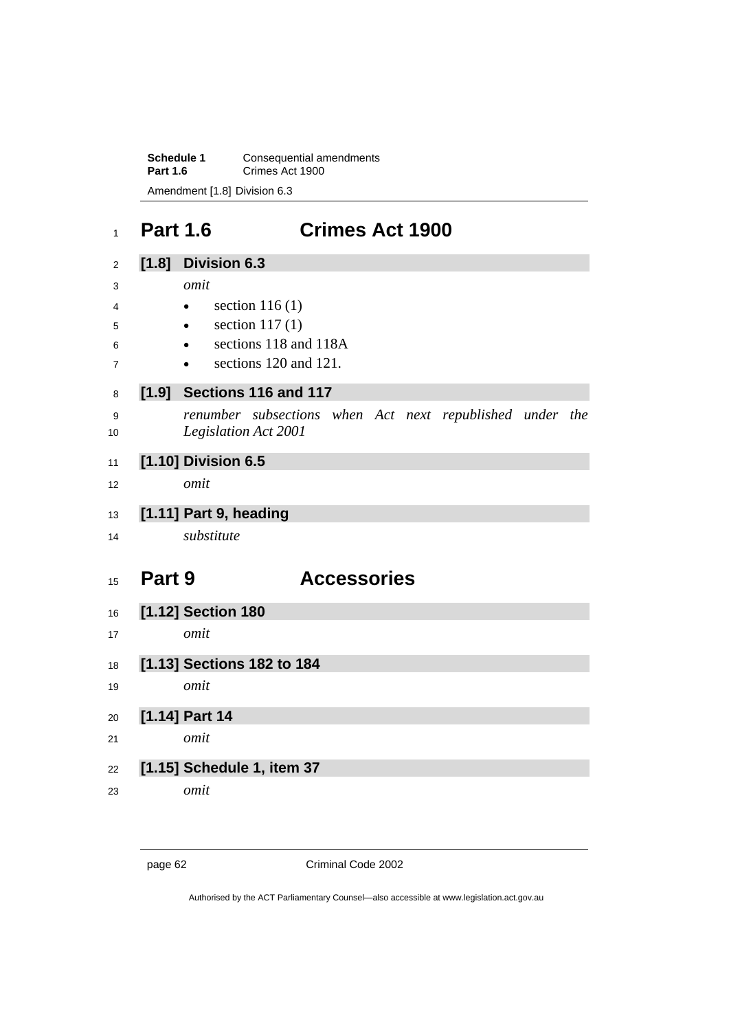## Part 1.6 Crimes Act 1900

### [1.8] Division 6.3

*omit*

- section 116 (1)
- section 117 (1)
- sections 118 and 118A
- sections 120 and 121.

### [1.9] Sections 116 and 117

*renumber subsections when Act next republished under the Legislation Act 2001*

### [1.10] Division 6.5

*omit*

### [1.11] Part 9, heading

*substitute*

## Part 9 Accessories

### [1.12] Section 180

*omit*

### [1.13] Sections 182 to 184

*omit*

### [1.14] Part 14

*omit*

### [1.15] Schedule 1, item 37

*omit*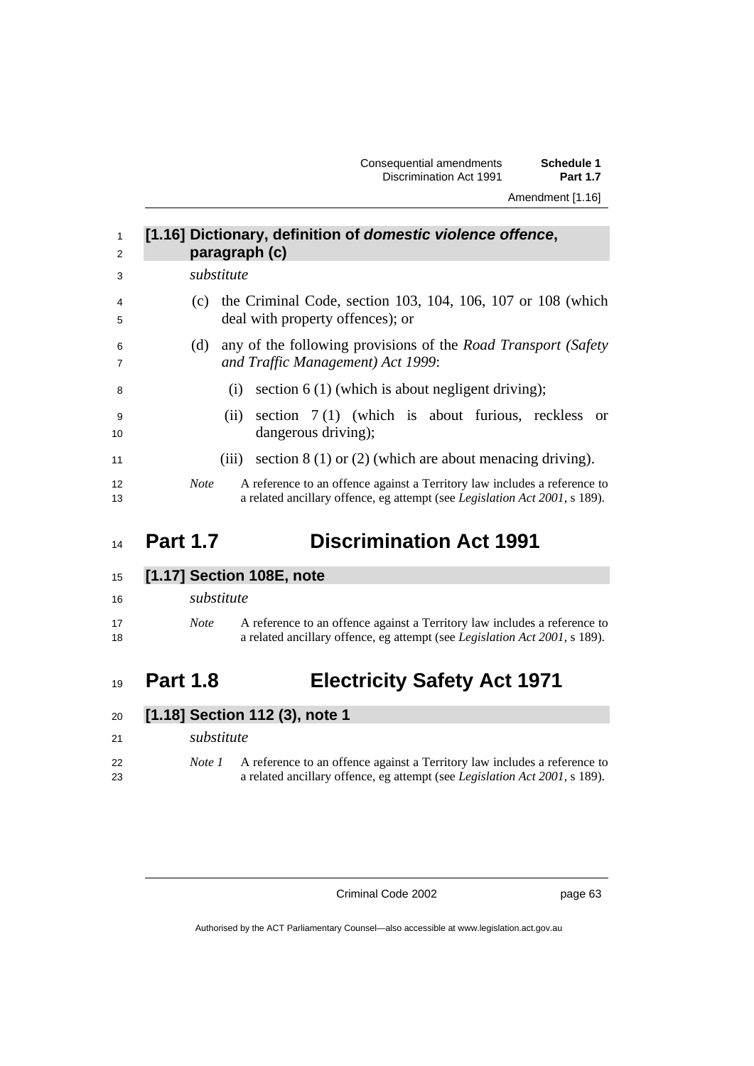### [1.16] Dictionary, definition of *domestic violence offence*, paragraph (c)

*substitute*

(c) the Criminal Code, section 103, 104, 106, 107 or 108 (which deal with property offences); or

(d) any of the following provisions of the *Road Transport (Safety and Traffic Management) Act 1999*:

(i) section 6 (1) (which is about negligent driving);

(ii) section 7 (1) (which is about furious, reckless or dangerous driving);

(iii) section 8 (1) or (2) (which are about menacing driving).

*Note* A reference to an offence against a Territory law includes a reference to a related ancillary offence, eg attempt (see *Legislation Act 2001*, s 189).

## Part 1.7 Discrimination Act 1991

### [1.17] Section 108E, note

*substitute*

*Note* A reference to an offence against a Territory law includes a reference to a related ancillary offence, eg attempt (see *Legislation Act 2001*, s 189).

## Part 1.8 Electricity Safety Act 1971

### [1.18] Section 112 (3), note 1

*substitute*

*Note 1* A reference to an offence against a Territory law includes a reference to a related ancillary offence, eg attempt (see *Legislation Act 2001*, s 189).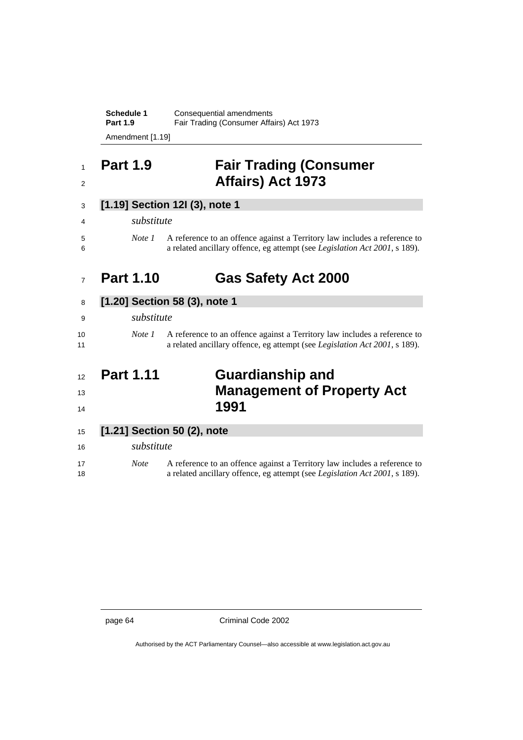## Part 1.9 Fair Trading (Consumer Affairs) Act 1973

### [1.19] Section 12I (3), note 1

*substitute*

*Note 1* A reference to an offence against a Territory law includes a reference to a related ancillary offence, eg attempt (see *Legislation Act 2001*, s 189).

## Part 1.10 Gas Safety Act 2000

### [1.20] Section 58 (3), note 1

*substitute*

*Note 1* A reference to an offence against a Territory law includes a reference to a related ancillary offence, eg attempt (see *Legislation Act 2001*, s 189).

## Part 1.11 Guardianship and Management of Property Act 1991

### [1.21] Section 50 (2), note

*substitute*

*Note* A reference to an offence against a Territory law includes a reference to a related ancillary offence, eg attempt (see *Legislation Act 2001*, s 189).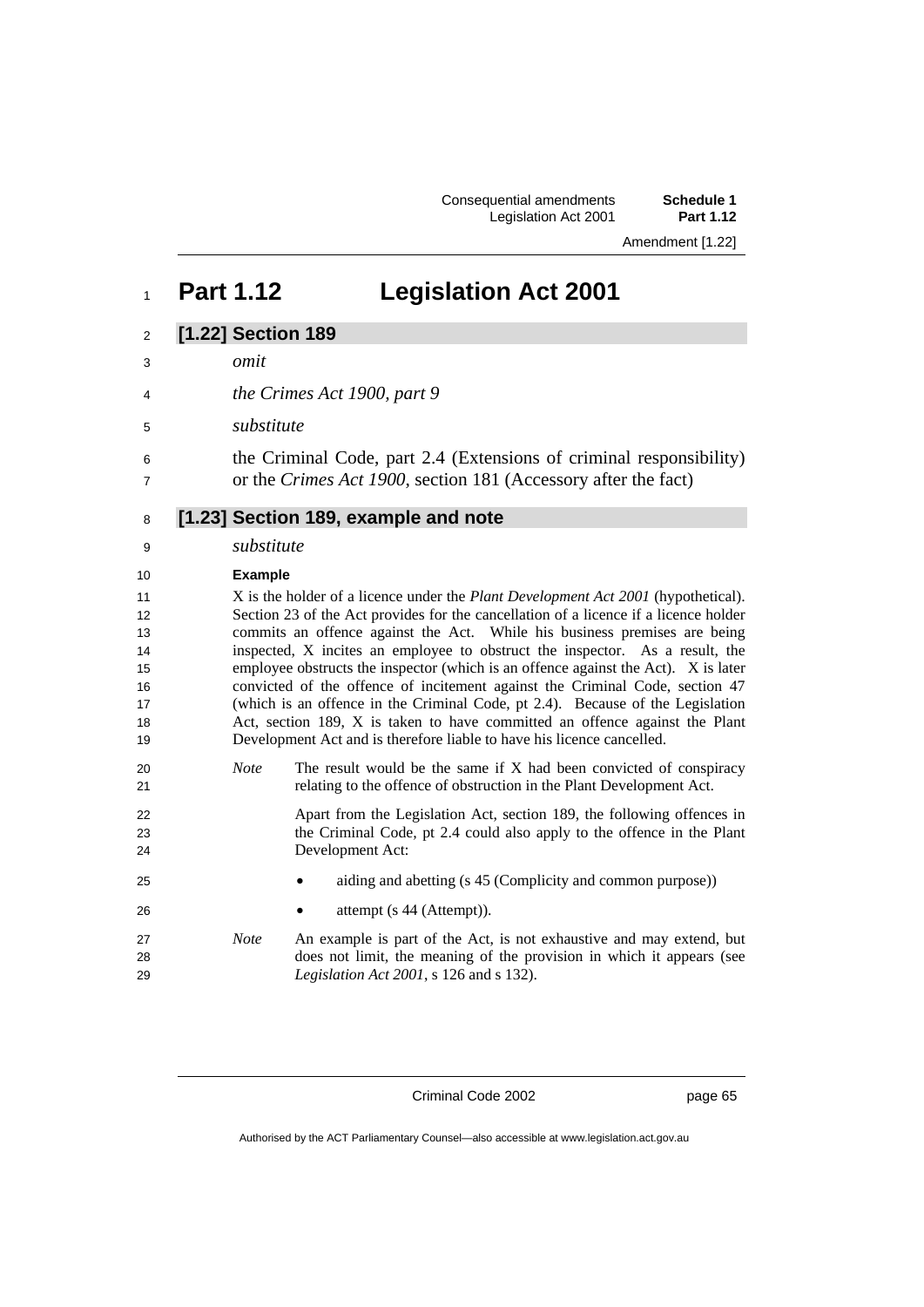# Part 1.12 Legislation Act 2001

## [1.22] Section 189

*omit*

*the Crimes Act 1900, part 9*

*substitute*

the Criminal Code, part 2.4 (Extensions of criminal responsibility) or the *Crimes Act 1900*, section 181 (Accessory after the fact)

## [1.23] Section 189, example and note

*substitute*

**Example**

X is the holder of a licence under the *Plant Development Act 2001* (hypothetical). Section 23 of the Act provides for the cancellation of a licence if a licence holder commits an offence against the Act. While his business premises are being inspected, X incites an employee to obstruct the inspector. As a result, the employee obstructs the inspector (which is an offence against the Act). X is later convicted of the offence of incitement against the Criminal Code, section 47 (which is an offence in the Criminal Code, pt 2.4). Because of the Legislation Act, section 189, X is taken to have committed an offence against the Plant Development Act and is therefore liable to have his licence cancelled.

*Note* The result would be the same if X had been convicted of conspiracy relating to the offence of obstruction in the Plant Development Act.

Apart from the Legislation Act, section 189, the following offences in the Criminal Code, pt 2.4 could also apply to the offence in the Plant Development Act:

- aiding and abetting (s 45 (Complicity and common purpose))
- attempt (s 44 (Attempt)).

*Note* An example is part of the Act, is not exhaustive and may extend, but does not limit, the meaning of the provision in which it appears (see *Legislation Act 2001*, s 126 and s 132).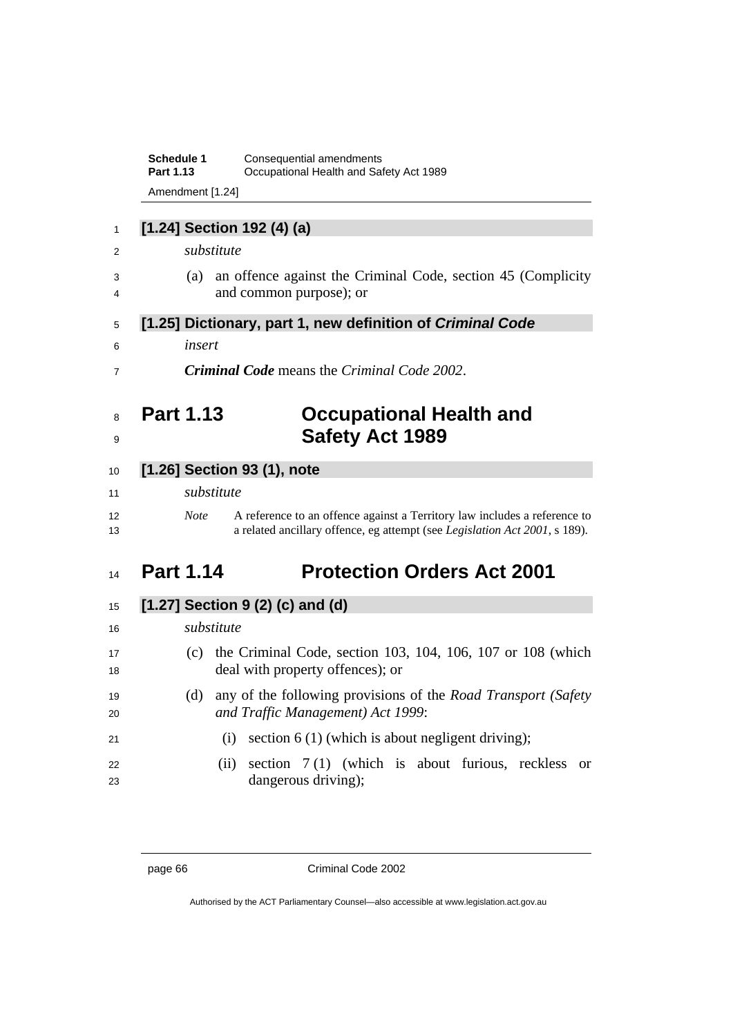### [1.24] Section 192 (4) (a)

*substitute*

(a) an offence against the Criminal Code, section 45 (Complicity and common purpose); or

### [1.25] Dictionary, part 1, new definition of *Criminal Code*

*insert*

***Criminal Code*** means the *Criminal Code 2002*.

## Part 1.13 Occupational Health and Safety Act 1989

### [1.26] Section 93 (1), note

*substitute*

*Note* A reference to an offence against a Territory law includes a reference to a related ancillary offence, eg attempt (see *Legislation Act 2001*, s 189).

## Part 1.14 Protection Orders Act 2001

### [1.27] Section 9 (2) (c) and (d)

*substitute*

(c) the Criminal Code, section 103, 104, 106, 107 or 108 (which deal with property offences); or

(d) any of the following provisions of the *Road Transport (Safety and Traffic Management) Act 1999*:

(i) section 6 (1) (which is about negligent driving);

(ii) section 7 (1) (which is about furious, reckless or dangerous driving);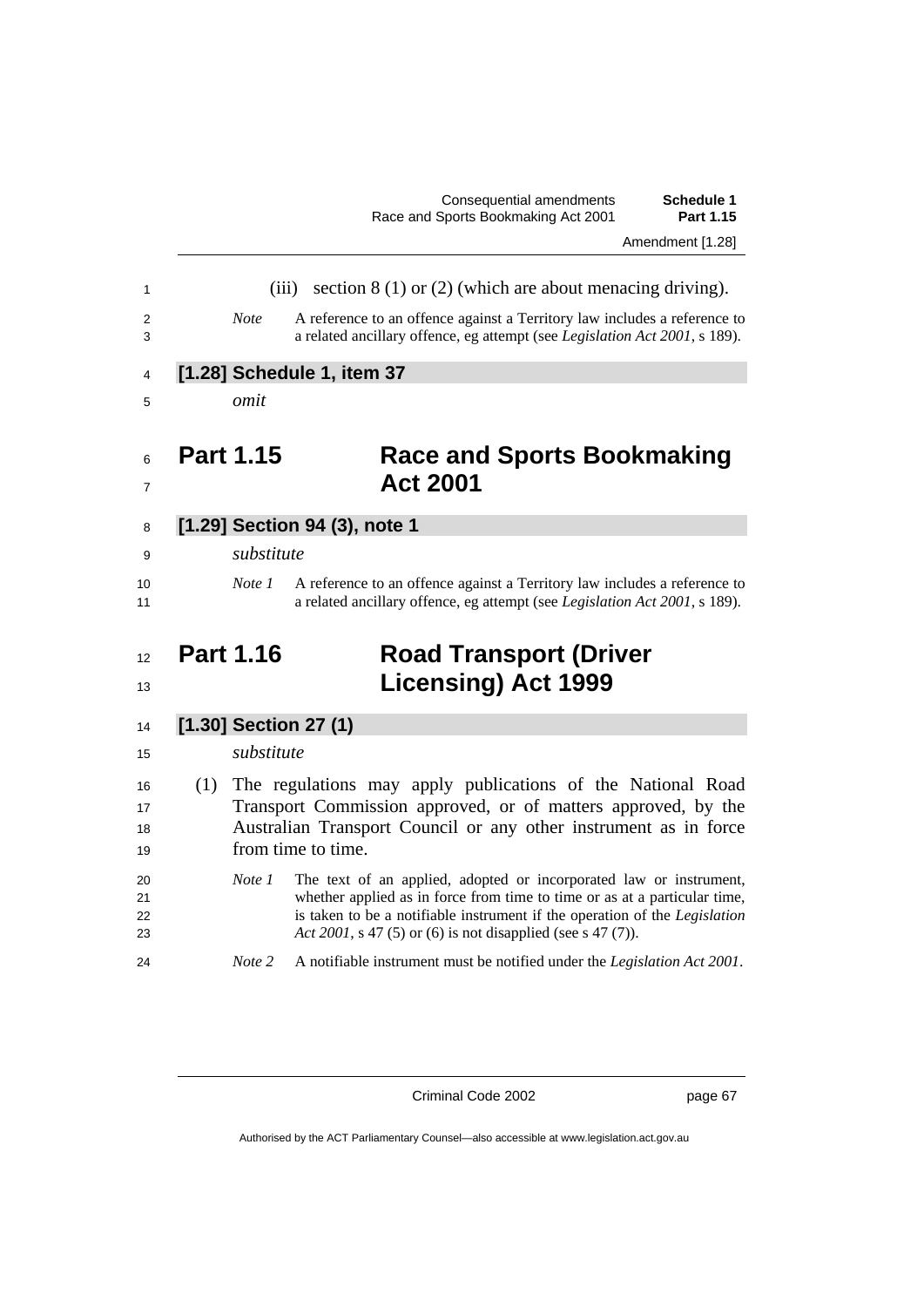(iii) section 8 (1) or (2) (which are about menacing driving).

*Note* A reference to an offence against a Territory law includes a reference to a related ancillary offence, eg attempt (see *Legislation Act 2001*, s 189).

### [1.28] Schedule 1, item 37

*omit*

## Part 1.15 Race and Sports Bookmaking Act 2001

### [1.29] Section 94 (3), note 1

*substitute*

*Note 1* A reference to an offence against a Territory law includes a reference to a related ancillary offence, eg attempt (see *Legislation Act 2001*, s 189).

## Part 1.16 Road Transport (Driver Licensing) Act 1999

### [1.30] Section 27 (1)

*substitute*

(1) The regulations may apply publications of the National Road Transport Commission approved, or of matters approved, by the Australian Transport Council or any other instrument as in force from time to time.

*Note 1* The text of an applied, adopted or incorporated law or instrument, whether applied as in force from time to time or as at a particular time, is taken to be a notifiable instrument if the operation of the *Legislation Act 2001*, s 47 (5) or (6) is not disapplied (see s 47 (7)).

*Note 2* A notifiable instrument must be notified under the *Legislation Act 2001*.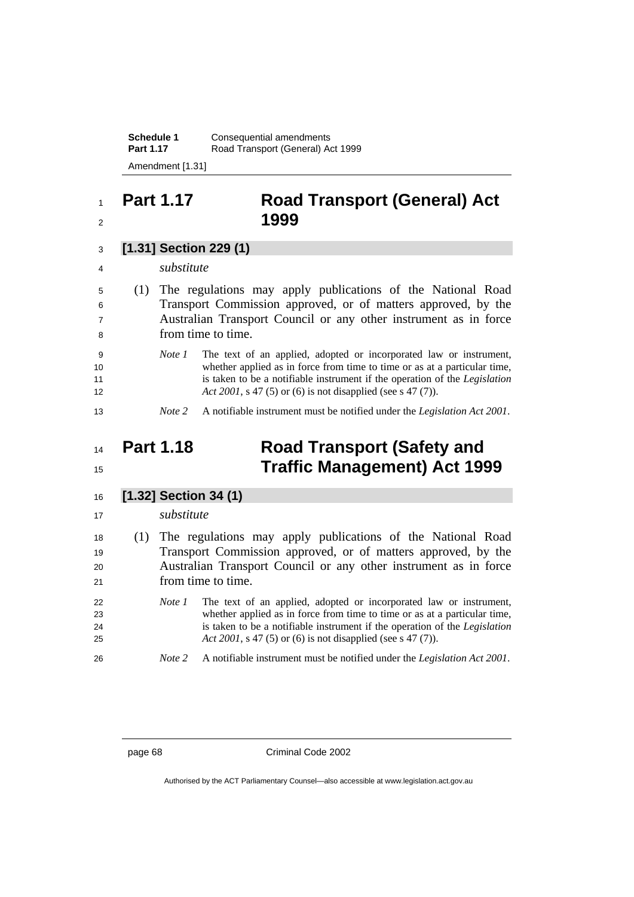## Part 1.17 Road Transport (General) Act 1999

### [1.31] Section 229 (1)

*substitute*

(1) The regulations may apply publications of the National Road Transport Commission approved, or of matters approved, by the Australian Transport Council or any other instrument as in force from time to time.

*Note 1* The text of an applied, adopted or incorporated law or instrument, whether applied as in force from time to time or as at a particular time, is taken to be a notifiable instrument if the operation of the *Legislation Act 2001*, s 47 (5) or (6) is not disapplied (see s 47 (7)).

*Note 2* A notifiable instrument must be notified under the *Legislation Act 2001*.

## Part 1.18 Road Transport (Safety and Traffic Management) Act 1999

### [1.32] Section 34 (1)

*substitute*

(1) The regulations may apply publications of the National Road Transport Commission approved, or of matters approved, by the Australian Transport Council or any other instrument as in force from time to time.

*Note 1* The text of an applied, adopted or incorporated law or instrument, whether applied as in force from time to time or as at a particular time, is taken to be a notifiable instrument if the operation of the *Legislation Act 2001*, s 47 (5) or (6) is not disapplied (see s 47 (7)).

*Note 2* A notifiable instrument must be notified under the *Legislation Act 2001*.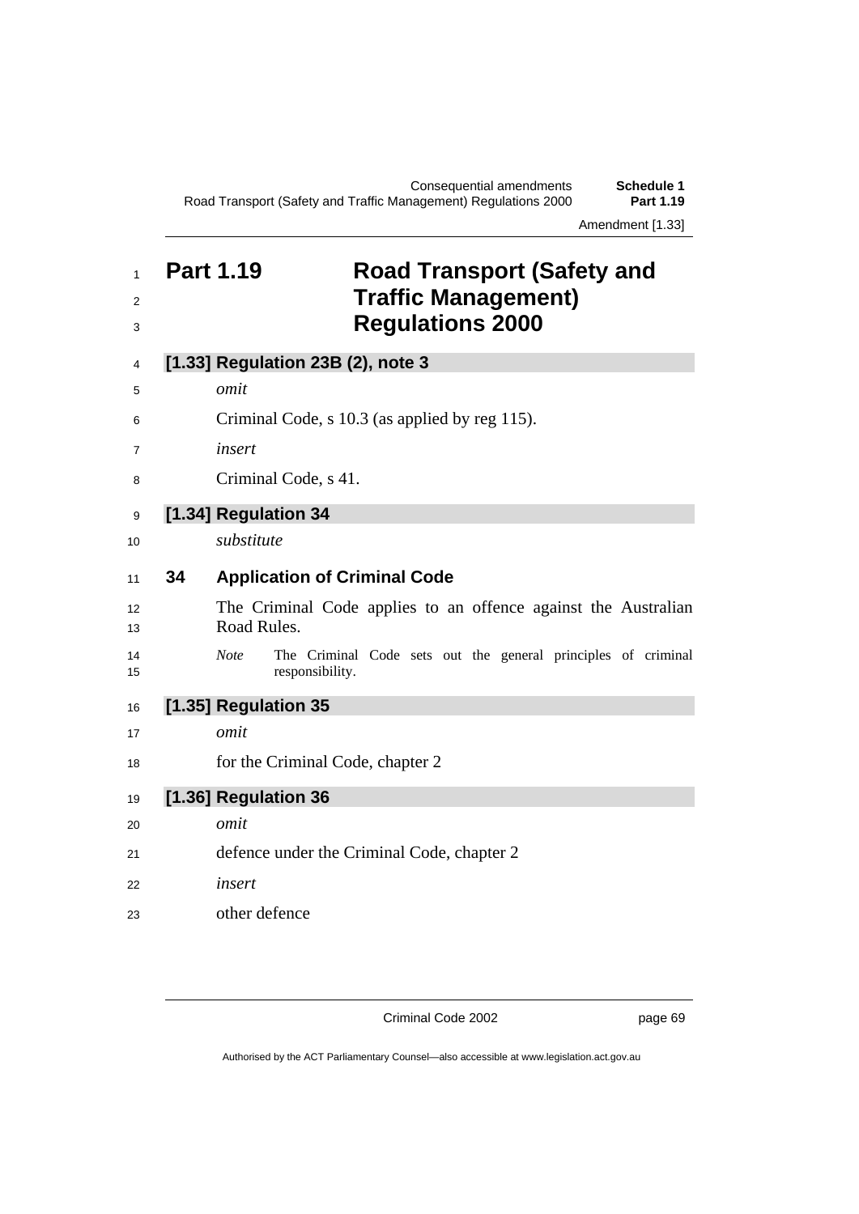## Part 1.19 Road Transport (Safety and Traffic Management) Regulations 2000

### [1.33] Regulation 23B (2), note 3

*omit*

Criminal Code, s 10.3 (as applied by reg 115).

*insert*

Criminal Code, s 41.

### [1.34] Regulation 34

*substitute*

**34 Application of Criminal Code**

The Criminal Code applies to an offence against the Australian Road Rules.

*Note* The Criminal Code sets out the general principles of criminal responsibility.

### [1.35] Regulation 35

*omit*

for the Criminal Code, chapter 2

### [1.36] Regulation 36

*omit*

defence under the Criminal Code, chapter 2

*insert*

other defence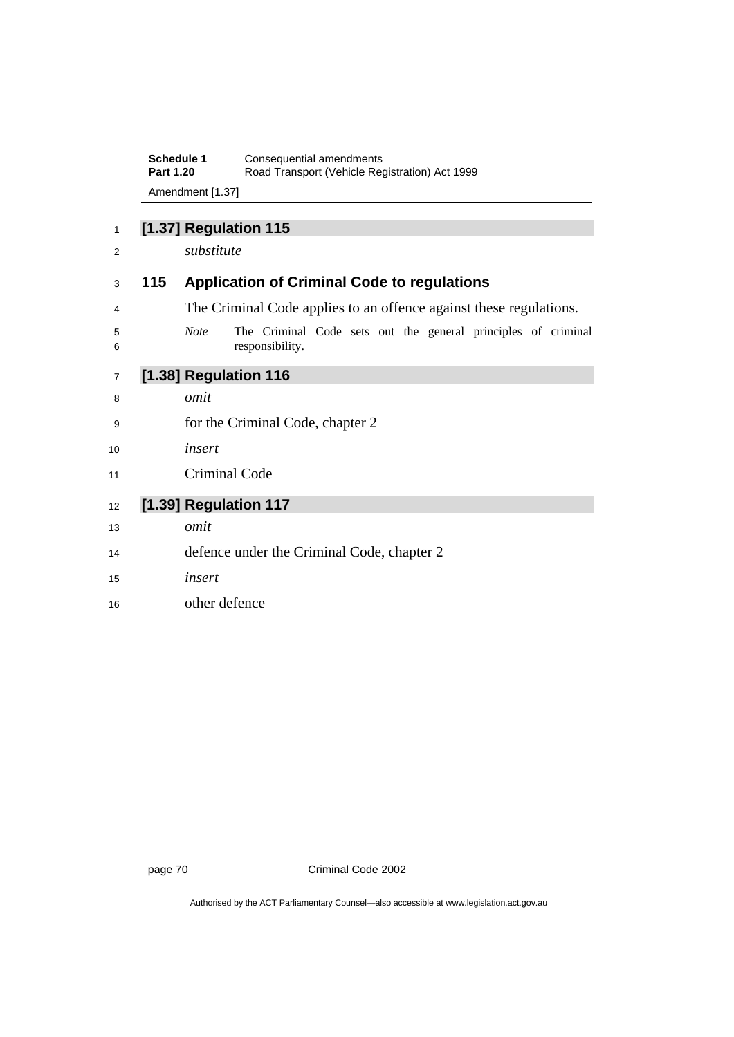**[1.37] Regulation 115**

*substitute*

### 115 Application of Criminal Code to regulations

The Criminal Code applies to an offence against these regulations.

*Note* The Criminal Code sets out the general principles of criminal responsibility.

**[1.38] Regulation 116**

*omit*

for the Criminal Code, chapter 2

*insert*

Criminal Code

**[1.39] Regulation 117**

*omit*

defence under the Criminal Code, chapter 2

*insert*

other defence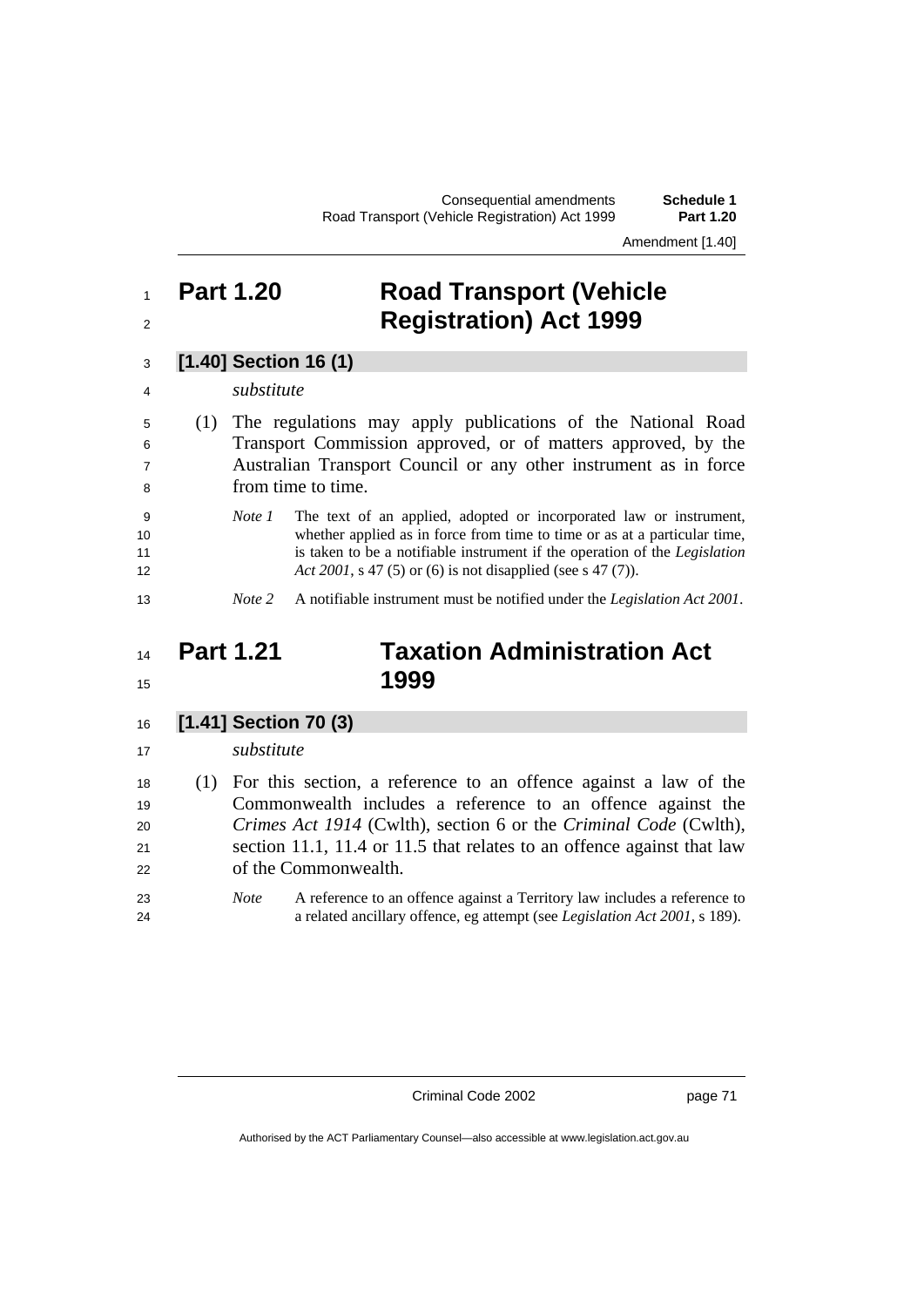# Part 1.20 Road Transport (Vehicle Registration) Act 1999

### [1.40] Section 16 (1)

*substitute*

(1) The regulations may apply publications of the National Road Transport Commission approved, or of matters approved, by the Australian Transport Council or any other instrument as in force from time to time.

*Note 1* The text of an applied, adopted or incorporated law or instrument, whether applied as in force from time to time or as at a particular time, is taken to be a notifiable instrument if the operation of the *Legislation Act 2001*, s 47 (5) or (6) is not disapplied (see s 47 (7)).

*Note 2* A notifiable instrument must be notified under the *Legislation Act 2001*.

# Part 1.21 Taxation Administration Act 1999

### [1.41] Section 70 (3)

*substitute*

(1) For this section, a reference to an offence against a law of the Commonwealth includes a reference to an offence against the *Crimes Act 1914* (Cwlth), section 6 or the *Criminal Code* (Cwlth), section 11.1, 11.4 or 11.5 that relates to an offence against that law of the Commonwealth.

*Note* A reference to an offence against a Territory law includes a reference to a related ancillary offence, eg attempt (see *Legislation Act 2001*, s 189).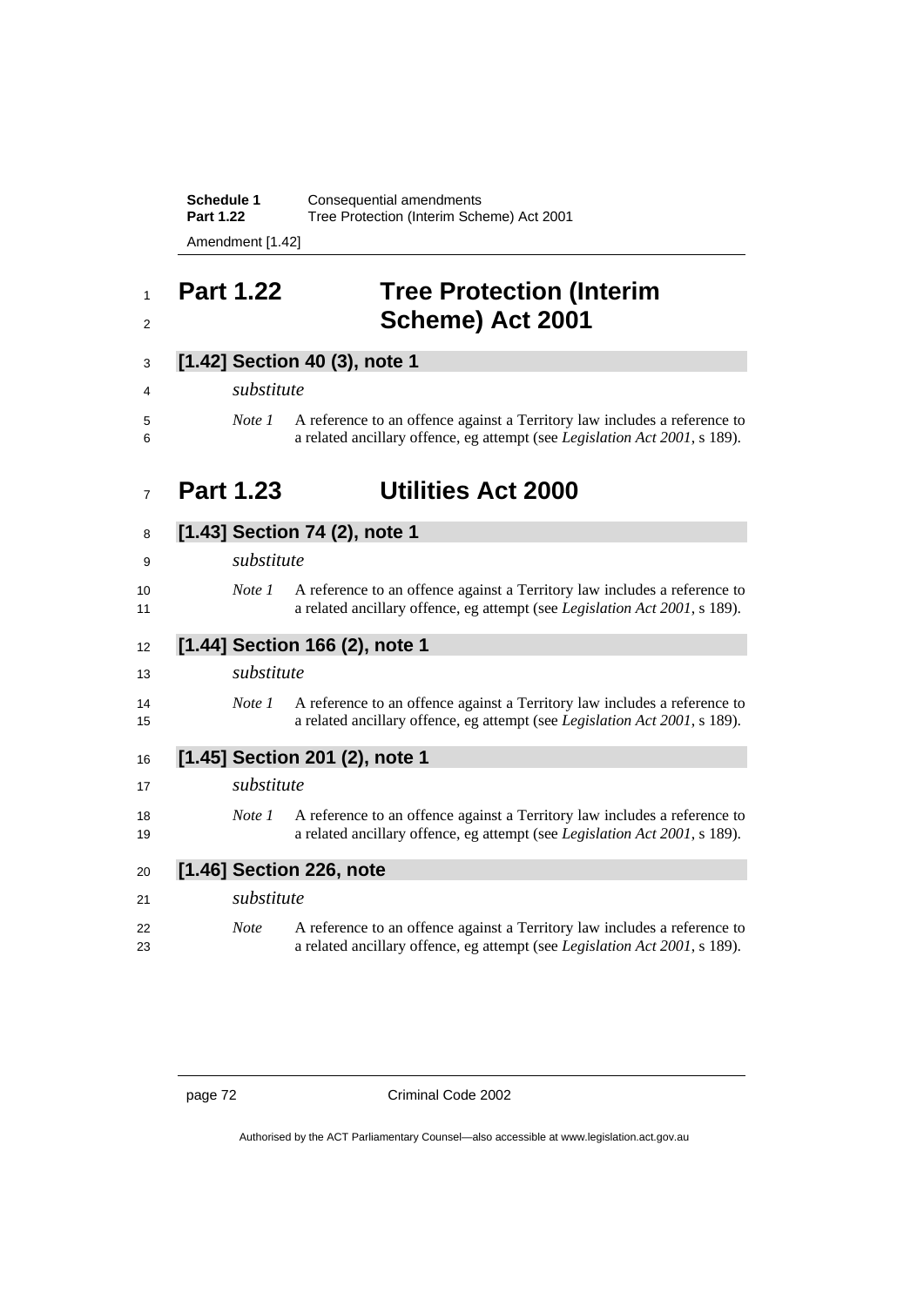# Part 1.22 Tree Protection (Interim Scheme) Act 2001

### [1.42] Section 40 (3), note 1

*substitute*

*Note 1* A reference to an offence against a Territory law includes a reference to a related ancillary offence, eg attempt (see *Legislation Act 2001*, s 189).

# Part 1.23 Utilities Act 2000

### [1.43] Section 74 (2), note 1

*substitute*

*Note 1* A reference to an offence against a Territory law includes a reference to a related ancillary offence, eg attempt (see *Legislation Act 2001*, s 189).

### [1.44] Section 166 (2), note 1

*substitute*

*Note 1* A reference to an offence against a Territory law includes a reference to a related ancillary offence, eg attempt (see *Legislation Act 2001*, s 189).

### [1.45] Section 201 (2), note 1

*substitute*

*Note 1* A reference to an offence against a Territory law includes a reference to a related ancillary offence, eg attempt (see *Legislation Act 2001*, s 189).

### [1.46] Section 226, note

*substitute*

*Note* A reference to an offence against a Territory law includes a reference to a related ancillary offence, eg attempt (see *Legislation Act 2001*, s 189).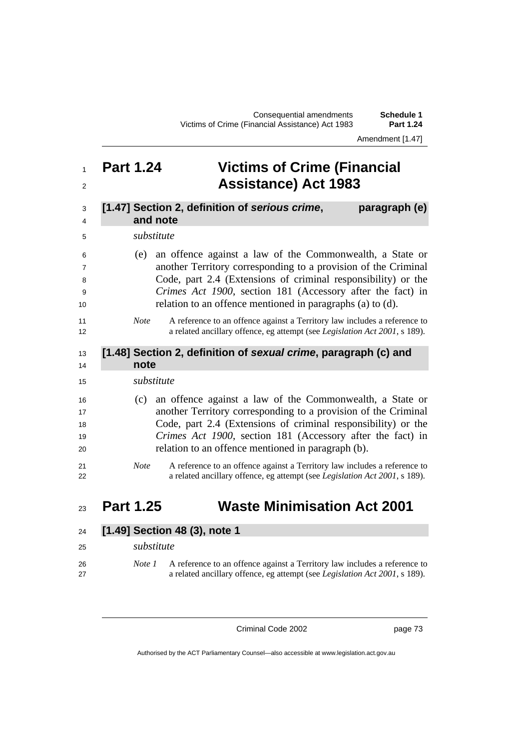# Part 1.24 Victims of Crime (Financial Assistance) Act 1983

## [1.47] Section 2, definition of *serious crime*, paragraph (e) and note

*substitute*

(e) an offence against a law of the Commonwealth, a State or another Territory corresponding to a provision of the Criminal Code, part 2.4 (Extensions of criminal responsibility) or the *Crimes Act 1900*, section 181 (Accessory after the fact) in relation to an offence mentioned in paragraphs (a) to (d).

*Note* A reference to an offence against a Territory law includes a reference to a related ancillary offence, eg attempt (see *Legislation Act 2001*, s 189).

## [1.48] Section 2, definition of *sexual crime*, paragraph (c) and note

*substitute*

(c) an offence against a law of the Commonwealth, a State or another Territory corresponding to a provision of the Criminal Code, part 2.4 (Extensions of criminal responsibility) or the *Crimes Act 1900*, section 181 (Accessory after the fact) in relation to an offence mentioned in paragraph (b).

*Note* A reference to an offence against a Territory law includes a reference to a related ancillary offence, eg attempt (see *Legislation Act 2001*, s 189).

# Part 1.25 Waste Minimisation Act 2001

## [1.49] Section 48 (3), note 1

*substitute*

*Note 1* A reference to an offence against a Territory law includes a reference to a related ancillary offence, eg attempt (see *Legislation Act 2001*, s 189).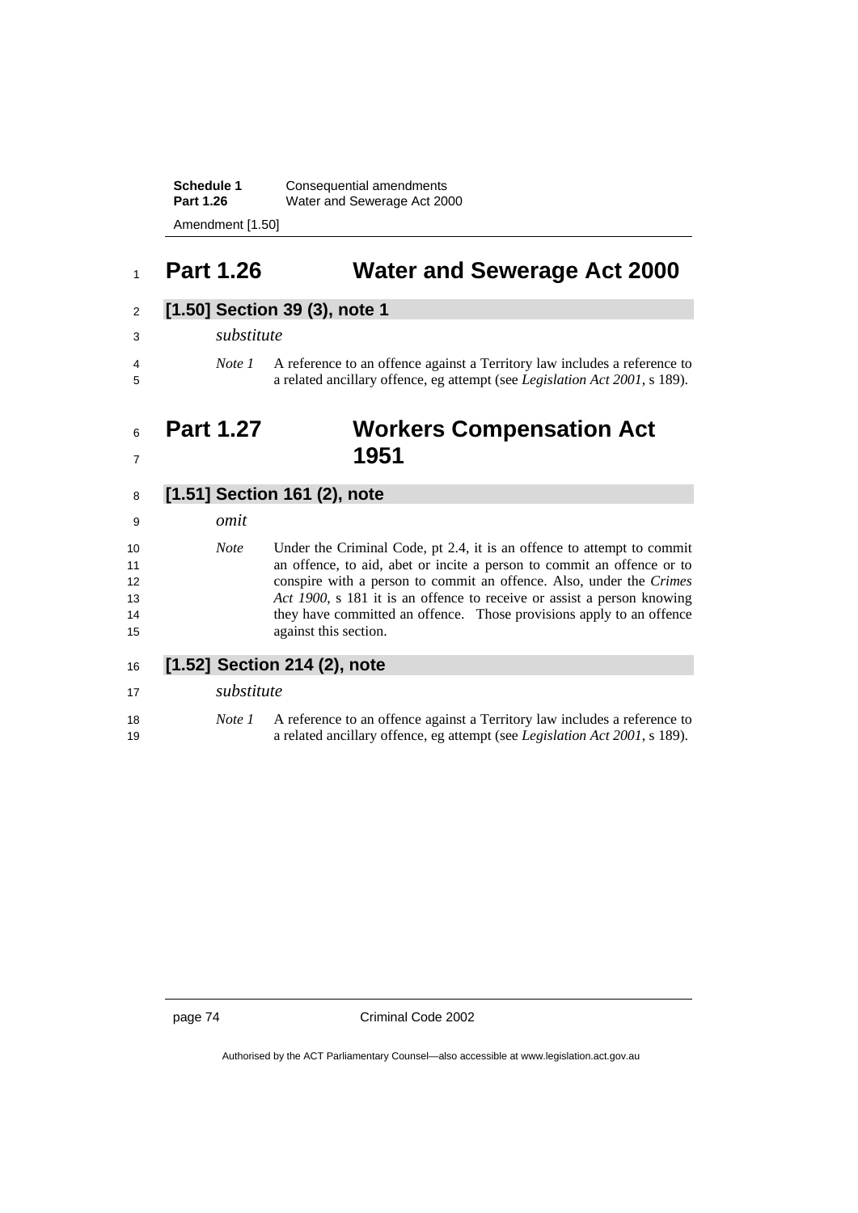## Part 1.26 Water and Sewerage Act 2000

### [1.50] Section 39 (3), note 1

*substitute*

*Note 1* A reference to an offence against a Territory law includes a reference to a related ancillary offence, eg attempt (see *Legislation Act 2001*, s 189).

## Part 1.27 Workers Compensation Act 1951

### [1.51] Section 161 (2), note

*omit*

*Note* Under the Criminal Code, pt 2.4, it is an offence to attempt to commit an offence, to aid, abet or incite a person to commit an offence or to conspire with a person to commit an offence. Also, under the *Crimes Act 1900*, s 181 it is an offence to receive or assist a person knowing they have committed an offence. Those provisions apply to an offence against this section.

### [1.52] Section 214 (2), note

*substitute*

*Note 1* A reference to an offence against a Territory law includes a reference to a related ancillary offence, eg attempt (see *Legislation Act 2001*, s 189).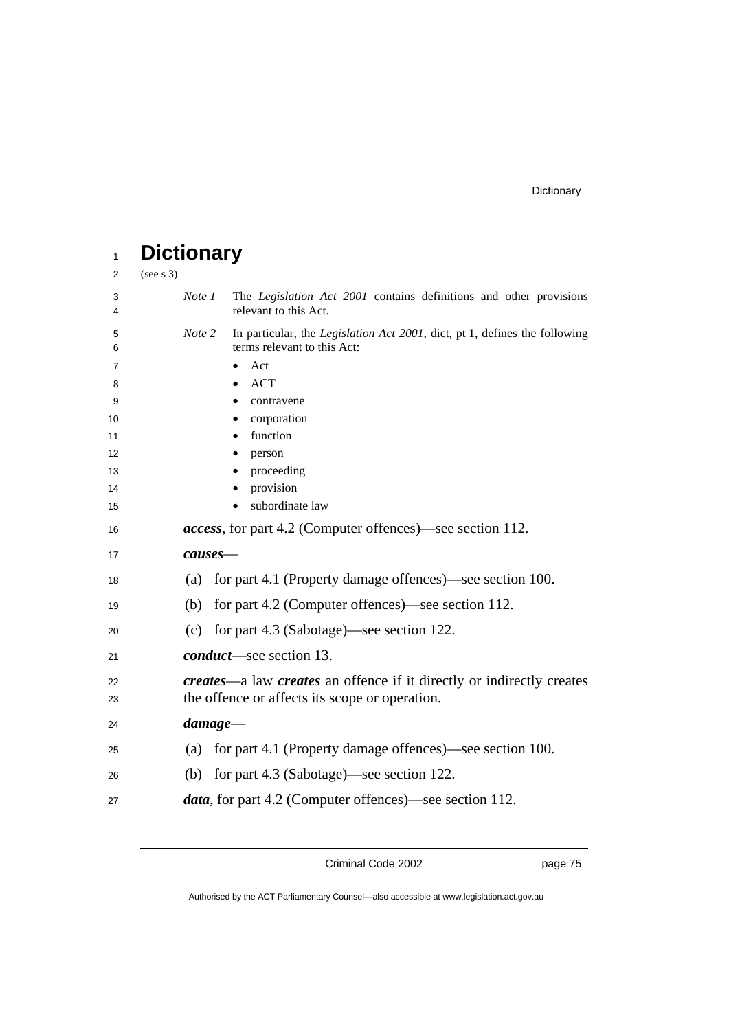# Dictionary

(see s 3)

*Note 1* The *Legislation Act 2001* contains definitions and other provisions relevant to this Act.

*Note 2* In particular, the *Legislation Act 2001*, dict, pt 1, defines the following terms relevant to this Act:

- Act
- ACT
- contravene
- corporation
- function
- person
- proceeding
- provision
- subordinate law

***access***, for part 4.2 (Computer offences)—see section 112.

***causes***—

(a) for part 4.1 (Property damage offences)—see section 100.

(b) for part 4.2 (Computer offences)—see section 112.

(c) for part 4.3 (Sabotage)—see section 122.

***conduct***—see section 13.

***creates***—a law ***creates*** an offence if it directly or indirectly creates the offence or affects its scope or operation.

***damage***—

(a) for part 4.1 (Property damage offences)—see section 100.

(b) for part 4.3 (Sabotage)—see section 122.

***data***, for part 4.2 (Computer offences)—see section 112.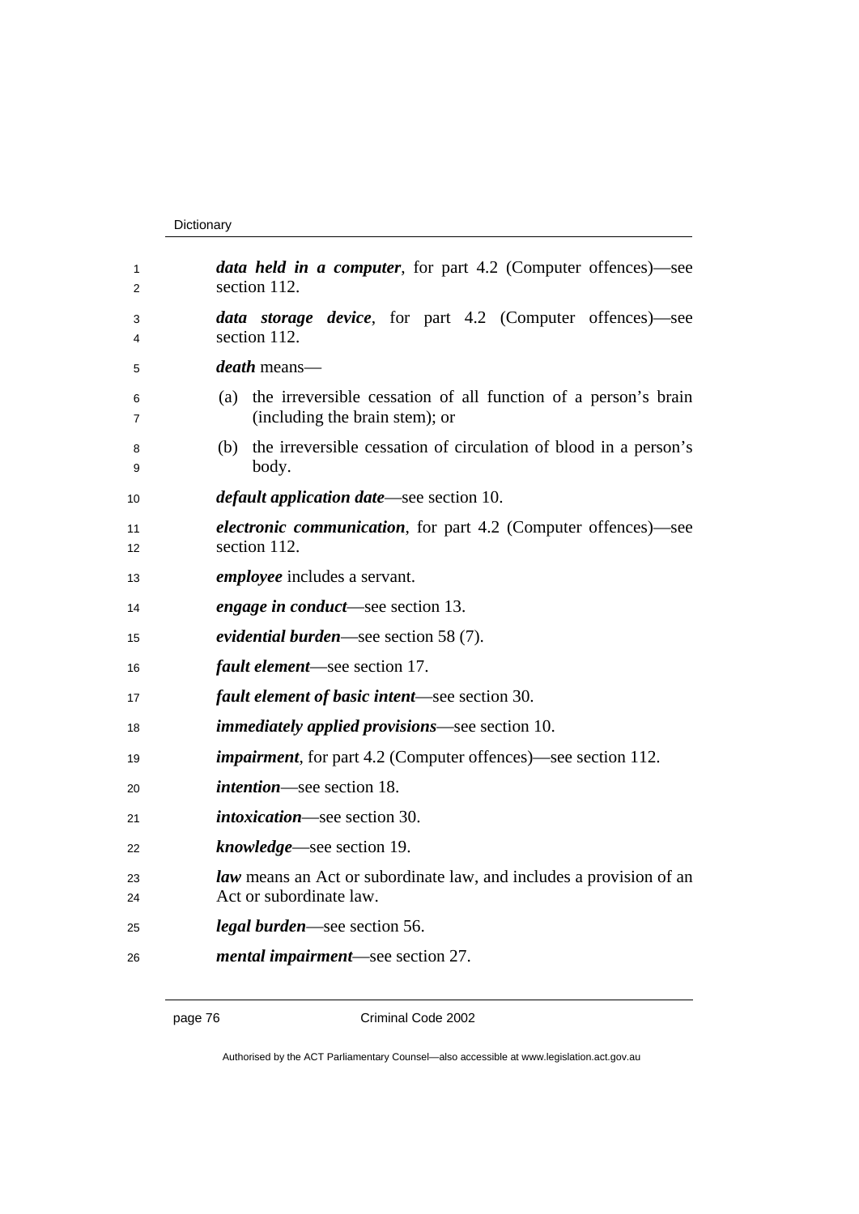***data held in a computer***, for part 4.2 (Computer offences)—see section 112.

***data storage device***, for part 4.2 (Computer offences)—see section 112.

***death*** means—

(a) the irreversible cessation of all function of a person's brain (including the brain stem); or

(b) the irreversible cessation of circulation of blood in a person's body.

***default application date***—see section 10.

***electronic communication***, for part 4.2 (Computer offences)—see section 112.

***employee*** includes a servant.

***engage in conduct***—see section 13.

***evidential burden***—see section 58 (7).

***fault element***—see section 17.

***fault element of basic intent***—see section 30.

***immediately applied provisions***—see section 10.

***impairment***, for part 4.2 (Computer offences)—see section 112.

***intention***—see section 18.

***intoxication***—see section 30.

***knowledge***—see section 19.

***law*** means an Act or subordinate law, and includes a provision of an Act or subordinate law.

***legal burden***—see section 56.

***mental impairment***—see section 27.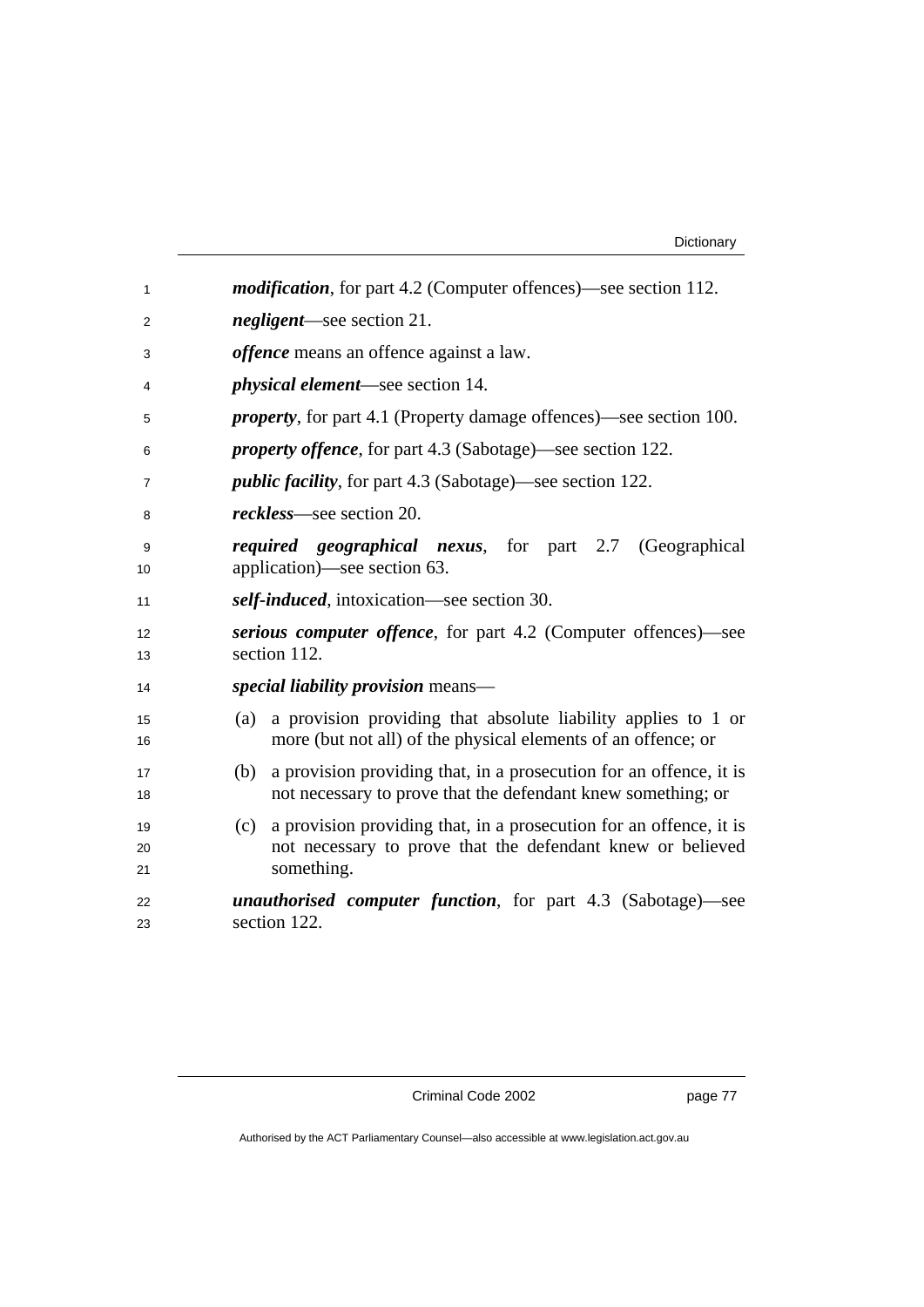***modification***, for part 4.2 (Computer offences)—see section 112.

***negligent***—see section 21.

***offence*** means an offence against a law.

***physical element***—see section 14.

***property***, for part 4.1 (Property damage offences)—see section 100.

***property offence***, for part 4.3 (Sabotage)—see section 122.

***public facility***, for part 4.3 (Sabotage)—see section 122.

***reckless***—see section 20.

***required geographical nexus***, for part 2.7 (Geographical application)—see section 63.

***self-induced***, intoxication—see section 30.

***serious computer offence***, for part 4.2 (Computer offences)—see section 112.

***special liability provision*** means—

(a) a provision providing that absolute liability applies to 1 or more (but not all) of the physical elements of an offence; or

(b) a provision providing that, in a prosecution for an offence, it is not necessary to prove that the defendant knew something; or

(c) a provision providing that, in a prosecution for an offence, it is not necessary to prove that the defendant knew or believed something.

***unauthorised computer function***, for part 4.3 (Sabotage)—see section 122.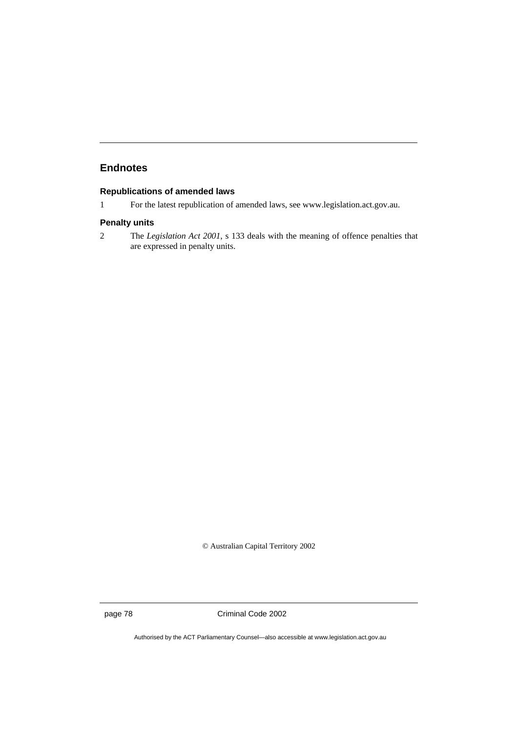## Endnotes

### Republications of amended laws

1 For the latest republication of amended laws, see www.legislation.act.gov.au.

### Penalty units

2 The *Legislation Act 2001*, s 133 deals with the meaning of offence penalties that are expressed in penalty units.

© Australian Capital Territory 2002